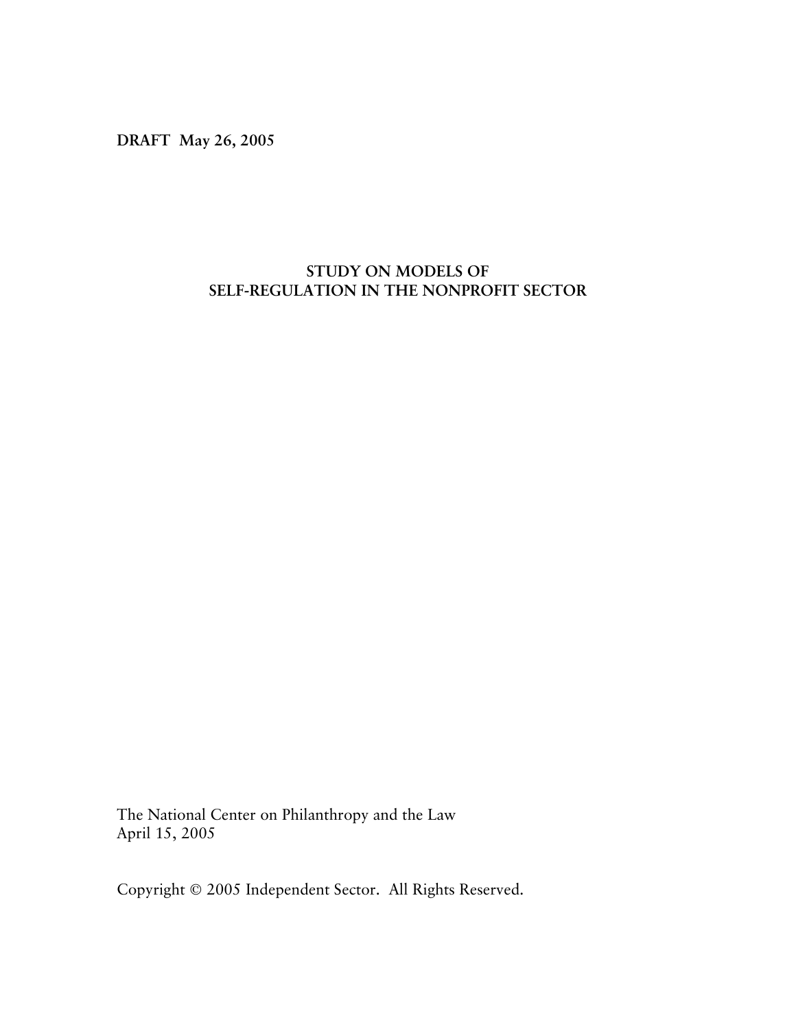**DRAFT May 26, 2005**

# STUDY ON MODELS OF SELF-REGULATION IN THE NONPROFIT SECTOR

The National Center on Philanthropy and the Law
April 15, 2005

Copyright © 2005 Independent Sector. All Rights Reserved.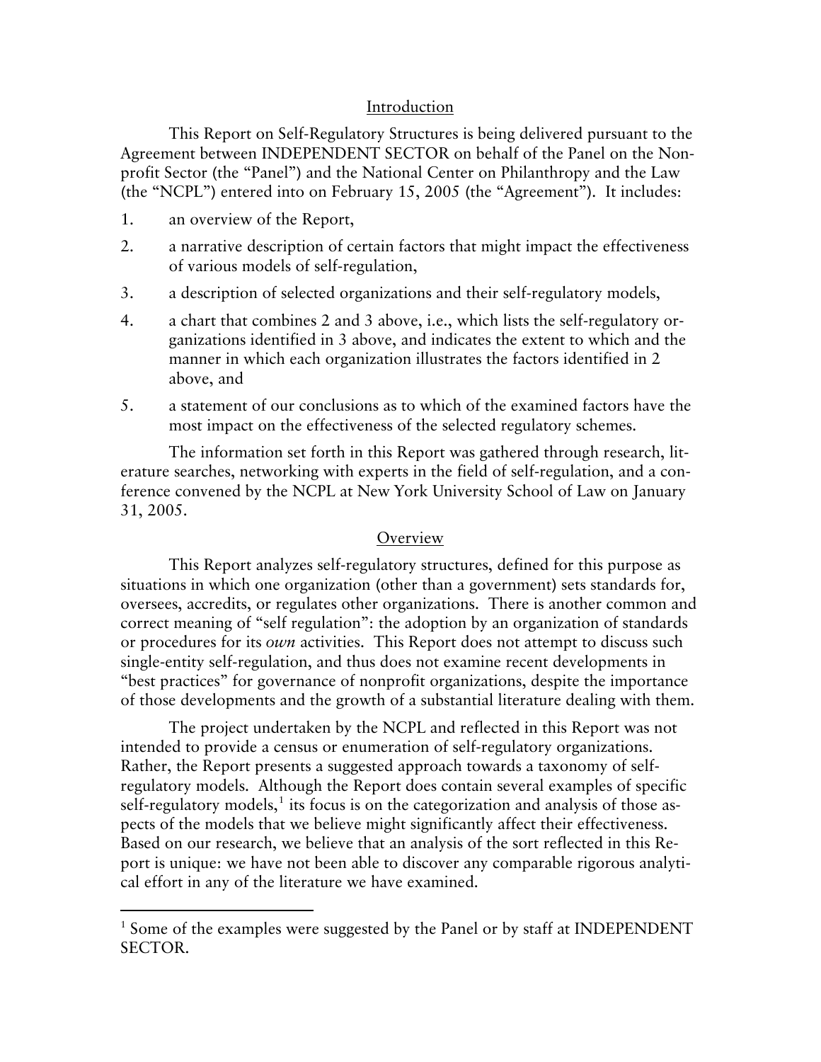## Introduction

This Report on Self-Regulatory Structures is being delivered pursuant to the Agreement between INDEPENDENT SECTOR on behalf of the Panel on the Nonprofit Sector (the "Panel") and the National Center on Philanthropy and the Law (the "NCPL") entered into on February 15, 2005 (the "Agreement"). It includes:

1. an overview of the Report,
2. a narrative description of certain factors that might impact the effectiveness of various models of self-regulation,
3. a description of selected organizations and their self-regulatory models,
4. a chart that combines 2 and 3 above, i.e., which lists the self-regulatory organizations identified in 3 above, and indicates the extent to which and the manner in which each organization illustrates the factors identified in 2 above, and
5. a statement of our conclusions as to which of the examined factors have the most impact on the effectiveness of the selected regulatory schemes.

The information set forth in this Report was gathered through research, literature searches, networking with experts in the field of self-regulation, and a conference convened by the NCPL at New York University School of Law on January 31, 2005.

## Overview

This Report analyzes self-regulatory structures, defined for this purpose as situations in which one organization (other than a government) sets standards for, oversees, accredits, or regulates other organizations. There is another common and correct meaning of "self regulation": the adoption by an organization of standards or procedures for its *own* activities. This Report does not attempt to discuss such single-entity self-regulation, and thus does not examine recent developments in "best practices" for governance of nonprofit organizations, despite the importance of those developments and the growth of a substantial literature dealing with them.

The project undertaken by the NCPL and reflected in this Report was not intended to provide a census or enumeration of self-regulatory organizations. Rather, the Report presents a suggested approach towards a taxonomy of self-regulatory models. Although the Report does contain several examples of specific self-regulatory models,[1] its focus is on the categorization and analysis of those aspects of the models that we believe might significantly affect their effectiveness. Based on our research, we believe that an analysis of the sort reflected in this Report is unique: we have not been able to discover any comparable rigorous analytical effort in any of the literature we have examined.

---

[1] Some of the examples were suggested by the Panel or by staff at INDEPENDENT SECTOR.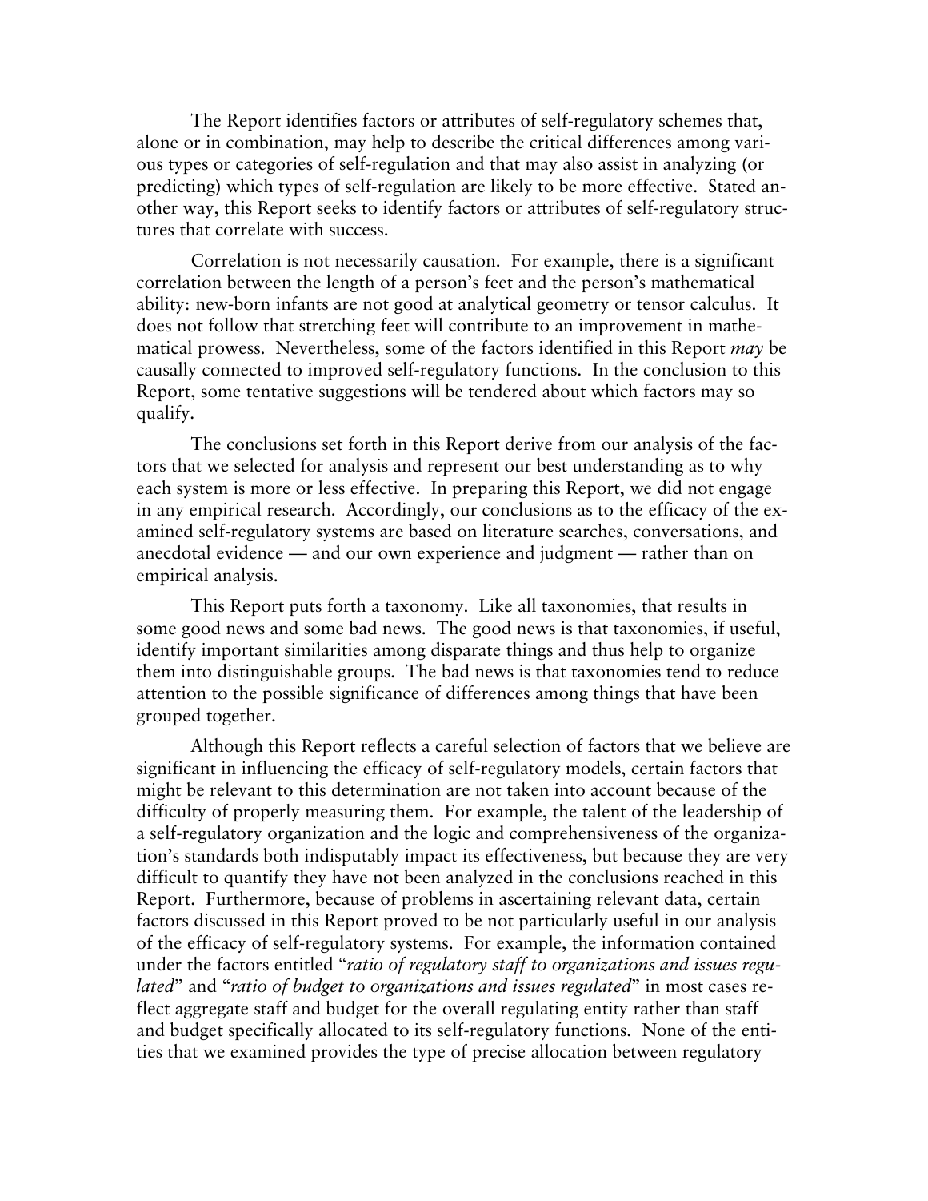The Report identifies factors or attributes of self-regulatory schemes that, alone or in combination, may help to describe the critical differences among various types or categories of self-regulation and that may also assist in analyzing (or predicting) which types of self-regulation are likely to be more effective. Stated another way, this Report seeks to identify factors or attributes of self-regulatory structures that correlate with success.

Correlation is not necessarily causation. For example, there is a significant correlation between the length of a person's feet and the person's mathematical ability: new-born infants are not good at analytical geometry or tensor calculus. It does not follow that stretching feet will contribute to an improvement in mathematical prowess. Nevertheless, some of the factors identified in this Report *may* be causally connected to improved self-regulatory functions. In the conclusion to this Report, some tentative suggestions will be tendered about which factors may so qualify.

The conclusions set forth in this Report derive from our analysis of the factors that we selected for analysis and represent our best understanding as to why each system is more or less effective. In preparing this Report, we did not engage in any empirical research. Accordingly, our conclusions as to the efficacy of the examined self-regulatory systems are based on literature searches, conversations, and anecdotal evidence — and our own experience and judgment — rather than on empirical analysis.

This Report puts forth a taxonomy. Like all taxonomies, that results in some good news and some bad news. The good news is that taxonomies, if useful, identify important similarities among disparate things and thus help to organize them into distinguishable groups. The bad news is that taxonomies tend to reduce attention to the possible significance of differences among things that have been grouped together.

Although this Report reflects a careful selection of factors that we believe are significant in influencing the efficacy of self-regulatory models, certain factors that might be relevant to this determination are not taken into account because of the difficulty of properly measuring them. For example, the talent of the leadership of a self-regulatory organization and the logic and comprehensiveness of the organization's standards both indisputably impact its effectiveness, but because they are very difficult to quantify they have not been analyzed in the conclusions reached in this Report. Furthermore, because of problems in ascertaining relevant data, certain factors discussed in this Report proved to be not particularly useful in our analysis of the efficacy of self-regulatory systems. For example, the information contained under the factors entitled "*ratio of regulatory staff to organizations and issues regulated*" and "*ratio of budget to organizations and issues regulated*" in most cases reflect aggregate staff and budget for the overall regulating entity rather than staff and budget specifically allocated to its self-regulatory functions. None of the entities that we examined provides the type of precise allocation between regulatory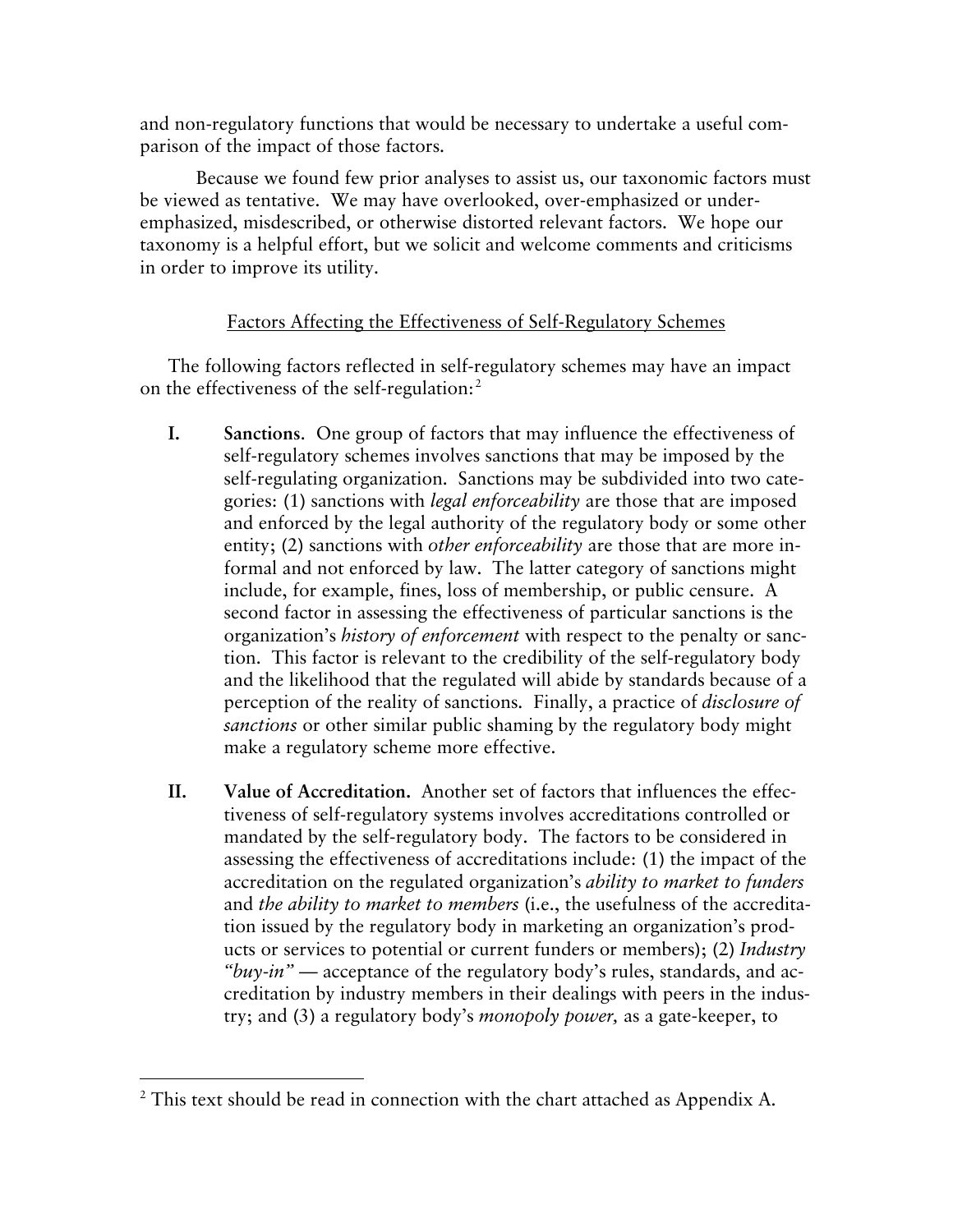and non-regulatory functions that would be necessary to undertake a useful comparison of the impact of those factors.

Because we found few prior analyses to assist us, our taxonomic factors must be viewed as tentative. We may have overlooked, over-emphasized or under-emphasized, misdescribed, or otherwise distorted relevant factors. We hope our taxonomy is a helpful effort, but we solicit and welcome comments and criticisms in order to improve its utility.

## Factors Affecting the Effectiveness of Self-Regulatory Schemes

The following factors reflected in self-regulatory schemes may have an impact on the effectiveness of the self-regulation:[2]

**I. Sanctions**. One group of factors that may influence the effectiveness of self-regulatory schemes involves sanctions that may be imposed by the self-regulating organization. Sanctions may be subdivided into two categories: (1) sanctions with *legal enforceability* are those that are imposed and enforced by the legal authority of the regulatory body or some other entity; (2) sanctions with *other enforceability* are those that are more informal and not enforced by law. The latter category of sanctions might include, for example, fines, loss of membership, or public censure. A second factor in assessing the effectiveness of particular sanctions is the organization's *history of enforcement* with respect to the penalty or sanction. This factor is relevant to the credibility of the self-regulatory body and the likelihood that the regulated will abide by standards because of a perception of the reality of sanctions. Finally, a practice of *disclosure of sanctions* or other similar public shaming by the regulatory body might make a regulatory scheme more effective.

**II. Value of Accreditation.** Another set of factors that influences the effectiveness of self-regulatory systems involves accreditations controlled or mandated by the self-regulatory body. The factors to be considered in assessing the effectiveness of accreditations include: (1) the impact of the accreditation on the regulated organization's *ability to market to funders* and *the ability to market to members* (i.e., the usefulness of the accreditation issued by the regulatory body in marketing an organization's products or services to potential or current funders or members); (2) *Industry "buy-in"* — acceptance of the regulatory body's rules, standards, and accreditation by industry members in their dealings with peers in the industry; and (3) a regulatory body's *monopoly power,* as a gate-keeper, to

[2] This text should be read in connection with the chart attached as Appendix A.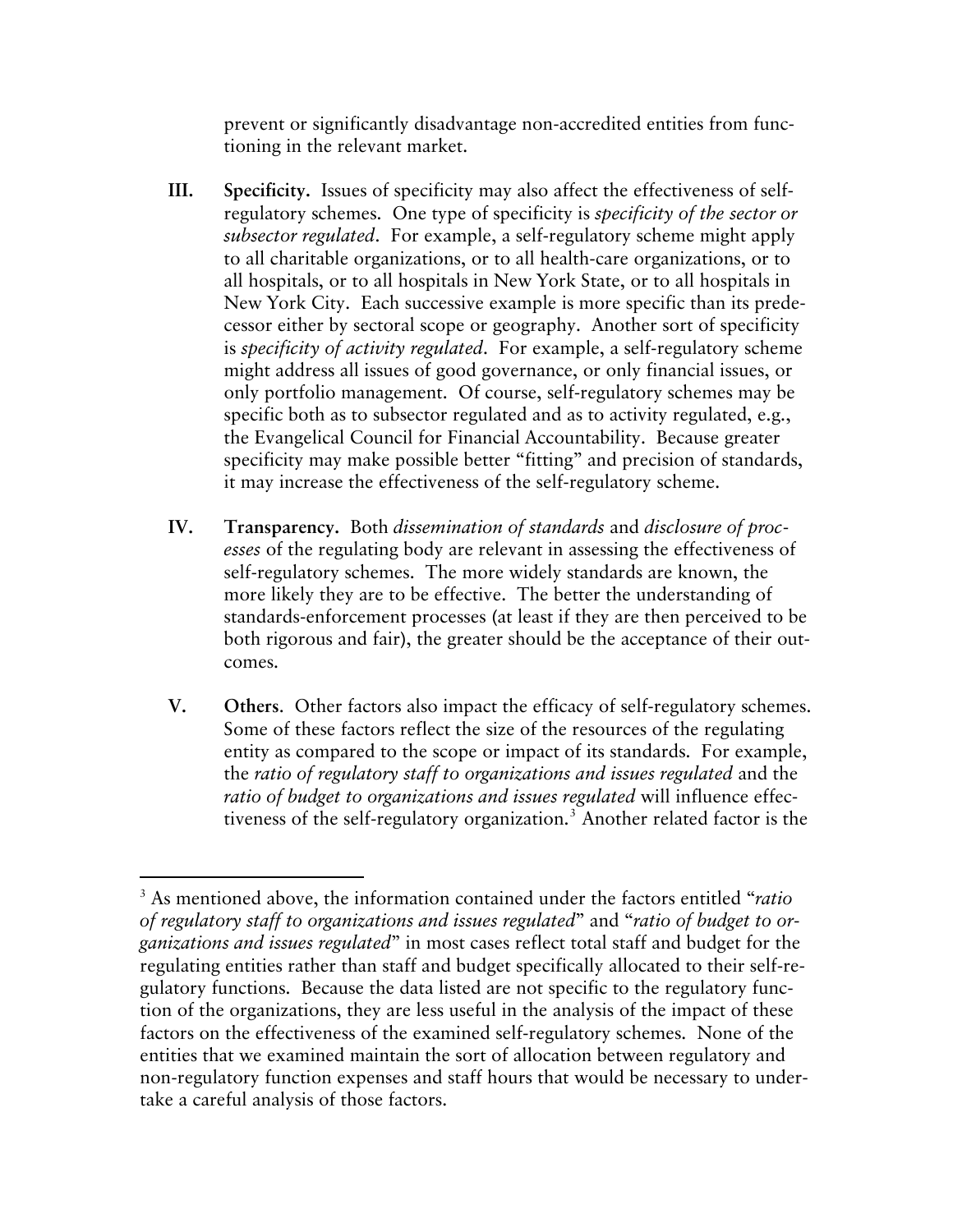prevent or significantly disadvantage non-accredited entities from functioning in the relevant market.

III. **Specificity.** Issues of specificity may also affect the effectiveness of self-regulatory schemes. One type of specificity is *specificity of the sector or subsector regulated*. For example, a self-regulatory scheme might apply to all charitable organizations, or to all health-care organizations, or to all hospitals, or to all hospitals in New York State, or to all hospitals in New York City. Each successive example is more specific than its predecessor either by sectoral scope or geography. Another sort of specificity is *specificity of activity regulated*. For example, a self-regulatory scheme might address all issues of good governance, or only financial issues, or only portfolio management. Of course, self-regulatory schemes may be specific both as to subsector regulated and as to activity regulated, e.g., the Evangelical Council for Financial Accountability. Because greater specificity may make possible better "fitting" and precision of standards, it may increase the effectiveness of the self-regulatory scheme.

IV. **Transparency.** Both *dissemination of standards* and *disclosure of processes* of the regulating body are relevant in assessing the effectiveness of self-regulatory schemes. The more widely standards are known, the more likely they are to be effective. The better the understanding of standards-enforcement processes (at least if they are then perceived to be both rigorous and fair), the greater should be the acceptance of their outcomes.

V. **Others**. Other factors also impact the efficacy of self-regulatory schemes. Some of these factors reflect the size of the resources of the regulating entity as compared to the scope or impact of its standards. For example, the *ratio of regulatory staff to organizations and issues regulated* and the *ratio of budget to organizations and issues regulated* will influence effectiveness of the self-regulatory organization.[3] Another related factor is the

---

[3] As mentioned above, the information contained under the factors entitled "*ratio of regulatory staff to organizations and issues regulated*" and "*ratio of budget to organizations and issues regulated*" in most cases reflect total staff and budget for the regulating entities rather than staff and budget specifically allocated to their self-regulatory functions. Because the data listed are not specific to the regulatory function of the organizations, they are less useful in the analysis of the impact of these factors on the effectiveness of the examined self-regulatory schemes. None of the entities that we examined maintain the sort of allocation between regulatory and non-regulatory function expenses and staff hours that would be necessary to undertake a careful analysis of those factors.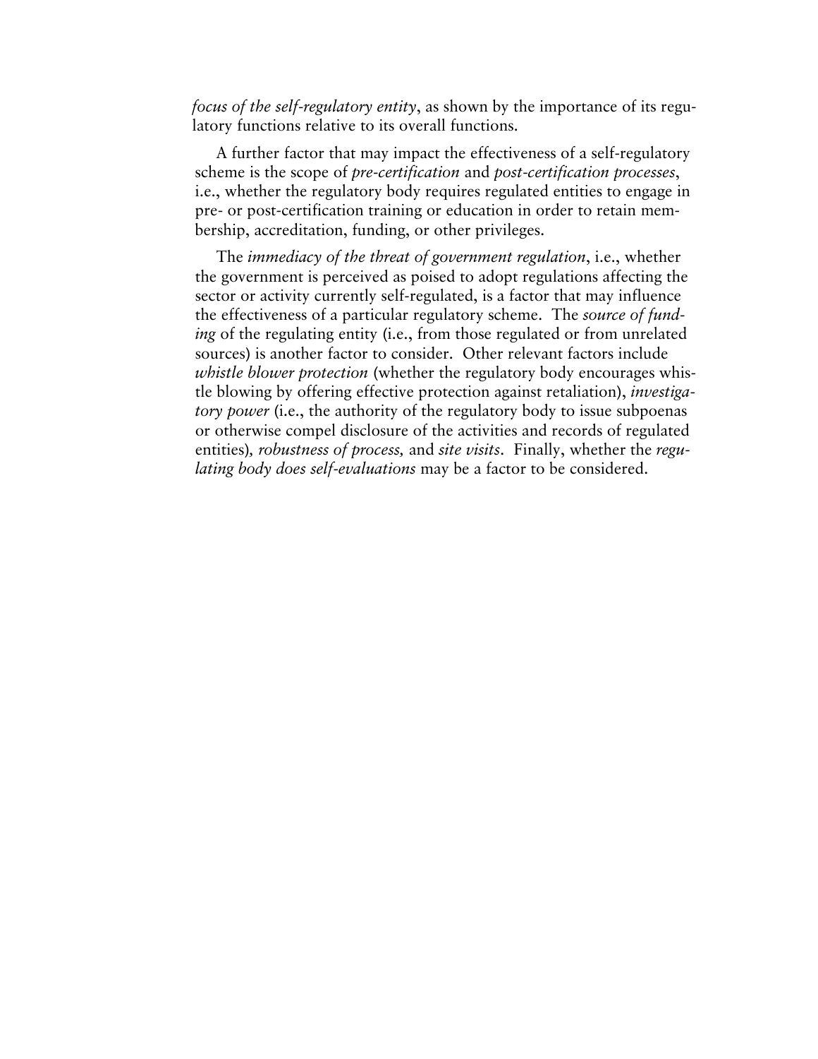*focus of the self-regulatory entity*, as shown by the importance of its regulatory functions relative to its overall functions.

A further factor that may impact the effectiveness of a self-regulatory scheme is the scope of *pre-certification* and *post-certification processes*, i.e., whether the regulatory body requires regulated entities to engage in pre- or post-certification training or education in order to retain membership, accreditation, funding, or other privileges.

The *immediacy of the threat of government regulation*, i.e., whether the government is perceived as poised to adopt regulations affecting the sector or activity currently self-regulated, is a factor that may influence the effectiveness of a particular regulatory scheme. The *source of funding* of the regulating entity (i.e., from those regulated or from unrelated sources) is another factor to consider. Other relevant factors include *whistle blower protection* (whether the regulatory body encourages whistle blowing by offering effective protection against retaliation), *investigatory power* (i.e., the authority of the regulatory body to issue subpoenas or otherwise compel disclosure of the activities and records of regulated entities), *robustness of process,* and *site visits*. Finally, whether the *regulating body does self-evaluations* may be a factor to be considered.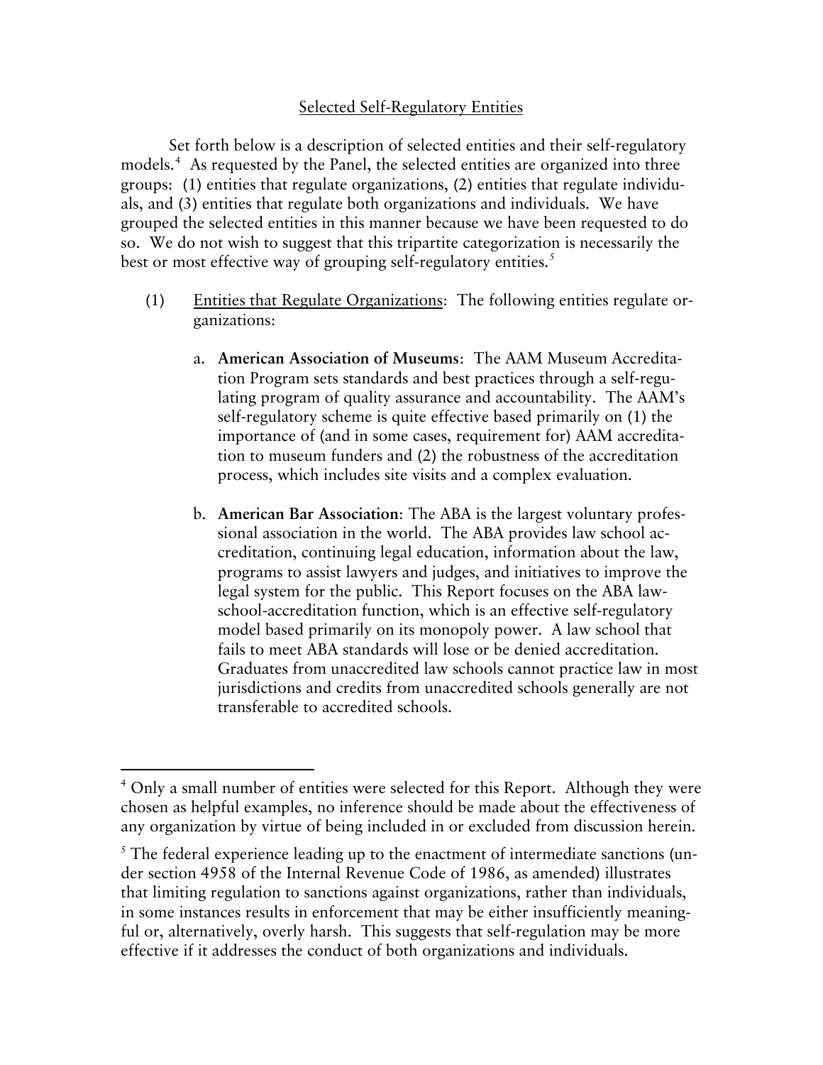## Selected Self-Regulatory Entities

Set forth below is a description of selected entities and their self-regulatory models.[4] As requested by the Panel, the selected entities are organized into three groups: (1) entities that regulate organizations, (2) entities that regulate individuals, and (3) entities that regulate both organizations and individuals. We have grouped the selected entities in this manner because we have been requested to do so. We do not wish to suggest that this tripartite categorization is necessarily the best or most effective way of grouping self-regulatory entities.[5]

(1) Entities that Regulate Organizations: The following entities regulate organizations:

a. **American Association of Museums**: The AAM Museum Accreditation Program sets standards and best practices through a self-regulating program of quality assurance and accountability. The AAM's self-regulatory scheme is quite effective based primarily on (1) the importance of (and in some cases, requirement for) AAM accreditation to museum funders and (2) the robustness of the accreditation process, which includes site visits and a complex evaluation.

b. **American Bar Association**: The ABA is the largest voluntary professional association in the world. The ABA provides law school accreditation, continuing legal education, information about the law, programs to assist lawyers and judges, and initiatives to improve the legal system for the public. This Report focuses on the ABA law-school-accreditation function, which is an effective self-regulatory model based primarily on its monopoly power. A law school that fails to meet ABA standards will lose or be denied accreditation. Graduates from unaccredited law schools cannot practice law in most jurisdictions and credits from unaccredited schools generally are not transferable to accredited schools.

---

[4] Only a small number of entities were selected for this Report. Although they were chosen as helpful examples, no inference should be made about the effectiveness of any organization by virtue of being included in or excluded from discussion herein.

[5] The federal experience leading up to the enactment of intermediate sanctions (under section 4958 of the Internal Revenue Code of 1986, as amended) illustrates that limiting regulation to sanctions against organizations, rather than individuals, in some instances results in enforcement that may be either insufficiently meaningful or, alternatively, overly harsh. This suggests that self-regulation may be more effective if it addresses the conduct of both organizations and individuals.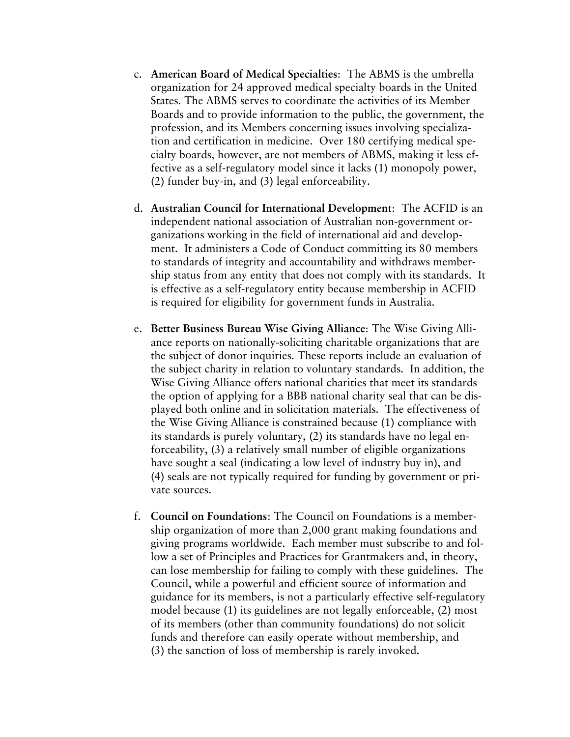c. **American Board of Medical Specialties**: The ABMS is the umbrella organization for 24 approved medical specialty boards in the United States. The ABMS serves to coordinate the activities of its Member Boards and to provide information to the public, the government, the profession, and its Members concerning issues involving specialization and certification in medicine. Over 180 certifying medical specialty boards, however, are not members of ABMS, making it less effective as a self-regulatory model since it lacks (1) monopoly power, (2) funder buy-in, and (3) legal enforceability.

d. **Australian Council for International Development**: The ACFID is an independent national association of Australian non-government organizations working in the field of international aid and development. It administers a Code of Conduct committing its 80 members to standards of integrity and accountability and withdraws membership status from any entity that does not comply with its standards. It is effective as a self-regulatory entity because membership in ACFID is required for eligibility for government funds in Australia.

e. **Better Business Bureau Wise Giving Alliance**: The Wise Giving Alliance reports on nationally-soliciting charitable organizations that are the subject of donor inquiries. These reports include an evaluation of the subject charity in relation to voluntary standards. In addition, the Wise Giving Alliance offers national charities that meet its standards the option of applying for a BBB national charity seal that can be displayed both online and in solicitation materials. The effectiveness of the Wise Giving Alliance is constrained because (1) compliance with its standards is purely voluntary, (2) its standards have no legal enforceability, (3) a relatively small number of eligible organizations have sought a seal (indicating a low level of industry buy in), and (4) seals are not typically required for funding by government or private sources.

f. **Council on Foundations**: The Council on Foundations is a membership organization of more than 2,000 grant making foundations and giving programs worldwide. Each member must subscribe to and follow a set of Principles and Practices for Grantmakers and, in theory, can lose membership for failing to comply with these guidelines. The Council, while a powerful and efficient source of information and guidance for its members, is not a particularly effective self-regulatory model because (1) its guidelines are not legally enforceable, (2) most of its members (other than community foundations) do not solicit funds and therefore can easily operate without membership, and (3) the sanction of loss of membership is rarely invoked.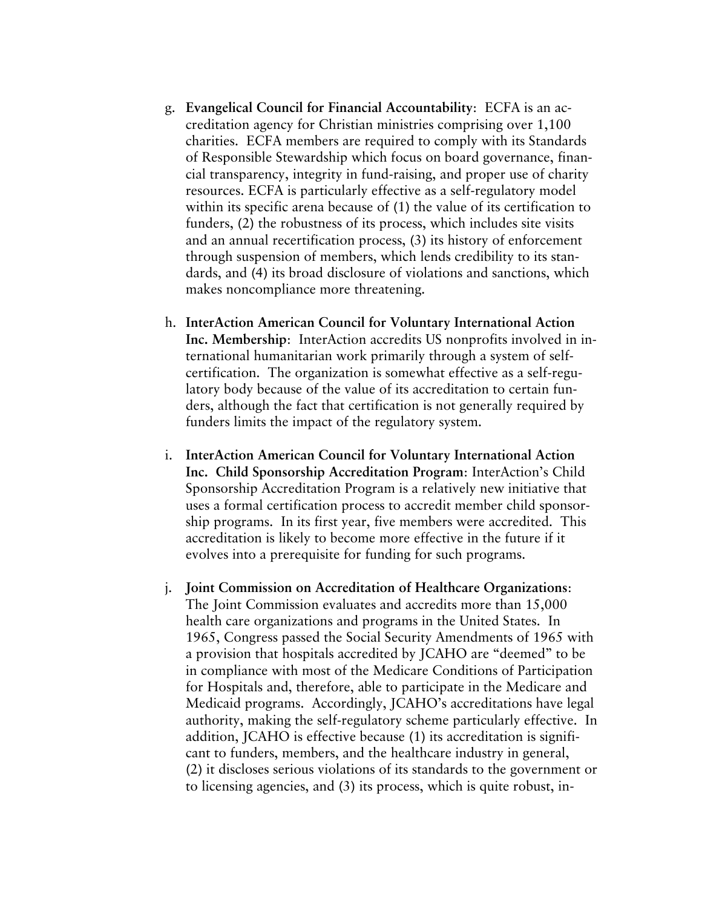g. **Evangelical Council for Financial Accountability**: ECFA is an accreditation agency for Christian ministries comprising over 1,100 charities. ECFA members are required to comply with its Standards of Responsible Stewardship which focus on board governance, financial transparency, integrity in fund-raising, and proper use of charity resources. ECFA is particularly effective as a self-regulatory model within its specific arena because of (1) the value of its certification to funders, (2) the robustness of its process, which includes site visits and an annual recertification process, (3) its history of enforcement through suspension of members, which lends credibility to its standards, and (4) its broad disclosure of violations and sanctions, which makes noncompliance more threatening.

h. **InterAction American Council for Voluntary International Action Inc. Membership**: InterAction accredits US nonprofits involved in international humanitarian work primarily through a system of self-certification. The organization is somewhat effective as a self-regulatory body because of the value of its accreditation to certain funders, although the fact that certification is not generally required by funders limits the impact of the regulatory system.

i. **InterAction American Council for Voluntary International Action Inc. Child Sponsorship Accreditation Program**: InterAction's Child Sponsorship Accreditation Program is a relatively new initiative that uses a formal certification process to accredit member child sponsorship programs. In its first year, five members were accredited. This accreditation is likely to become more effective in the future if it evolves into a prerequisite for funding for such programs.

j. **Joint Commission on Accreditation of Healthcare Organizations**: The Joint Commission evaluates and accredits more than 15,000 health care organizations and programs in the United States. In 1965, Congress passed the Social Security Amendments of 1965 with a provision that hospitals accredited by JCAHO are "deemed" to be in compliance with most of the Medicare Conditions of Participation for Hospitals and, therefore, able to participate in the Medicare and Medicaid programs. Accordingly, JCAHO's accreditations have legal authority, making the self-regulatory scheme particularly effective. In addition, JCAHO is effective because (1) its accreditation is significant to funders, members, and the healthcare industry in general, (2) it discloses serious violations of its standards to the government or to licensing agencies, and (3) its process, which is quite robust, in-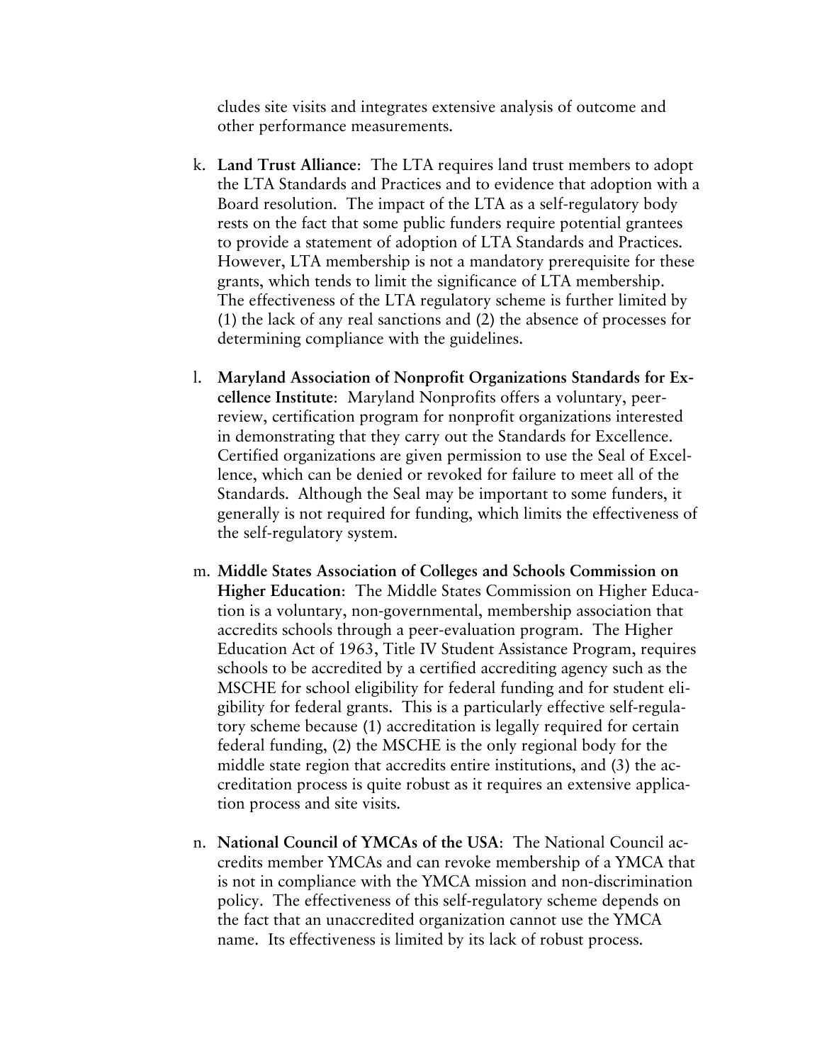cludes site visits and integrates extensive analysis of outcome and other performance measurements.

k. **Land Trust Alliance**: The LTA requires land trust members to adopt the LTA Standards and Practices and to evidence that adoption with a Board resolution. The impact of the LTA as a self-regulatory body rests on the fact that some public funders require potential grantees to provide a statement of adoption of LTA Standards and Practices. However, LTA membership is not a mandatory prerequisite for these grants, which tends to limit the significance of LTA membership. The effectiveness of the LTA regulatory scheme is further limited by (1) the lack of any real sanctions and (2) the absence of processes for determining compliance with the guidelines.

l. **Maryland Association of Nonprofit Organizations Standards for Excellence Institute**: Maryland Nonprofits offers a voluntary, peer-review, certification program for nonprofit organizations interested in demonstrating that they carry out the Standards for Excellence. Certified organizations are given permission to use the Seal of Excellence, which can be denied or revoked for failure to meet all of the Standards. Although the Seal may be important to some funders, it generally is not required for funding, which limits the effectiveness of the self-regulatory system.

m. **Middle States Association of Colleges and Schools Commission on Higher Education**: The Middle States Commission on Higher Education is a voluntary, non-governmental, membership association that accredits schools through a peer-evaluation program. The Higher Education Act of 1963, Title IV Student Assistance Program, requires schools to be accredited by a certified accrediting agency such as the MSCHE for school eligibility for federal funding and for student eligibility for federal grants. This is a particularly effective self-regulatory scheme because (1) accreditation is legally required for certain federal funding, (2) the MSCHE is the only regional body for the middle state region that accredits entire institutions, and (3) the accreditation process is quite robust as it requires an extensive application process and site visits.

n. **National Council of YMCAs of the USA**: The National Council accredits member YMCAs and can revoke membership of a YMCA that is not in compliance with the YMCA mission and non-discrimination policy. The effectiveness of this self-regulatory scheme depends on the fact that an unaccredited organization cannot use the YMCA name. Its effectiveness is limited by its lack of robust process.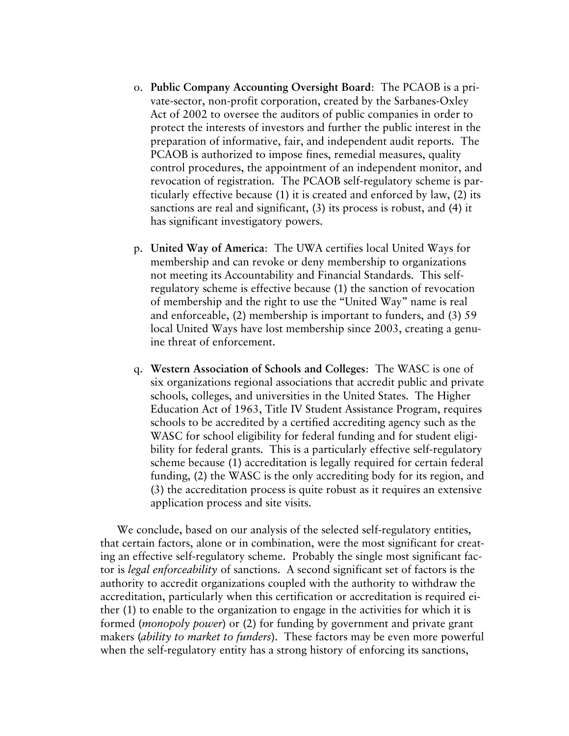o. **Public Company Accounting Oversight Board**: The PCAOB is a private-sector, non-profit corporation, created by the Sarbanes-Oxley Act of 2002 to oversee the auditors of public companies in order to protect the interests of investors and further the public interest in the preparation of informative, fair, and independent audit reports. The PCAOB is authorized to impose fines, remedial measures, quality control procedures, the appointment of an independent monitor, and revocation of registration. The PCAOB self-regulatory scheme is particularly effective because (1) it is created and enforced by law, (2) its sanctions are real and significant, (3) its process is robust, and (4) it has significant investigatory powers.

p. **United Way of America**: The UWA certifies local United Ways for membership and can revoke or deny membership to organizations not meeting its Accountability and Financial Standards. This self-regulatory scheme is effective because (1) the sanction of revocation of membership and the right to use the "United Way" name is real and enforceable, (2) membership is important to funders, and (3) 59 local United Ways have lost membership since 2003, creating a genuine threat of enforcement.

q. **Western Association of Schools and Colleges**: The WASC is one of six organizations regional associations that accredit public and private schools, colleges, and universities in the United States. The Higher Education Act of 1963, Title IV Student Assistance Program, requires schools to be accredited by a certified accrediting agency such as the WASC for school eligibility for federal funding and for student eligibility for federal grants. This is a particularly effective self-regulatory scheme because (1) accreditation is legally required for certain federal funding, (2) the WASC is the only accrediting body for its region, and (3) the accreditation process is quite robust as it requires an extensive application process and site visits.

We conclude, based on our analysis of the selected self-regulatory entities, that certain factors, alone or in combination, were the most significant for creating an effective self-regulatory scheme. Probably the single most significant factor is *legal enforceability* of sanctions. A second significant set of factors is the authority to accredit organizations coupled with the authority to withdraw the accreditation, particularly when this certification or accreditation is required either (1) to enable to the organization to engage in the activities for which it is formed (*monopoly power*) or (2) for funding by government and private grant makers (*ability to market to funders*). These factors may be even more powerful when the self-regulatory entity has a strong history of enforcing its sanctions,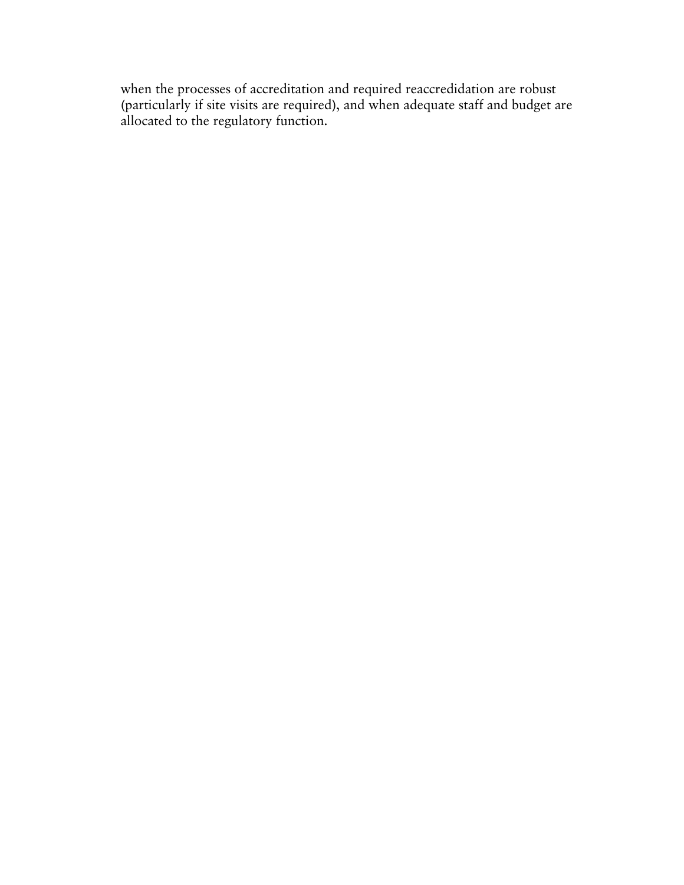when the processes of accreditation and required reaccredidation are robust (particularly if site visits are required), and when adequate staff and budget are allocated to the regulatory function.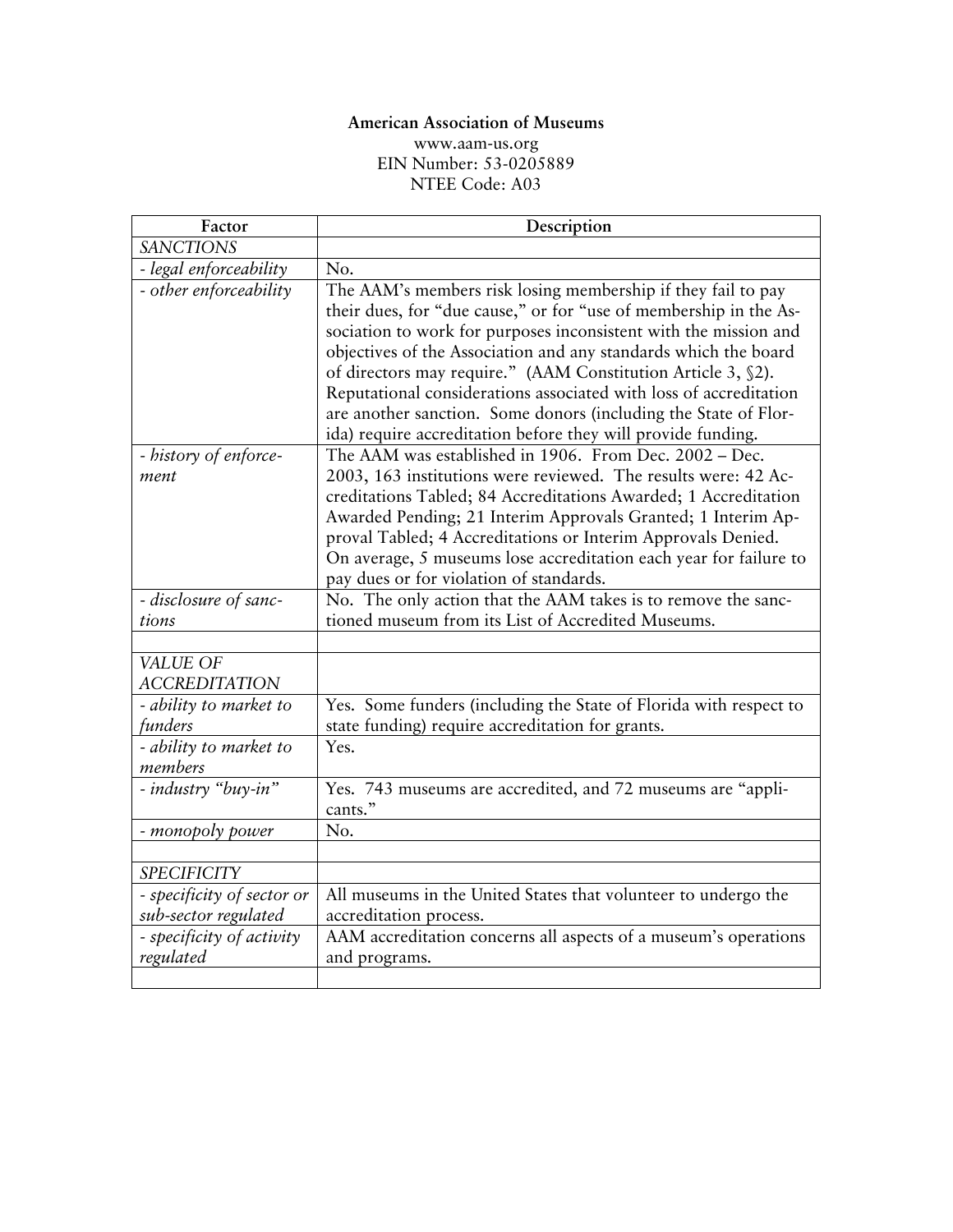**American Association of Museums**
www.aam-us.org
EIN Number: 53-0205889
NTEE Code: A03

| Factor | Description |
|---|---|
| *SANCTIONS* | |
| *- legal enforceability* | No. |
| *- other enforceability* | The AAM's members risk losing membership if they fail to pay their dues, for "due cause," or for "use of membership in the Association to work for purposes inconsistent with the mission and objectives of the Association and any standards which the board of directors may require." (AAM Constitution Article 3, §2). Reputational considerations associated with loss of accreditation are another sanction. Some donors (including the State of Florida) require accreditation before they will provide funding. |
| *- history of enforcement* | The AAM was established in 1906. From Dec. 2002 – Dec. 2003, 163 institutions were reviewed. The results were: 42 Accreditations Tabled; 84 Accreditations Awarded; 1 Accreditation Awarded Pending; 21 Interim Approvals Granted; 1 Interim Approval Tabled; 4 Accreditations or Interim Approvals Denied. On average, 5 museums lose accreditation each year for failure to pay dues or for violation of standards. |
| *- disclosure of sanctions* | No. The only action that the AAM takes is to remove the sanctioned museum from its List of Accredited Museums. |
| | |
| *VALUE OF ACCREDITATION* | |
| *- ability to market to funders* | Yes. Some funders (including the State of Florida with respect to state funding) require accreditation for grants. |
| *- ability to market to members* | Yes. |
| *- industry "buy-in"* | Yes. 743 museums are accredited, and 72 museums are "applicants." |
| *- monopoly power* | No. |
| | |
| *SPECIFICITY* | |
| *- specificity of sector or sub-sector regulated* | All museums in the United States that volunteer to undergo the accreditation process. |
| *- specificity of activity regulated* | AAM accreditation concerns all aspects of a museum's operations and programs. |
| | |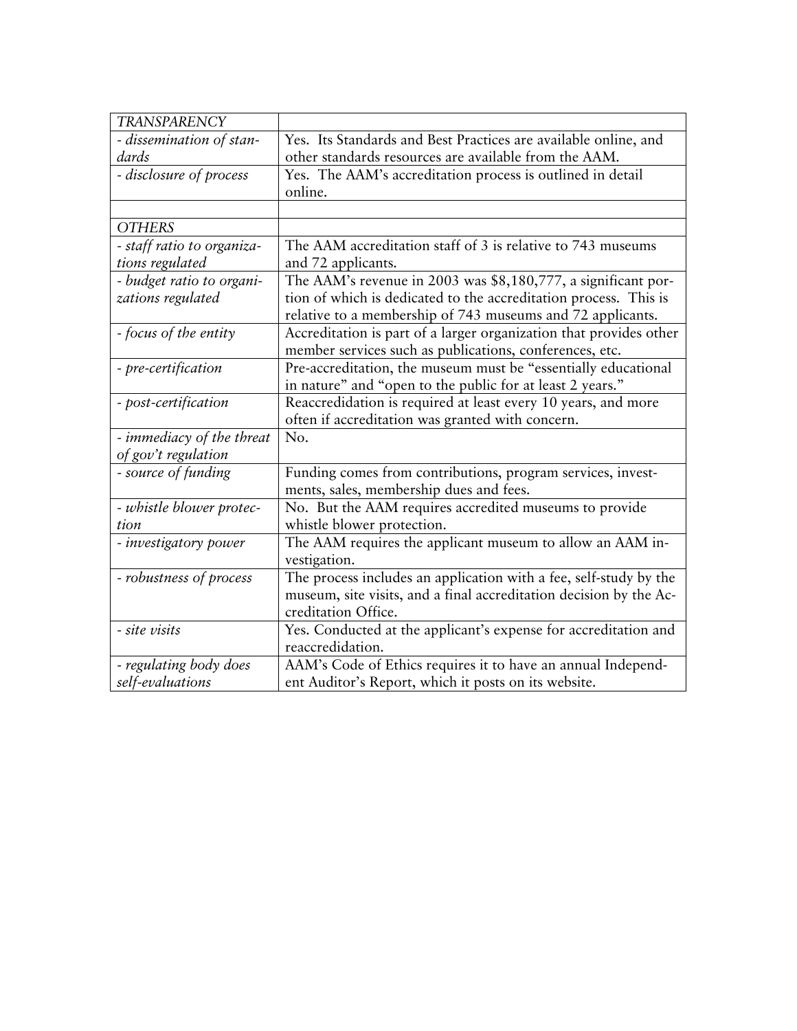| *TRANSPARENCY* | |
|---|---|
| *- dissemination of standards* | Yes. Its Standards and Best Practices are available online, and other standards resources are available from the AAM. |
| *- disclosure of process* | Yes. The AAM's accreditation process is outlined in detail online. |
| | |
| *OTHERS* | |
| *- staff ratio to organizations regulated* | The AAM accreditation staff of 3 is relative to 743 museums and 72 applicants. |
| *- budget ratio to organizations regulated* | The AAM's revenue in 2003 was $8,180,777, a significant portion of which is dedicated to the accreditation process. This is relative to a membership of 743 museums and 72 applicants. |
| *- focus of the entity* | Accreditation is part of a larger organization that provides other member services such as publications, conferences, etc. |
| *- pre-certification* | Pre-accreditation, the museum must be "essentially educational in nature" and "open to the public for at least 2 years." |
| *- post-certification* | Reaccredidation is required at least every 10 years, and more often if accreditation was granted with concern. |
| *- immediacy of the threat of gov't regulation* | No. |
| *- source of funding* | Funding comes from contributions, program services, investments, sales, membership dues and fees. |
| *- whistle blower protection* | No. But the AAM requires accredited museums to provide whistle blower protection. |
| *- investigatory power* | The AAM requires the applicant museum to allow an AAM investigation. |
| *- robustness of process* | The process includes an application with a fee, self-study by the museum, site visits, and a final accreditation decision by the Accreditation Office. |
| *- site visits* | Yes. Conducted at the applicant's expense for accreditation and reaccredidation. |
| *- regulating body does self-evaluations* | AAM's Code of Ethics requires it to have an annual Independent Auditor's Report, which it posts on its website. |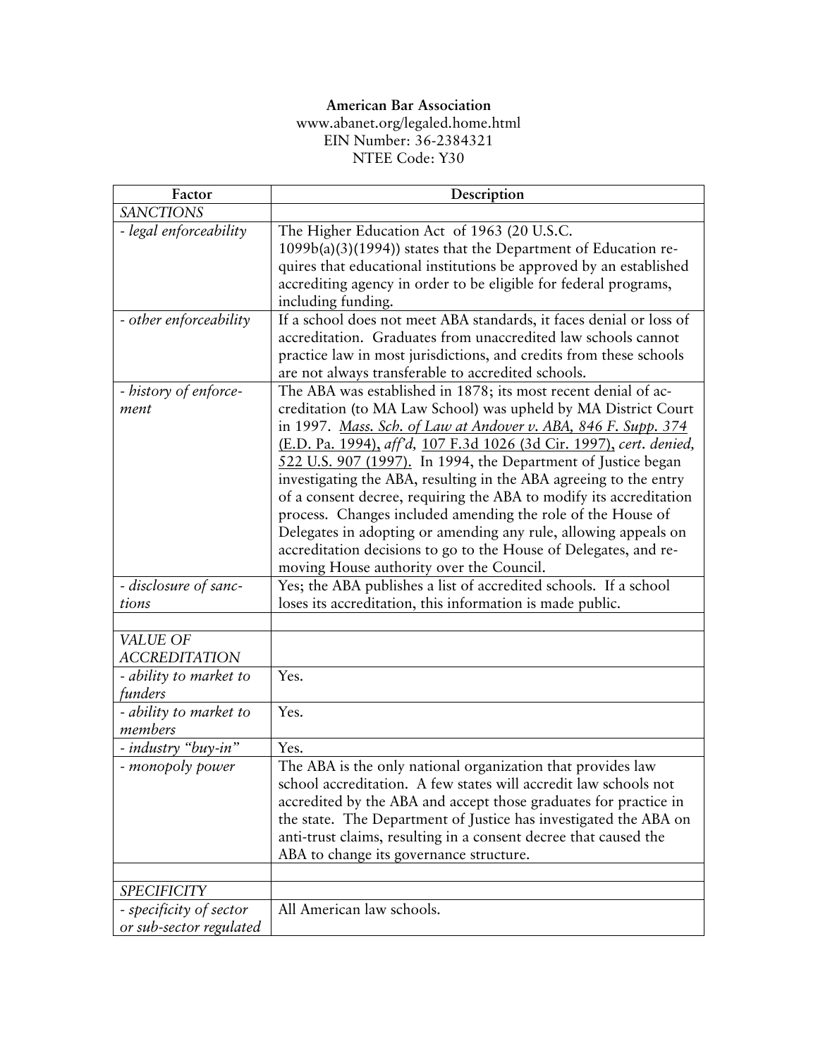**American Bar Association**
www.abanet.org/legaled.home.html
EIN Number: 36-2384321
NTEE Code: Y30

| Factor | Description |
|---|---|
| *SANCTIONS* | |
| *- legal enforceability* | The Higher Education Act of 1963 (20 U.S.C. 1099b(a)(3)(1994)) states that the Department of Education requires that educational institutions be approved by an established accrediting agency in order to be eligible for federal programs, including funding. |
| *- other enforceability* | If a school does not meet ABA standards, it faces denial or loss of accreditation. Graduates from unaccredited law schools cannot practice law in most jurisdictions, and credits from these schools are not always transferable to accredited schools. |
| *- history of enforcement* | The ABA was established in 1878; its most recent denial of accreditation (to MA Law School) was upheld by MA District Court in 1997. *Mass. Sch. of Law at Andover v. ABA, 846 F. Supp. 374* (E.D. Pa. 1994), *aff'd,* 107 F.3d 1026 (3d Cir. 1997), *cert. denied,* 522 U.S. 907 (1997). In 1994, the Department of Justice began investigating the ABA, resulting in the ABA agreeing to the entry of a consent decree, requiring the ABA to modify its accreditation process. Changes included amending the role of the House of Delegates in adopting or amending any rule, allowing appeals on accreditation decisions to go to the House of Delegates, and removing House authority over the Council. |
| *- disclosure of sanctions* | Yes; the ABA publishes a list of accredited schools. If a school loses its accreditation, this information is made public. |
| | |
| *VALUE OF ACCREDITATION* | |
| *- ability to market to funders* | Yes. |
| *- ability to market to members* | Yes. |
| *- industry "buy-in"* | Yes. |
| *- monopoly power* | The ABA is the only national organization that provides law school accreditation. A few states will accredit law schools not accredited by the ABA and accept those graduates for practice in the state. The Department of Justice has investigated the ABA on anti-trust claims, resulting in a consent decree that caused the ABA to change its governance structure. |
| | |
| *SPECIFICITY* | |
| *- specificity of sector or sub-sector regulated* | All American law schools. |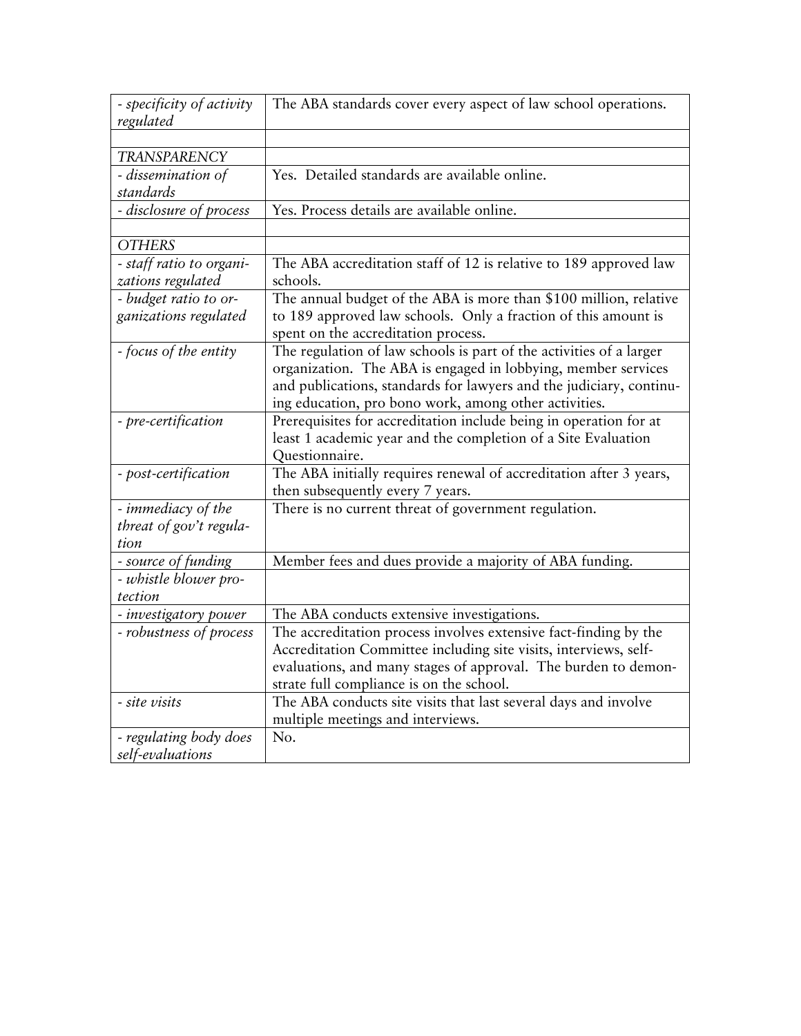| | |
|---|---|
| *- specificity of activity regulated* | The ABA standards cover every aspect of law school operations. |
| | |
| *TRANSPARENCY* | |
| *- dissemination of standards* | Yes. Detailed standards are available online. |
| *- disclosure of process* | Yes. Process details are available online. |
| | |
| *OTHERS* | |
| *- staff ratio to organizations regulated* | The ABA accreditation staff of 12 is relative to 189 approved law schools. |
| *- budget ratio to organizations regulated* | The annual budget of the ABA is more than $100 million, relative to 189 approved law schools. Only a fraction of this amount is spent on the accreditation process. |
| *- focus of the entity* | The regulation of law schools is part of the activities of a larger organization. The ABA is engaged in lobbying, member services and publications, standards for lawyers and the judiciary, continuing education, pro bono work, among other activities. |
| *- pre-certification* | Prerequisites for accreditation include being in operation for at least 1 academic year and the completion of a Site Evaluation Questionnaire. |
| *- post-certification* | The ABA initially requires renewal of accreditation after 3 years, then subsequently every 7 years. |
| *- immediacy of the threat of gov't regulation* | There is no current threat of government regulation. |
| *- source of funding* | Member fees and dues provide a majority of ABA funding. |
| *- whistle blower protection* | |
| *- investigatory power* | The ABA conducts extensive investigations. |
| *- robustness of process* | The accreditation process involves extensive fact-finding by the Accreditation Committee including site visits, interviews, self-evaluations, and many stages of approval. The burden to demonstrate full compliance is on the school. |
| *- site visits* | The ABA conducts site visits that last several days and involve multiple meetings and interviews. |
| *- regulating body does self-evaluations* | No. |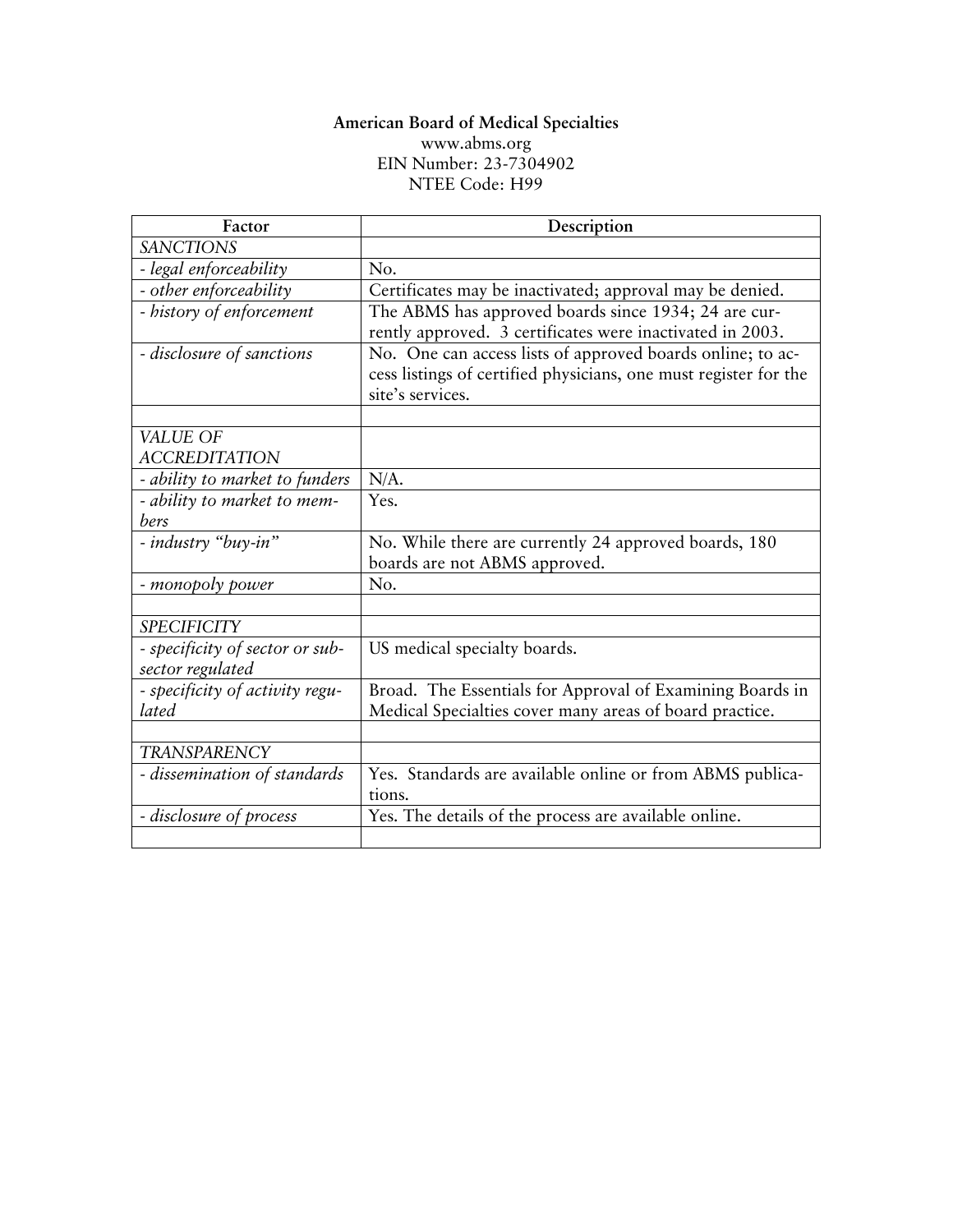**American Board of Medical Specialties**
www.abms.org
EIN Number: 23-7304902
NTEE Code: H99

| Factor | Description |
| --- | --- |
| *SANCTIONS* | |
| *- legal enforceability* | No. |
| *- other enforceability* | Certificates may be inactivated; approval may be denied. |
| *- history of enforcement* | The ABMS has approved boards since 1934; 24 are currently approved. 3 certificates were inactivated in 2003. |
| *- disclosure of sanctions* | No. One can access lists of approved boards online; to access listings of certified physicians, one must register for the site's services. |
| | |
| *VALUE OF ACCREDITATION* | |
| *- ability to market to funders* | N/A. |
| *- ability to market to members* | Yes. |
| *- industry "buy-in"* | No. While there are currently 24 approved boards, 180 boards are not ABMS approved. |
| *- monopoly power* | No. |
| | |
| *SPECIFICITY* | |
| *- specificity of sector or sub-sector regulated* | US medical specialty boards. |
| *- specificity of activity regulated* | Broad. The Essentials for Approval of Examining Boards in Medical Specialties cover many areas of board practice. |
| | |
| *TRANSPARENCY* | |
| *- dissemination of standards* | Yes. Standards are available online or from ABMS publications. |
| *- disclosure of process* | Yes. The details of the process are available online. |
| | |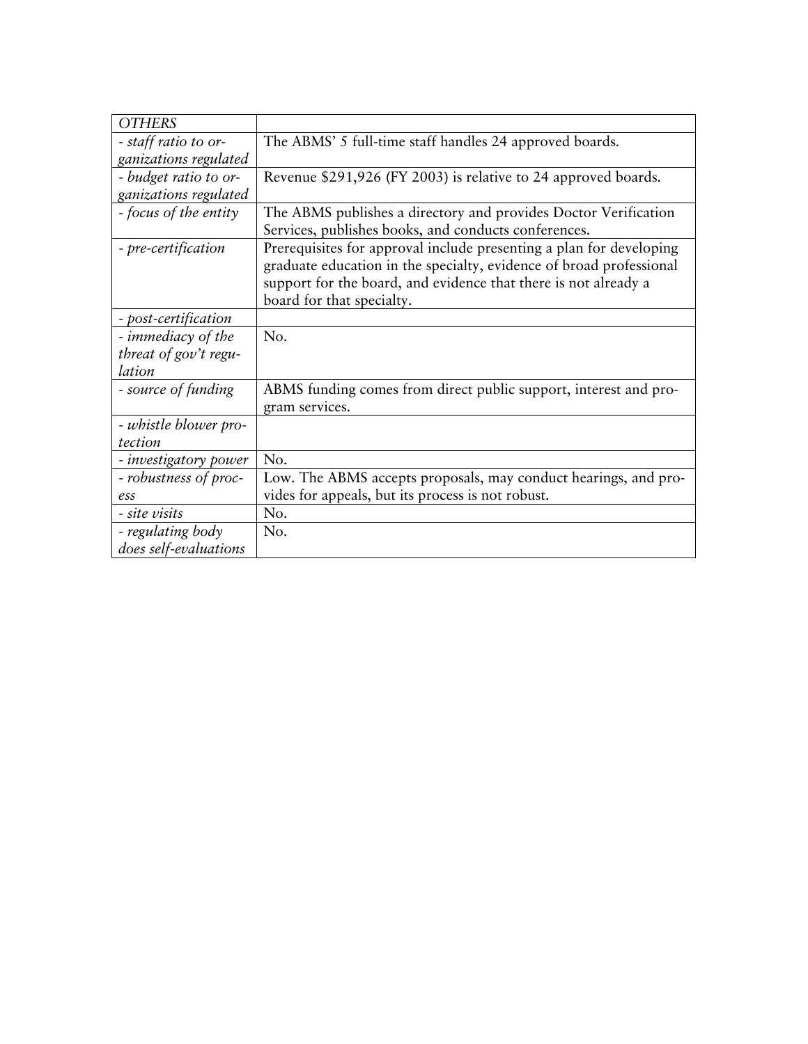| *OTHERS* | |
|---|---|
| *- staff ratio to organizations regulated* | The ABMS' 5 full-time staff handles 24 approved boards. |
| *- budget ratio to organizations regulated* | Revenue $291,926 (FY 2003) is relative to 24 approved boards. |
| *- focus of the entity* | The ABMS publishes a directory and provides Doctor Verification Services, publishes books, and conducts conferences. |
| *- pre-certification* | Prerequisites for approval include presenting a plan for developing graduate education in the specialty, evidence of broad professional support for the board, and evidence that there is not already a board for that specialty. |
| *- post-certification* | |
| *- immediacy of the threat of gov't regulation* | No. |
| *- source of funding* | ABMS funding comes from direct public support, interest and program services. |
| *- whistle blower protection* | |
| *- investigatory power* | No. |
| *- robustness of process* | Low. The ABMS accepts proposals, may conduct hearings, and provides for appeals, but its process is not robust. |
| *- site visits* | No. |
| *- regulating body does self-evaluations* | No. |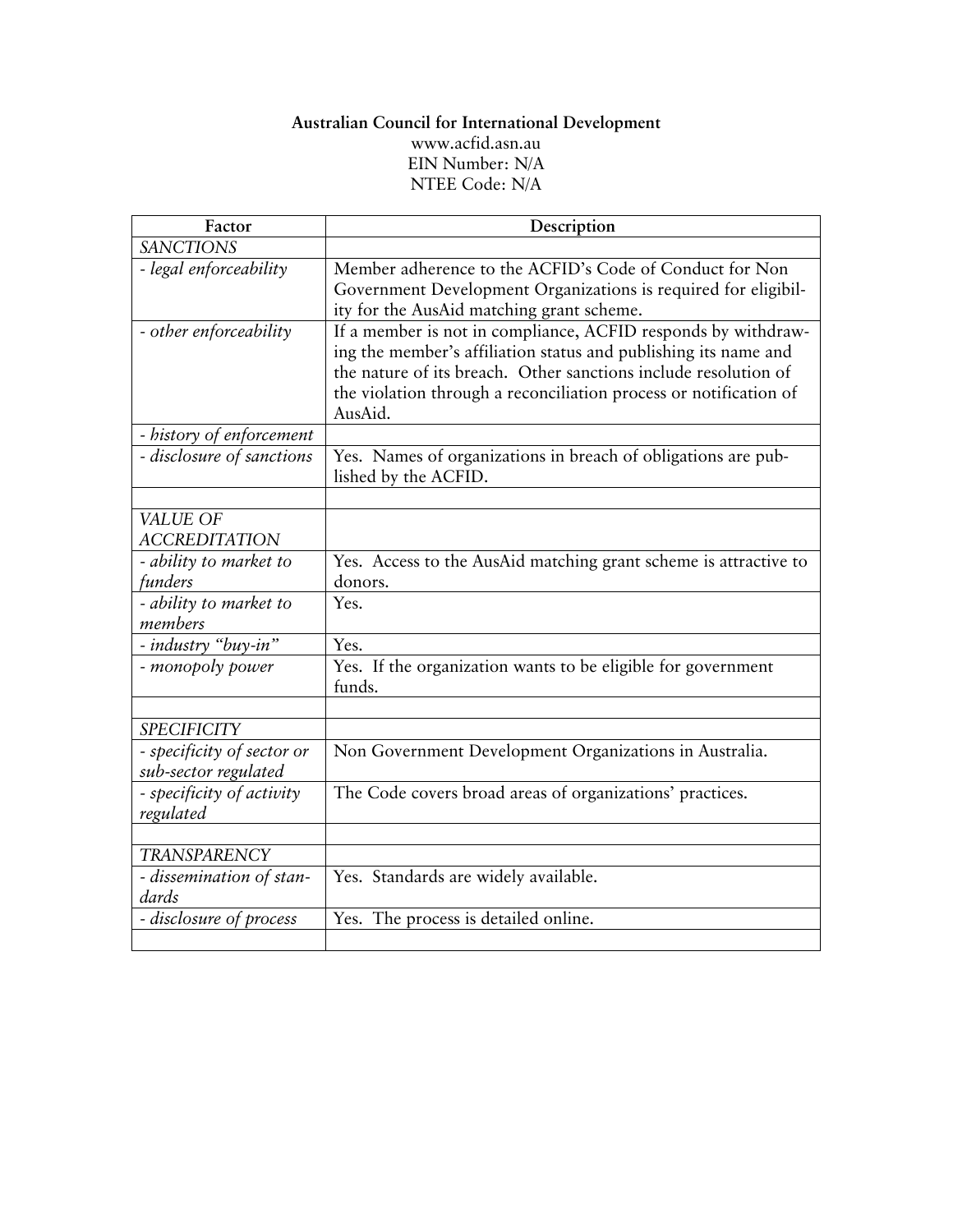**Australian Council for International Development**
www.acfid.asn.au
EIN Number: N/A
NTEE Code: N/A

| Factor | Description |
|---|---|
| *SANCTIONS* | |
| *- legal enforceability* | Member adherence to the ACFID's Code of Conduct for Non Government Development Organizations is required for eligibility for the AusAid matching grant scheme. |
| *- other enforceability* | If a member is not in compliance, ACFID responds by withdrawing the member's affiliation status and publishing its name and the nature of its breach. Other sanctions include resolution of the violation through a reconciliation process or notification of AusAid. |
| *- history of enforcement* | |
| *- disclosure of sanctions* | Yes. Names of organizations in breach of obligations are published by the ACFID. |
| | |
| *VALUE OF ACCREDITATION* | |
| *- ability to market to funders* | Yes. Access to the AusAid matching grant scheme is attractive to donors. |
| *- ability to market to members* | Yes. |
| *- industry "buy-in"* | Yes. |
| *- monopoly power* | Yes. If the organization wants to be eligible for government funds. |
| | |
| *SPECIFICITY* | |
| *- specificity of sector or sub-sector regulated* | Non Government Development Organizations in Australia. |
| *- specificity of activity regulated* | The Code covers broad areas of organizations' practices. |
| | |
| *TRANSPARENCY* | |
| *- dissemination of standards* | Yes. Standards are widely available. |
| *- disclosure of process* | Yes. The process is detailed online. |
| | |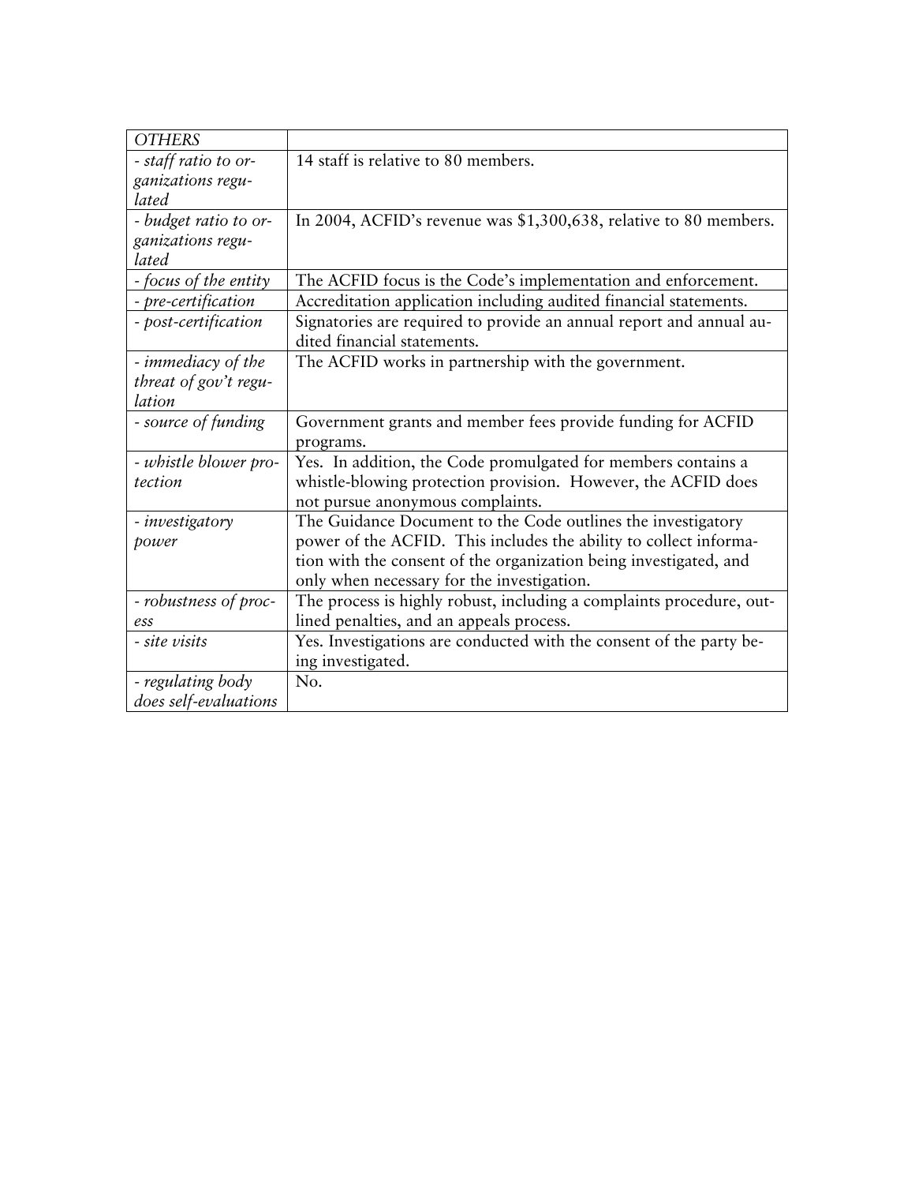| *OTHERS* | |
|---|---|
| *- staff ratio to organizations regulated* | 14 staff is relative to 80 members. |
| *- budget ratio to organizations regulated* | In 2004, ACFID's revenue was $1,300,638, relative to 80 members. |
| *- focus of the entity* | The ACFID focus is the Code's implementation and enforcement. |
| *- pre-certification* | Accreditation application including audited financial statements. |
| *- post-certification* | Signatories are required to provide an annual report and annual audited financial statements. |
| *- immediacy of the threat of gov't regulation* | The ACFID works in partnership with the government. |
| *- source of funding* | Government grants and member fees provide funding for ACFID programs. |
| *- whistle blower protection* | Yes. In addition, the Code promulgated for members contains a whistle-blowing protection provision. However, the ACFID does not pursue anonymous complaints. |
| *- investigatory power* | The Guidance Document to the Code outlines the investigatory power of the ACFID. This includes the ability to collect information with the consent of the organization being investigated, and only when necessary for the investigation. |
| *- robustness of process* | The process is highly robust, including a complaints procedure, outlined penalties, and an appeals process. |
| *- site visits* | Yes. Investigations are conducted with the consent of the party being investigated. |
| *- regulating body does self-evaluations* | No. |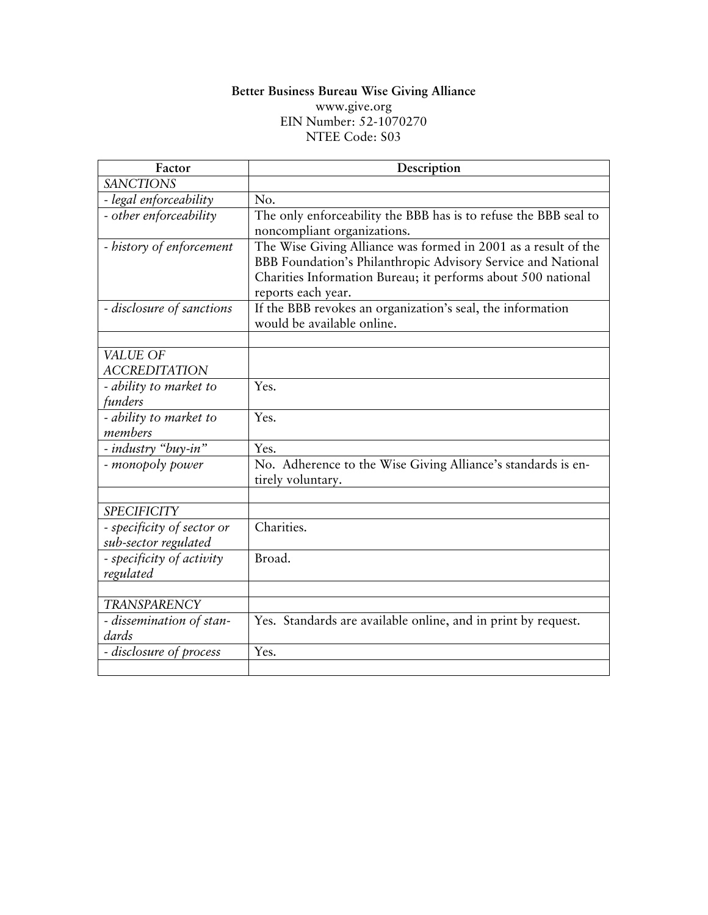**Better Business Bureau Wise Giving Alliance**
www.give.org
EIN Number: 52-1070270
NTEE Code: S03

| Factor | Description |
|---|---|
| *SANCTIONS* | |
| *- legal enforceability* | No. |
| *- other enforceability* | The only enforceability the BBB has is to refuse the BBB seal to noncompliant organizations. |
| *- history of enforcement* | The Wise Giving Alliance was formed in 2001 as a result of the BBB Foundation's Philanthropic Advisory Service and National Charities Information Bureau; it performs about 500 national reports each year. |
| *- disclosure of sanctions* | If the BBB revokes an organization's seal, the information would be available online. |
| | |
| *VALUE OF ACCREDITATION* | |
| *- ability to market to funders* | Yes. |
| *- ability to market to members* | Yes. |
| *- industry "buy-in"* | Yes. |
| *- monopoly power* | No. Adherence to the Wise Giving Alliance's standards is entirely voluntary. |
| | |
| *SPECIFICITY* | |
| *- specificity of sector or sub-sector regulated* | Charities. |
| *- specificity of activity regulated* | Broad. |
| | |
| *TRANSPARENCY* | |
| *- dissemination of standards* | Yes. Standards are available online, and in print by request. |
| *- disclosure of process* | Yes. |
| | |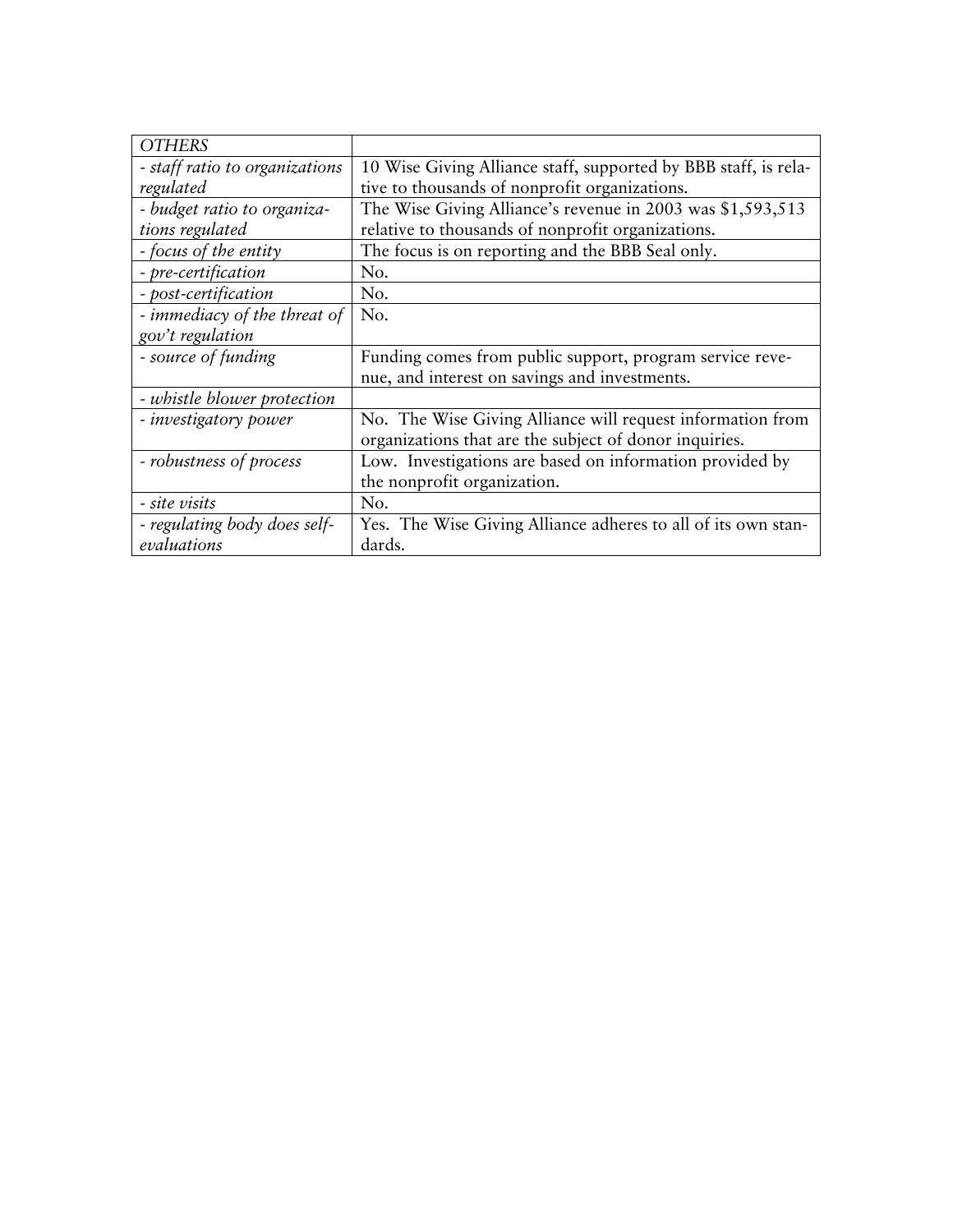| *OTHERS* | |
|---|---|
| *- staff ratio to organizations regulated* | 10 Wise Giving Alliance staff, supported by BBB staff, is relative to thousands of nonprofit organizations. |
| *- budget ratio to organizations regulated* | The Wise Giving Alliance's revenue in 2003 was $1,593,513 relative to thousands of nonprofit organizations. |
| *- focus of the entity* | The focus is on reporting and the BBB Seal only. |
| *- pre-certification* | No. |
| *- post-certification* | No. |
| *- immediacy of the threat of gov't regulation* | No. |
| *- source of funding* | Funding comes from public support, program service revenue, and interest on savings and investments. |
| *- whistle blower protection* | |
| *- investigatory power* | No. The Wise Giving Alliance will request information from organizations that are the subject of donor inquiries. |
| *- robustness of process* | Low. Investigations are based on information provided by the nonprofit organization. |
| *- site visits* | No. |
| *- regulating body does self-evaluations* | Yes. The Wise Giving Alliance adheres to all of its own standards. |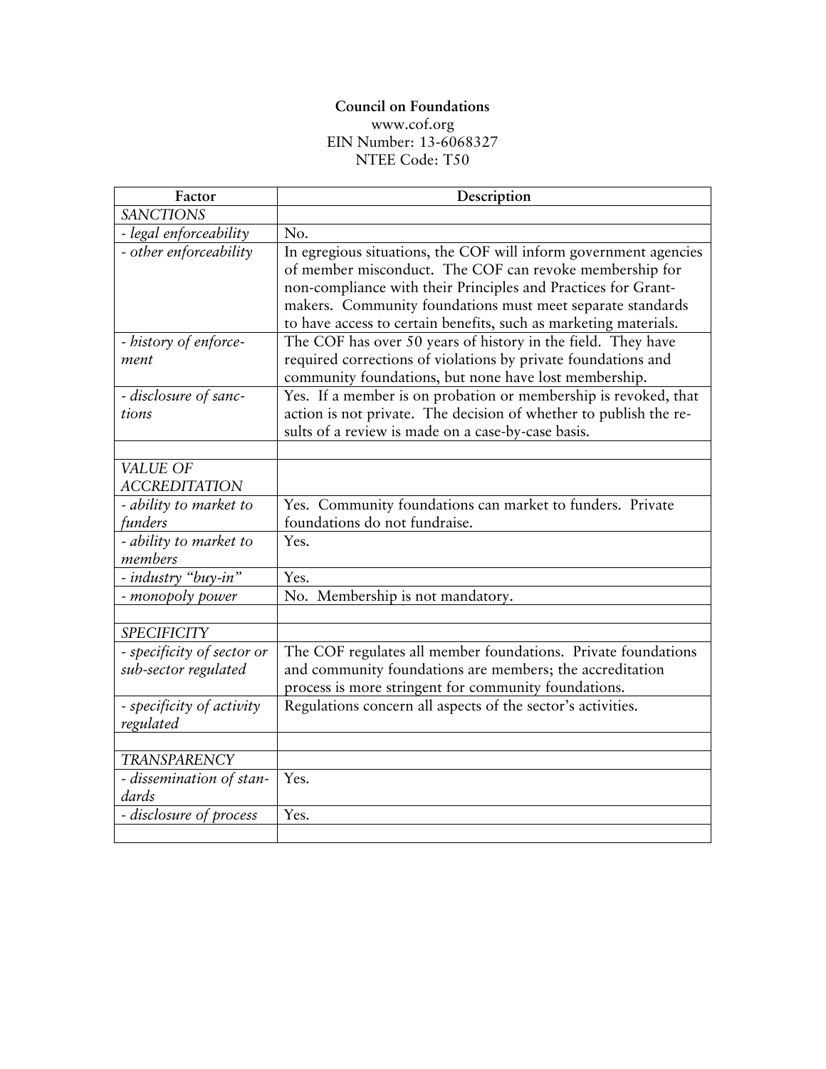**Council on Foundations**
www.cof.org
EIN Number: 13-6068327
NTEE Code: T50

| Factor | Description |
|---|---|
| *SANCTIONS* | |
| *- legal enforceability* | No. |
| *- other enforceability* | In egregious situations, the COF will inform government agencies of member misconduct. The COF can revoke membership for non-compliance with their Principles and Practices for Grant-makers. Community foundations must meet separate standards to have access to certain benefits, such as marketing materials. |
| *- history of enforce-ment* | The COF has over 50 years of history in the field. They have required corrections of violations by private foundations and community foundations, but none have lost membership. |
| *- disclosure of sanc-tions* | Yes. If a member is on probation or membership is revoked, that action is not private. The decision of whether to publish the re-sults of a review is made on a case-by-case basis. |
| | |
| *VALUE OF ACCREDITATION* | |
| *- ability to market to funders* | Yes. Community foundations can market to funders. Private foundations do not fundraise. |
| *- ability to market to members* | Yes. |
| *- industry "buy-in"* | Yes. |
| *- monopoly power* | No. Membership is not mandatory. |
| | |
| *SPECIFICITY* | |
| *- specificity of sector or sub-sector regulated* | The COF regulates all member foundations. Private foundations and community foundations are members; the accreditation process is more stringent for community foundations. |
| *- specificity of activity regulated* | Regulations concern all aspects of the sector's activities. |
| | |
| *TRANSPARENCY* | |
| *- dissemination of stan-dards* | Yes. |
| *- disclosure of process* | Yes. |
| | |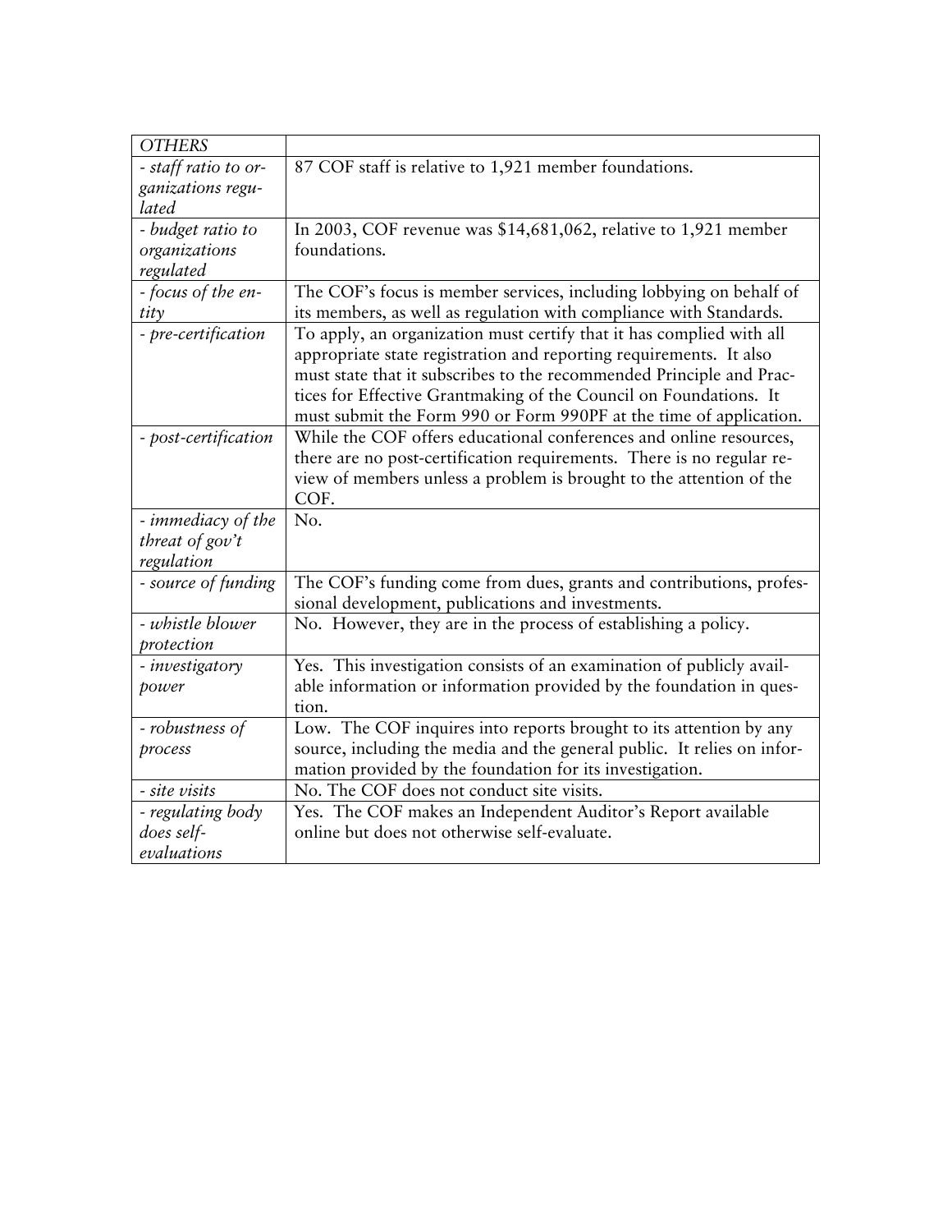| *OTHERS* | |
|---|---|
| *- staff ratio to organizations regulated* | 87 COF staff is relative to 1,921 member foundations. |
| *- budget ratio to organizations regulated* | In 2003, COF revenue was $14,681,062, relative to 1,921 member foundations. |
| *- focus of the entity* | The COF's focus is member services, including lobbying on behalf of its members, as well as regulation with compliance with Standards. |
| *- pre-certification* | To apply, an organization must certify that it has complied with all appropriate state registration and reporting requirements. It also must state that it subscribes to the recommended Principle and Practices for Effective Grantmaking of the Council on Foundations. It must submit the Form 990 or Form 990PF at the time of application. |
| *- post-certification* | While the COF offers educational conferences and online resources, there are no post-certification requirements. There is no regular review of members unless a problem is brought to the attention of the COF. |
| *- immediacy of the threat of gov't regulation* | No. |
| *- source of funding* | The COF's funding come from dues, grants and contributions, professional development, publications and investments. |
| *- whistle blower protection* | No. However, they are in the process of establishing a policy. |
| *- investigatory power* | Yes. This investigation consists of an examination of publicly available information or information provided by the foundation in question. |
| *- robustness of process* | Low. The COF inquires into reports brought to its attention by any source, including the media and the general public. It relies on information provided by the foundation for its investigation. |
| *- site visits* | No. The COF does not conduct site visits. |
| *- regulating body does self-evaluations* | Yes. The COF makes an Independent Auditor's Report available online but does not otherwise self-evaluate. |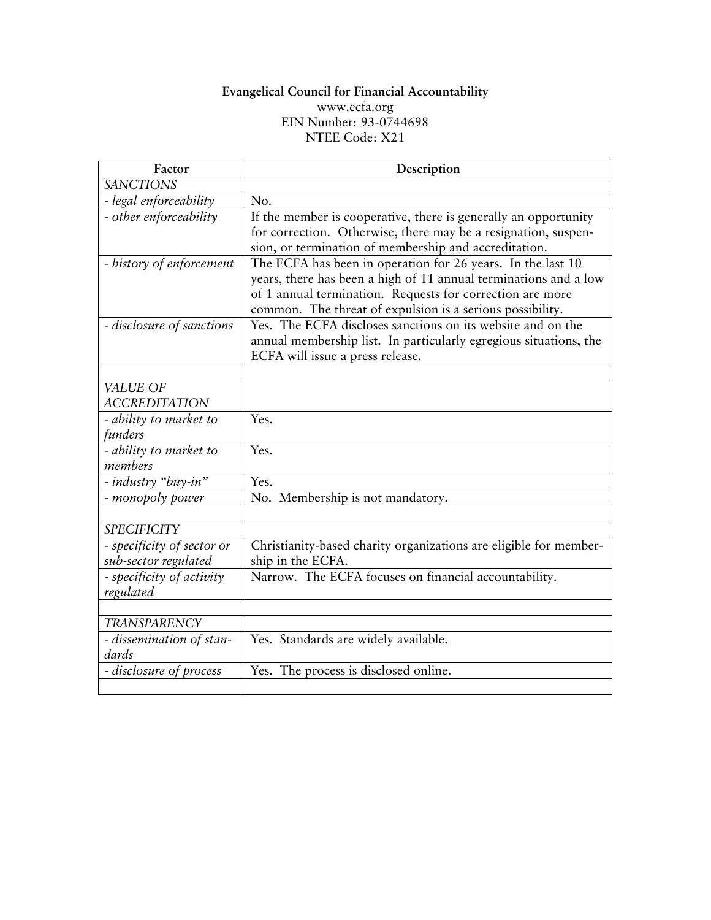**Evangelical Council for Financial Accountability**
www.ecfa.org
EIN Number: 93-0744698
NTEE Code: X21

| Factor | Description |
|---|---|
| *SANCTIONS* | |
| *- legal enforceability* | No. |
| *- other enforceability* | If the member is cooperative, there is generally an opportunity for correction. Otherwise, there may be a resignation, suspension, or termination of membership and accreditation. |
| *- history of enforcement* | The ECFA has been in operation for 26 years. In the last 10 years, there has been a high of 11 annual terminations and a low of 1 annual termination. Requests for correction are more common. The threat of expulsion is a serious possibility. |
| *- disclosure of sanctions* | Yes. The ECFA discloses sanctions on its website and on the annual membership list. In particularly egregious situations, the ECFA will issue a press release. |
| | |
| *VALUE OF ACCREDITATION* | |
| *- ability to market to funders* | Yes. |
| *- ability to market to members* | Yes. |
| *- industry "buy-in"* | Yes. |
| *- monopoly power* | No. Membership is not mandatory. |
| | |
| *SPECIFICITY* | |
| *- specificity of sector or sub-sector regulated* | Christianity-based charity organizations are eligible for membership in the ECFA. |
| *- specificity of activity regulated* | Narrow. The ECFA focuses on financial accountability. |
| | |
| *TRANSPARENCY* | |
| *- dissemination of standards* | Yes. Standards are widely available. |
| *- disclosure of process* | Yes. The process is disclosed online. |
| | |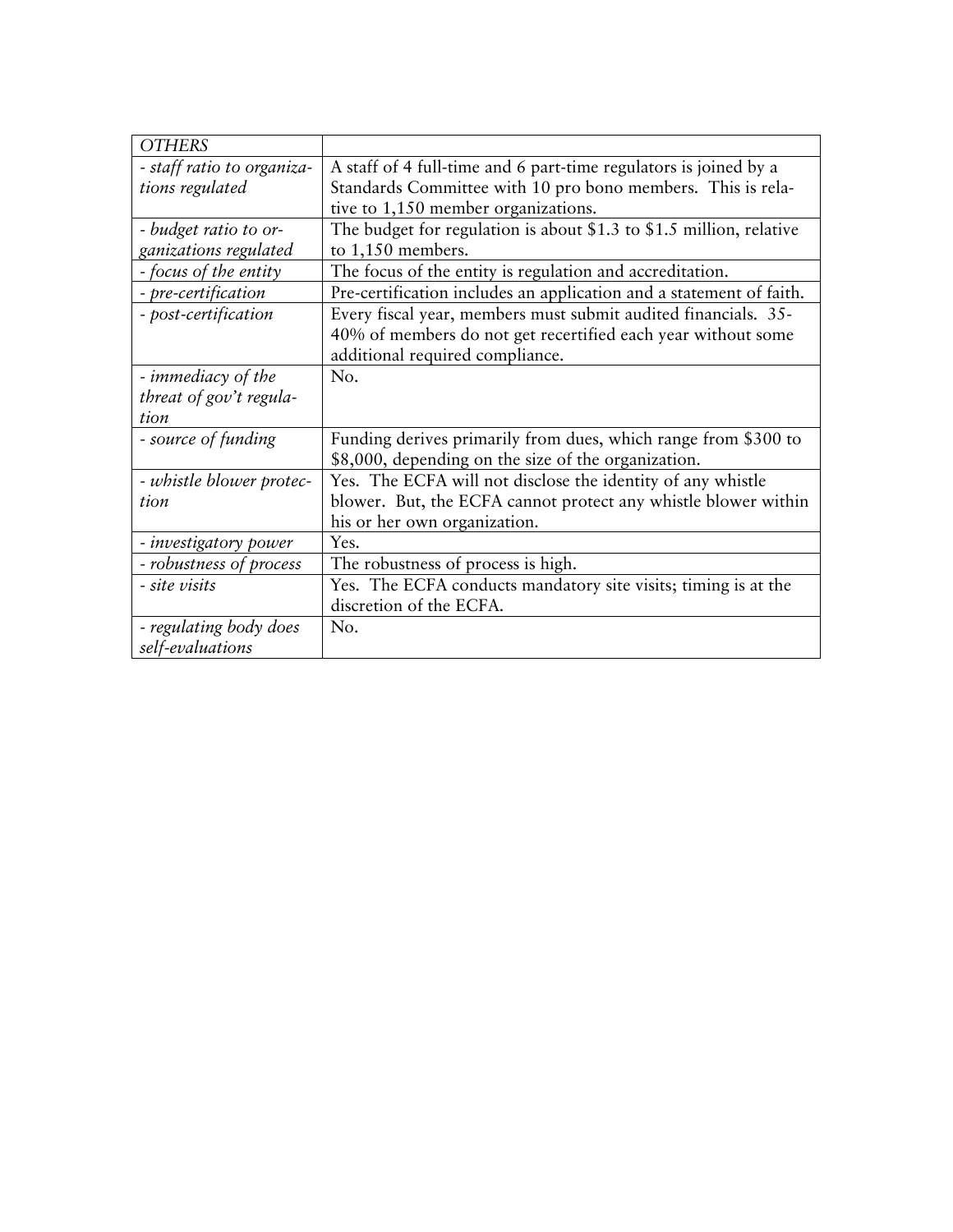| *OTHERS* | |
|---|---|
| *- staff ratio to organizations regulated* | A staff of 4 full-time and 6 part-time regulators is joined by a Standards Committee with 10 pro bono members. This is relative to 1,150 member organizations. |
| *- budget ratio to organizations regulated* | The budget for regulation is about $1.3 to $1.5 million, relative to 1,150 members. |
| *- focus of the entity* | The focus of the entity is regulation and accreditation. |
| *- pre-certification* | Pre-certification includes an application and a statement of faith. |
| *- post-certification* | Every fiscal year, members must submit audited financials. 35-40% of members do not get recertified each year without some additional required compliance. |
| *- immediacy of the threat of gov't regulation* | No. |
| *- source of funding* | Funding derives primarily from dues, which range from $300 to $8,000, depending on the size of the organization. |
| *- whistle blower protection* | Yes. The ECFA will not disclose the identity of any whistle blower. But, the ECFA cannot protect any whistle blower within his or her own organization. |
| *- investigatory power* | Yes. |
| *- robustness of process* | The robustness of process is high. |
| *- site visits* | Yes. The ECFA conducts mandatory site visits; timing is at the discretion of the ECFA. |
| *- regulating body does self-evaluations* | No. |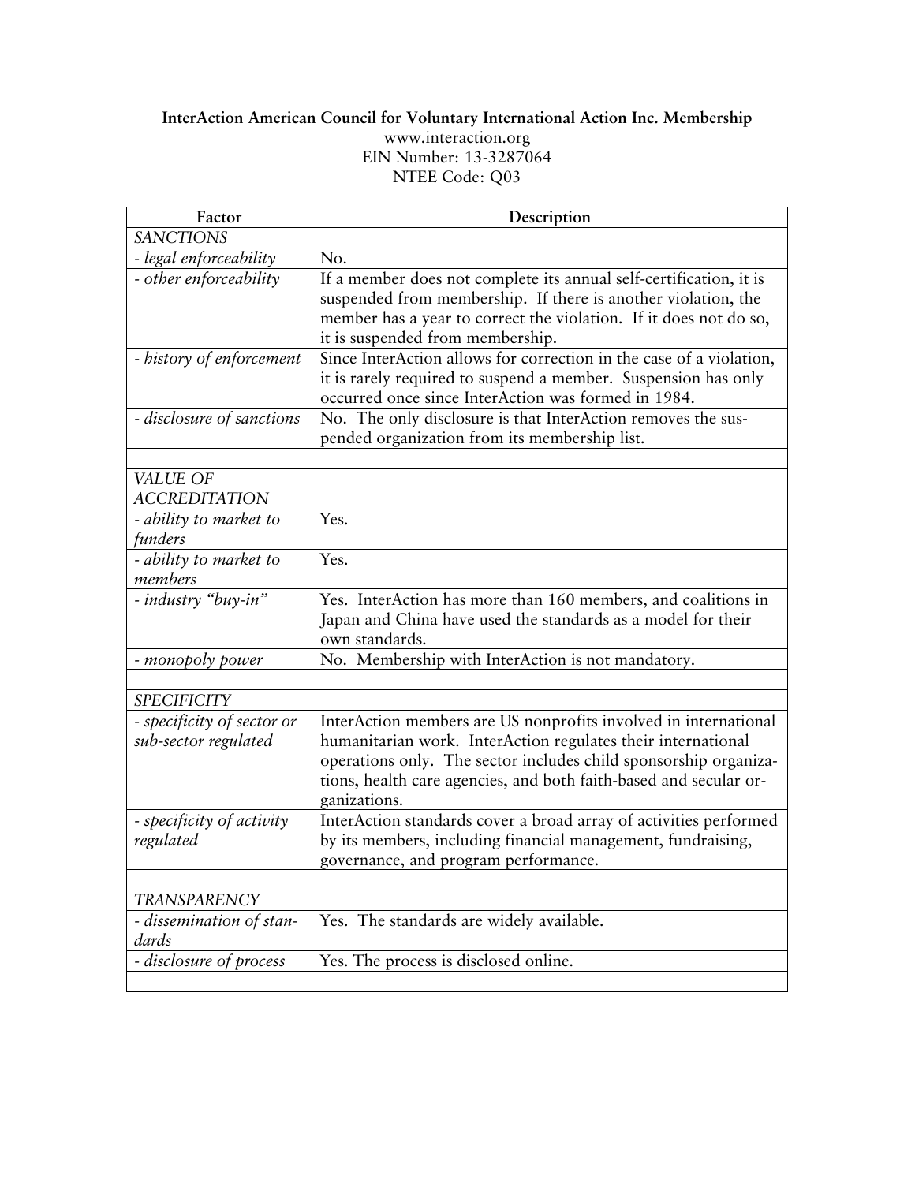**InterAction American Council for Voluntary International Action Inc. Membership**
www.interaction.org
EIN Number: 13-3287064
NTEE Code: Q03

| Factor | Description |
|---|---|
| *SANCTIONS* | |
| *- legal enforceability* | No. |
| *- other enforceability* | If a member does not complete its annual self-certification, it is suspended from membership. If there is another violation, the member has a year to correct the violation. If it does not do so, it is suspended from membership. |
| *- history of enforcement* | Since InterAction allows for correction in the case of a violation, it is rarely required to suspend a member. Suspension has only occurred once since InterAction was formed in 1984. |
| *- disclosure of sanctions* | No. The only disclosure is that InterAction removes the suspended organization from its membership list. |
| | |
| *VALUE OF ACCREDITATION* | |
| *- ability to market to funders* | Yes. |
| *- ability to market to members* | Yes. |
| *- industry "buy-in"* | Yes. InterAction has more than 160 members, and coalitions in Japan and China have used the standards as a model for their own standards. |
| *- monopoly power* | No. Membership with InterAction is not mandatory. |
| | |
| *SPECIFICITY* | |
| *- specificity of sector or sub-sector regulated* | InterAction members are US nonprofits involved in international humanitarian work. InterAction regulates their international operations only. The sector includes child sponsorship organizations, health care agencies, and both faith-based and secular organizations. |
| *- specificity of activity regulated* | InterAction standards cover a broad array of activities performed by its members, including financial management, fundraising, governance, and program performance. |
| | |
| *TRANSPARENCY* | |
| *- dissemination of standards* | Yes. The standards are widely available. |
| *- disclosure of process* | Yes. The process is disclosed online. |
| | |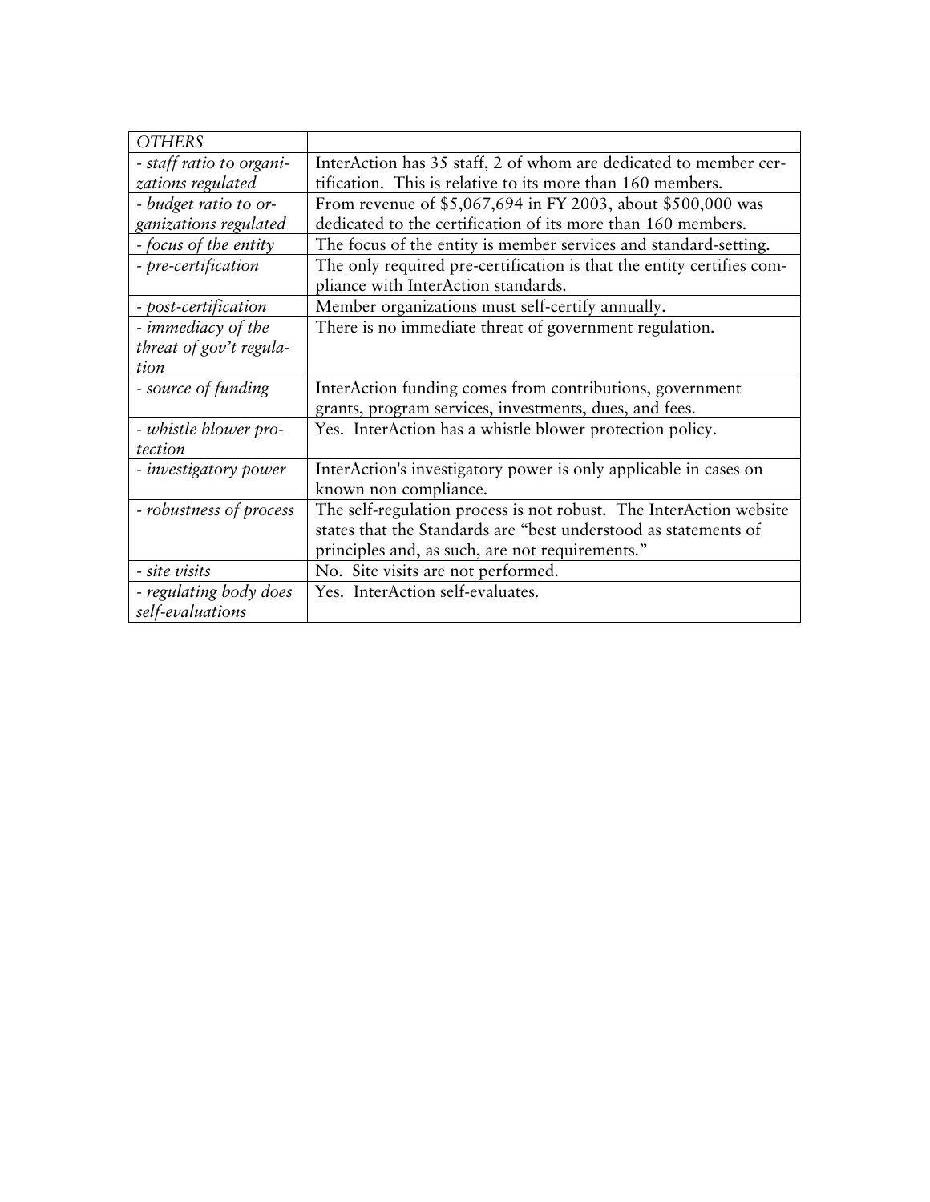| *OTHERS* | |
|---|---|
| *- staff ratio to organizations regulated* | InterAction has 35 staff, 2 of whom are dedicated to member certification. This is relative to its more than 160 members. |
| *- budget ratio to organizations regulated* | From revenue of $5,067,694 in FY 2003, about $500,000 was dedicated to the certification of its more than 160 members. |
| *- focus of the entity* | The focus of the entity is member services and standard-setting. |
| *- pre-certification* | The only required pre-certification is that the entity certifies compliance with InterAction standards. |
| *- post-certification* | Member organizations must self-certify annually. |
| *- immediacy of the threat of gov't regulation* | There is no immediate threat of government regulation. |
| *- source of funding* | InterAction funding comes from contributions, government grants, program services, investments, dues, and fees. |
| *- whistle blower protection* | Yes. InterAction has a whistle blower protection policy. |
| *- investigatory power* | InterAction's investigatory power is only applicable in cases on known non compliance. |
| *- robustness of process* | The self-regulation process is not robust. The InterAction website states that the Standards are "best understood as statements of principles and, as such, are not requirements." |
| *- site visits* | No. Site visits are not performed. |
| *- regulating body does self-evaluations* | Yes. InterAction self-evaluates. |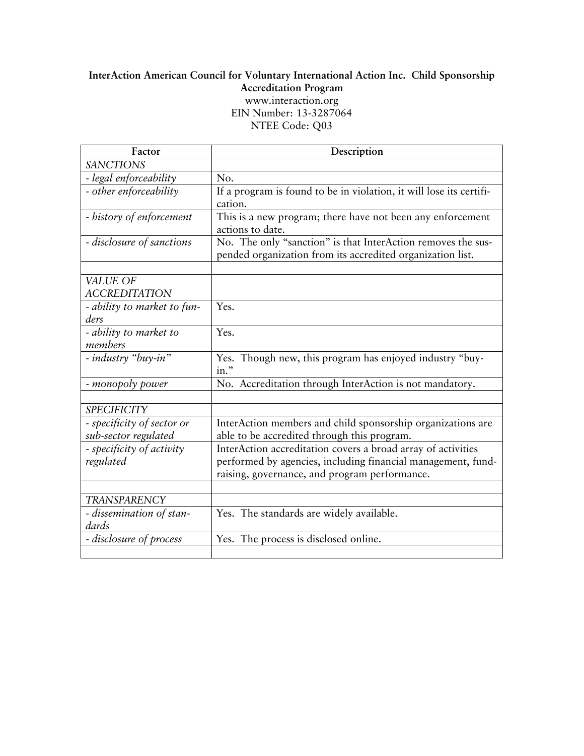**InterAction American Council for Voluntary International Action Inc. Child Sponsorship Accreditation Program**

www.interaction.org

EIN Number: 13-3287064

NTEE Code: Q03

| Factor | Description |
|---|---|
| *SANCTIONS* | |
| *- legal enforceability* | No. |
| *- other enforceability* | If a program is found to be in violation, it will lose its certification. |
| *- history of enforcement* | This is a new program; there have not been any enforcement actions to date. |
| *- disclosure of sanctions* | No. The only "sanction" is that InterAction removes the suspended organization from its accredited organization list. |
| | |
| *VALUE OF ACCREDITATION* | |
| *- ability to market to funders* | Yes. |
| *- ability to market to members* | Yes. |
| *- industry "buy-in"* | Yes. Though new, this program has enjoyed industry "buy-in." |
| *- monopoly power* | No. Accreditation through InterAction is not mandatory. |
| | |
| *SPECIFICITY* | |
| *- specificity of sector or sub-sector regulated* | InterAction members and child sponsorship organizations are able to be accredited through this program. |
| *- specificity of activity regulated* | InterAction accreditation covers a broad array of activities performed by agencies, including financial management, fund-raising, governance, and program performance. |
| | |
| *TRANSPARENCY* | |
| *- dissemination of standards* | Yes. The standards are widely available. |
| *- disclosure of process* | Yes. The process is disclosed online. |
| | |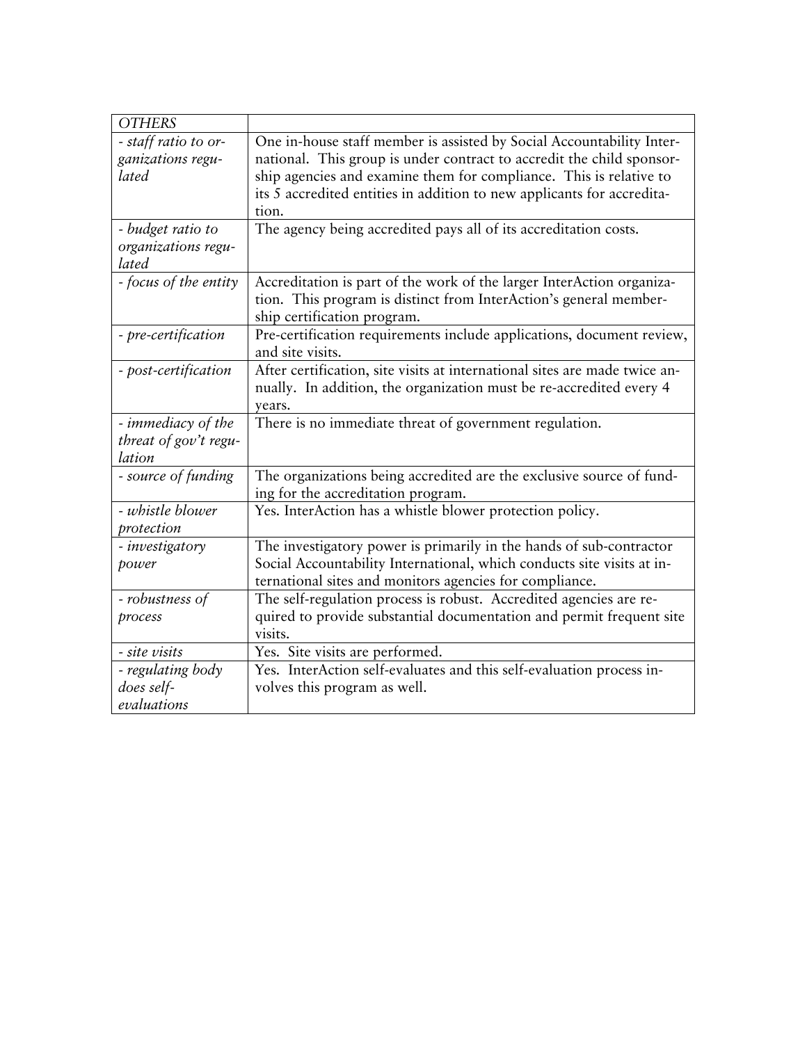| *OTHERS* | |
|---|---|
| *- staff ratio to organizations regulated* | One in-house staff member is assisted by Social Accountability International. This group is under contract to accredit the child sponsorship agencies and examine them for compliance. This is relative to its 5 accredited entities in addition to new applicants for accreditation. |
| *- budget ratio to organizations regulated* | The agency being accredited pays all of its accreditation costs. |
| *- focus of the entity* | Accreditation is part of the work of the larger InterAction organization. This program is distinct from InterAction's general membership certification program. |
| *- pre-certification* | Pre-certification requirements include applications, document review, and site visits. |
| *- post-certification* | After certification, site visits at international sites are made twice annually. In addition, the organization must be re-accredited every 4 years. |
| *- immediacy of the threat of gov't regulation* | There is no immediate threat of government regulation. |
| *- source of funding* | The organizations being accredited are the exclusive source of funding for the accreditation program. |
| *- whistle blower protection* | Yes. InterAction has a whistle blower protection policy. |
| *- investigatory power* | The investigatory power is primarily in the hands of sub-contractor Social Accountability International, which conducts site visits at international sites and monitors agencies for compliance. |
| *- robustness of process* | The self-regulation process is robust. Accredited agencies are required to provide substantial documentation and permit frequent site visits. |
| *- site visits* | Yes. Site visits are performed. |
| *- regulating body does self-evaluations* | Yes. InterAction self-evaluates and this self-evaluation process involves this program as well. |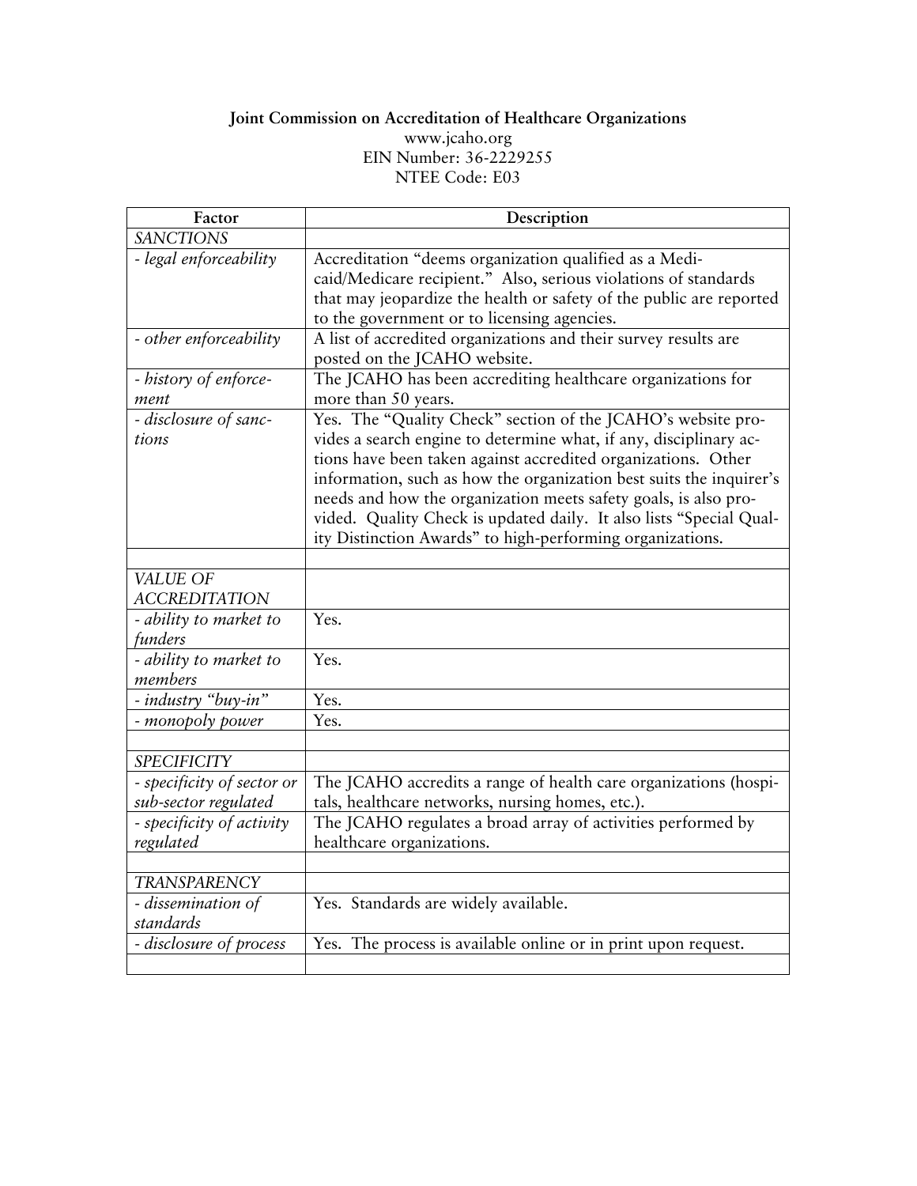**Joint Commission on Accreditation of Healthcare Organizations**
www.jcaho.org
EIN Number: 36-2229255
NTEE Code: E03

| Factor | Description |
|---|---|
| *SANCTIONS* | |
| *- legal enforceability* | Accreditation "deems organization qualified as a Medicaid/Medicare recipient." Also, serious violations of standards that may jeopardize the health or safety of the public are reported to the government or to licensing agencies. |
| *- other enforceability* | A list of accredited organizations and their survey results are posted on the JCAHO website. |
| *- history of enforcement* | The JCAHO has been accrediting healthcare organizations for more than 50 years. |
| *- disclosure of sanctions* | Yes. The "Quality Check" section of the JCAHO's website provides a search engine to determine what, if any, disciplinary actions have been taken against accredited organizations. Other information, such as how the organization best suits the inquirer's needs and how the organization meets safety goals, is also provided. Quality Check is updated daily. It also lists "Special Quality Distinction Awards" to high-performing organizations. |
| | |
| *VALUE OF ACCREDITATION* | |
| *- ability to market to funders* | Yes. |
| *- ability to market to members* | Yes. |
| *- industry "buy-in"* | Yes. |
| *- monopoly power* | Yes. |
| | |
| *SPECIFICITY* | |
| *- specificity of sector or sub-sector regulated* | The JCAHO accredits a range of health care organizations (hospitals, healthcare networks, nursing homes, etc.). |
| *- specificity of activity regulated* | The JCAHO regulates a broad array of activities performed by healthcare organizations. |
| | |
| *TRANSPARENCY* | |
| *- dissemination of standards* | Yes. Standards are widely available. |
| *- disclosure of process* | Yes. The process is available online or in print upon request. |
| | |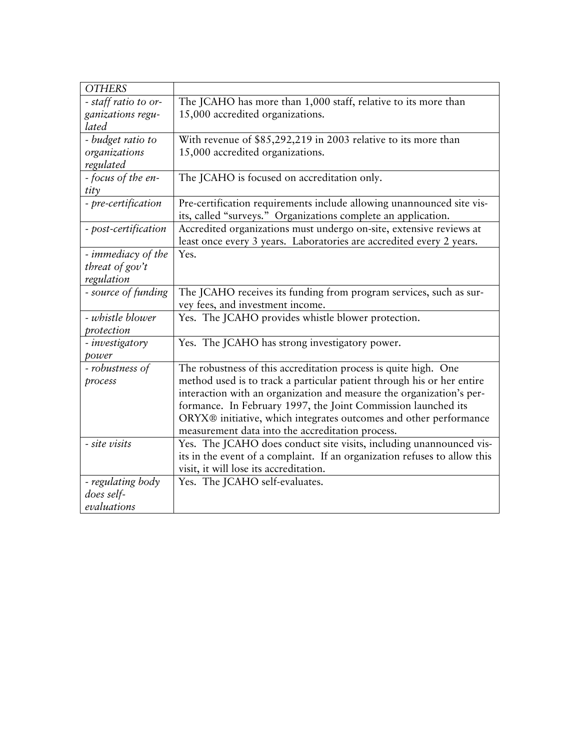| *OTHERS* | |
|---|---|
| *- staff ratio to organizations regulated* | The JCAHO has more than 1,000 staff, relative to its more than 15,000 accredited organizations. |
| *- budget ratio to organizations regulated* | With revenue of $85,292,219 in 2003 relative to its more than 15,000 accredited organizations. |
| *- focus of the entity* | The JCAHO is focused on accreditation only. |
| *- pre-certification* | Pre-certification requirements include allowing unannounced site visits, called "surveys." Organizations complete an application. |
| *- post-certification* | Accredited organizations must undergo on-site, extensive reviews at least once every 3 years. Laboratories are accredited every 2 years. |
| *- immediacy of the threat of gov't regulation* | Yes. |
| *- source of funding* | The JCAHO receives its funding from program services, such as survey fees, and investment income. |
| *- whistle blower protection* | Yes. The JCAHO provides whistle blower protection. |
| *- investigatory power* | Yes. The JCAHO has strong investigatory power. |
| *- robustness of process* | The robustness of this accreditation process is quite high. One method used is to track a particular patient through his or her entire interaction with an organization and measure the organization's performance. In February 1997, the Joint Commission launched its ORYX® initiative, which integrates outcomes and other performance measurement data into the accreditation process. |
| *- site visits* | Yes. The JCAHO does conduct site visits, including unannounced visits in the event of a complaint. If an organization refuses to allow this visit, it will lose its accreditation. |
| *- regulating body does self-evaluations* | Yes. The JCAHO self-evaluates. |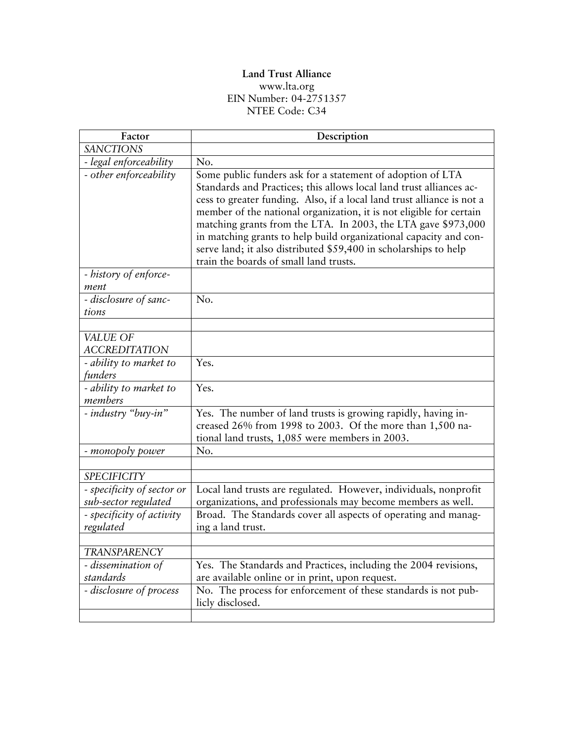**Land Trust Alliance**
www.lta.org
EIN Number: 04-2751357
NTEE Code: C34

| Factor | Description |
|---|---|
| *SANCTIONS* | |
| *- legal enforceability* | No. |
| *- other enforceability* | Some public funders ask for a statement of adoption of LTA Standards and Practices; this allows local land trust alliances access to greater funding. Also, if a local land trust alliance is not a member of the national organization, it is not eligible for certain matching grants from the LTA. In 2003, the LTA gave $973,000 in matching grants to help build organizational capacity and conserve land; it also distributed $59,400 in scholarships to help train the boards of small land trusts. |
| *- history of enforcement* | |
| *- disclosure of sanctions* | No. |
| | |
| *VALUE OF ACCREDITATION* | |
| *- ability to market to funders* | Yes. |
| *- ability to market to members* | Yes. |
| *- industry "buy-in"* | Yes. The number of land trusts is growing rapidly, having increased 26% from 1998 to 2003. Of the more than 1,500 national land trusts, 1,085 were members in 2003. |
| *- monopoly power* | No. |
| | |
| *SPECIFICITY* | |
| *- specificity of sector or sub-sector regulated* | Local land trusts are regulated. However, individuals, nonprofit organizations, and professionals may become members as well. |
| *- specificity of activity regulated* | Broad. The Standards cover all aspects of operating and managing a land trust. |
| | |
| *TRANSPARENCY* | |
| *- dissemination of standards* | Yes. The Standards and Practices, including the 2004 revisions, are available online or in print, upon request. |
| *- disclosure of process* | No. The process for enforcement of these standards is not publicly disclosed. |
| | |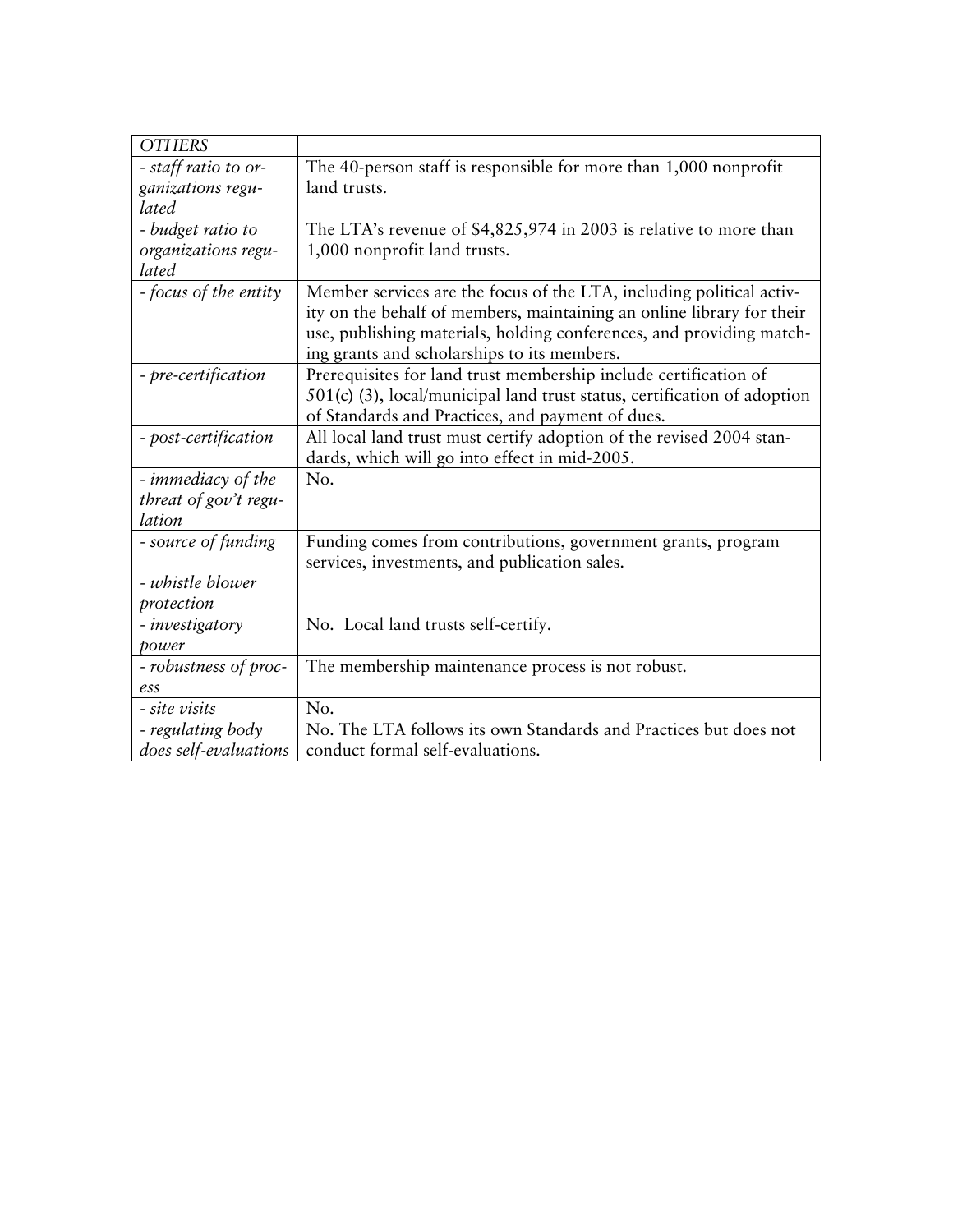| *OTHERS* | |
|---|---|
| *- staff ratio to organizations regulated* | The 40-person staff is responsible for more than 1,000 nonprofit land trusts. |
| *- budget ratio to organizations regulated* | The LTA's revenue of $4,825,974 in 2003 is relative to more than 1,000 nonprofit land trusts. |
| *- focus of the entity* | Member services are the focus of the LTA, including political activity on the behalf of members, maintaining an online library for their use, publishing materials, holding conferences, and providing matching grants and scholarships to its members. |
| *- pre-certification* | Prerequisites for land trust membership include certification of 501(c) (3), local/municipal land trust status, certification of adoption of Standards and Practices, and payment of dues. |
| *- post-certification* | All local land trust must certify adoption of the revised 2004 standards, which will go into effect in mid-2005. |
| *- immediacy of the threat of gov't regulation* | No. |
| *- source of funding* | Funding comes from contributions, government grants, program services, investments, and publication sales. |
| *- whistle blower protection* | |
| *- investigatory power* | No. Local land trusts self-certify. |
| *- robustness of process* | The membership maintenance process is not robust. |
| *- site visits* | No. |
| *- regulating body does self-evaluations* | No. The LTA follows its own Standards and Practices but does not conduct formal self-evaluations. |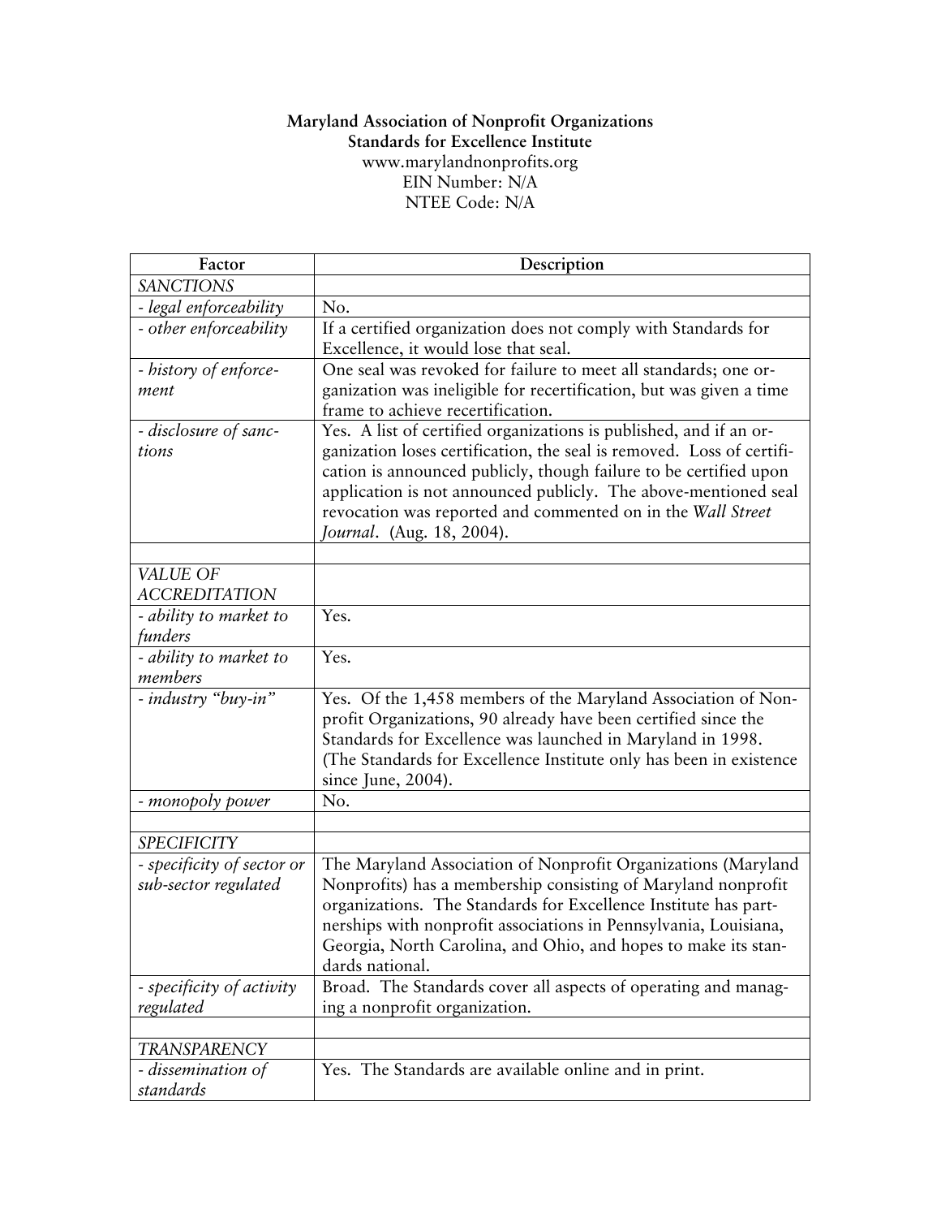**Maryland Association of Nonprofit Organizations**
**Standards for Excellence Institute**
www.marylandnonprofits.org
EIN Number: N/A
NTEE Code: N/A

| Factor | Description |
|---|---|
| *SANCTIONS* | |
| *- legal enforceability* | No. |
| *- other enforceability* | If a certified organization does not comply with Standards for Excellence, it would lose that seal. |
| *- history of enforcement* | One seal was revoked for failure to meet all standards; one organization was ineligible for recertification, but was given a time frame to achieve recertification. |
| *- disclosure of sanctions* | Yes. A list of certified organizations is published, and if an organization loses certification, the seal is removed. Loss of certification is announced publicly, though failure to be certified upon application is not announced publicly. The above-mentioned seal revocation was reported and commented on in the *Wall Street Journal*. (Aug. 18, 2004). |
| | |
| *VALUE OF ACCREDITATION* | |
| *- ability to market to funders* | Yes. |
| *- ability to market to members* | Yes. |
| *- industry "buy-in"* | Yes. Of the 1,458 members of the Maryland Association of Nonprofit Organizations, 90 already have been certified since the Standards for Excellence was launched in Maryland in 1998. (The Standards for Excellence Institute only has been in existence since June, 2004). |
| *- monopoly power* | No. |
| | |
| *SPECIFICITY* | |
| *- specificity of sector or sub-sector regulated* | The Maryland Association of Nonprofit Organizations (Maryland Nonprofits) has a membership consisting of Maryland nonprofit organizations. The Standards for Excellence Institute has partnerships with nonprofit associations in Pennsylvania, Louisiana, Georgia, North Carolina, and Ohio, and hopes to make its standards national. |
| *- specificity of activity regulated* | Broad. The Standards cover all aspects of operating and managing a nonprofit organization. |
| | |
| *TRANSPARENCY* | |
| *- dissemination of standards* | Yes. The Standards are available online and in print. |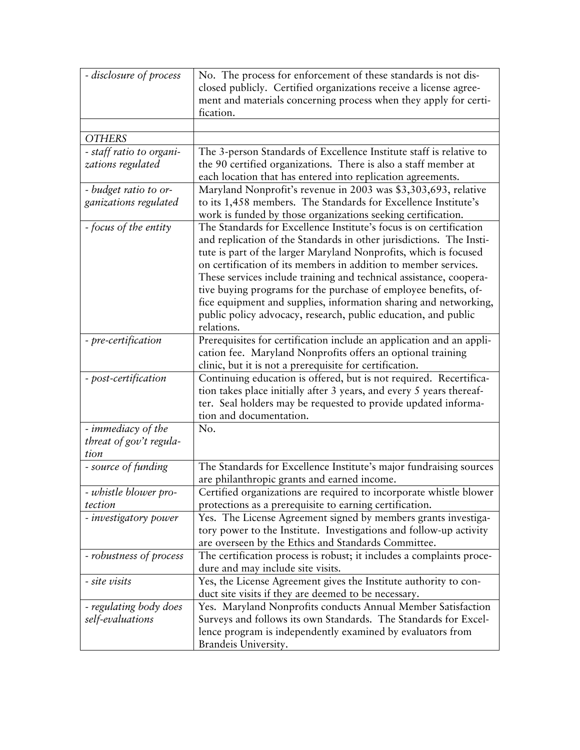| | |
|---|---|
| *- disclosure of process* | No. The process for enforcement of these standards is not disclosed publicly. Certified organizations receive a license agreement and materials concerning process when they apply for certification. |
| | |
| *OTHERS* | |
| *- staff ratio to organizations regulated* | The 3-person Standards of Excellence Institute staff is relative to the 90 certified organizations. There is also a staff member at each location that has entered into replication agreements. |
| *- budget ratio to organizations regulated* | Maryland Nonprofit's revenue in 2003 was $3,303,693, relative to its 1,458 members. The Standards for Excellence Institute's work is funded by those organizations seeking certification. |
| *- focus of the entity* | The Standards for Excellence Institute's focus is on certification and replication of the Standards in other jurisdictions. The Institute is part of the larger Maryland Nonprofits, which is focused on certification of its members in addition to member services. These services include training and technical assistance, cooperative buying programs for the purchase of employee benefits, office equipment and supplies, information sharing and networking, public policy advocacy, research, public education, and public relations. |
| *- pre-certification* | Prerequisites for certification include an application and an application fee. Maryland Nonprofits offers an optional training clinic, but it is not a prerequisite for certification. |
| *- post-certification* | Continuing education is offered, but is not required. Recertification takes place initially after 3 years, and every 5 years thereafter. Seal holders may be requested to provide updated information and documentation. |
| *- immediacy of the threat of gov't regulation* | No. |
| *- source of funding* | The Standards for Excellence Institute's major fundraising sources are philanthropic grants and earned income. |
| *- whistle blower protection* | Certified organizations are required to incorporate whistle blower protections as a prerequisite to earning certification. |
| *- investigatory power* | Yes. The License Agreement signed by members grants investigatory power to the Institute. Investigations and follow-up activity are overseen by the Ethics and Standards Committee. |
| *- robustness of process* | The certification process is robust; it includes a complaints procedure and may include site visits. |
| *- site visits* | Yes, the License Agreement gives the Institute authority to conduct site visits if they are deemed to be necessary. |
| *- regulating body does self-evaluations* | Yes. Maryland Nonprofits conducts Annual Member Satisfaction Surveys and follows its own Standards. The Standards for Excellence program is independently examined by evaluators from Brandeis University. |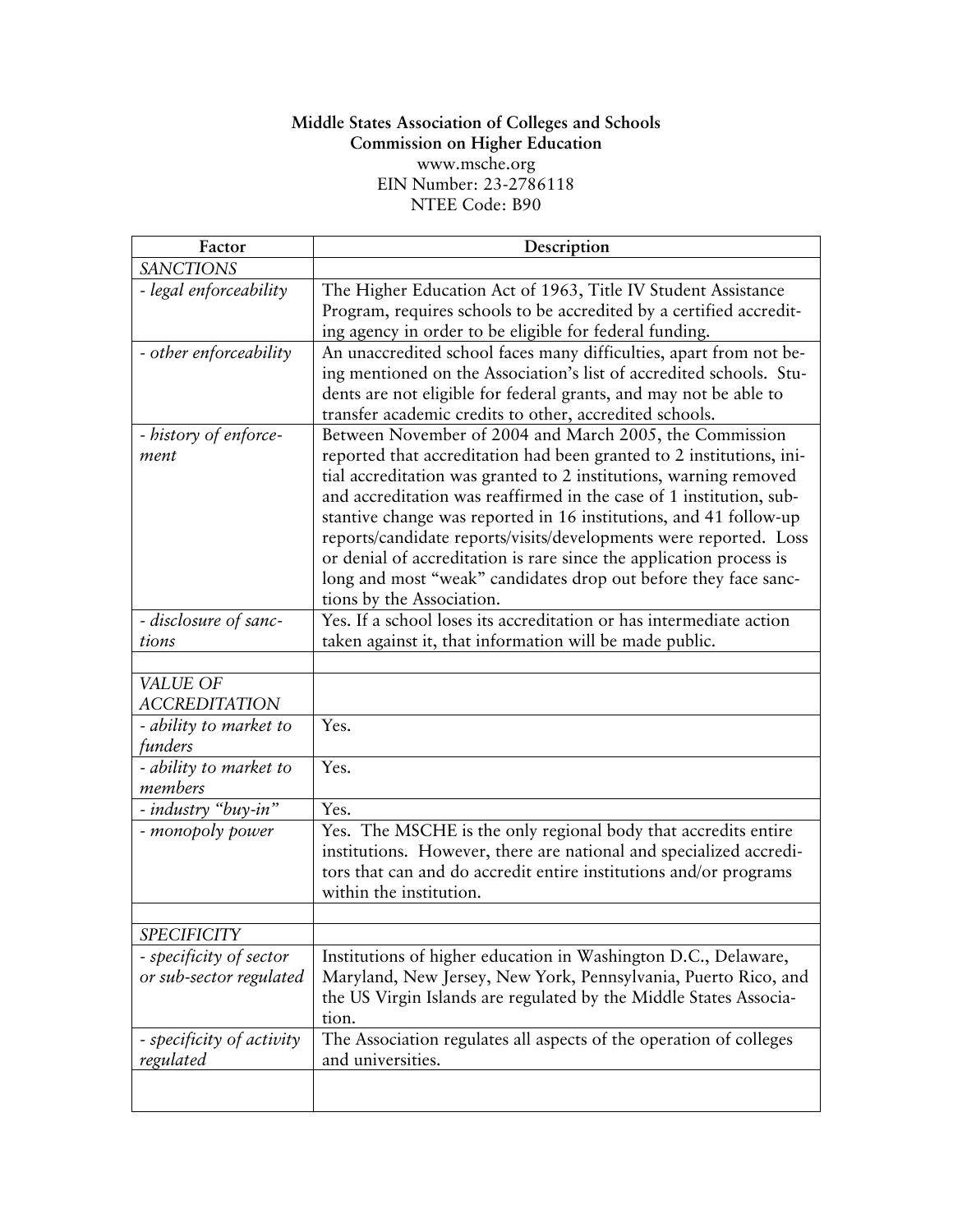**Middle States Association of Colleges and Schools**
**Commission on Higher Education**
www.msche.org
EIN Number: 23-2786118
NTEE Code: B90

| Factor | Description |
|---|---|
| *SANCTIONS* | |
| *- legal enforceability* | The Higher Education Act of 1963, Title IV Student Assistance Program, requires schools to be accredited by a certified accrediting agency in order to be eligible for federal funding. |
| *- other enforceability* | An unaccredited school faces many difficulties, apart from not being mentioned on the Association's list of accredited schools. Students are not eligible for federal grants, and may not be able to transfer academic credits to other, accredited schools. |
| *- history of enforcement* | Between November of 2004 and March 2005, the Commission reported that accreditation had been granted to 2 institutions, initial accreditation was granted to 2 institutions, warning removed and accreditation was reaffirmed in the case of 1 institution, substantive change was reported in 16 institutions, and 41 follow-up reports/candidate reports/visits/developments were reported. Loss or denial of accreditation is rare since the application process is long and most "weak" candidates drop out before they face sanctions by the Association. |
| *- disclosure of sanctions* | Yes. If a school loses its accreditation or has intermediate action taken against it, that information will be made public. |
| | |
| *VALUE OF ACCREDITATION* | |
| *- ability to market to funders* | Yes. |
| *- ability to market to members* | Yes. |
| *- industry "buy-in"* | Yes. |
| *- monopoly power* | Yes. The MSCHE is the only regional body that accredits entire institutions. However, there are national and specialized accreditors that can and do accredit entire institutions and/or programs within the institution. |
| | |
| *SPECIFICITY* | |
| *- specificity of sector or sub-sector regulated* | Institutions of higher education in Washington D.C., Delaware, Maryland, New Jersey, New York, Pennsylvania, Puerto Rico, and the US Virgin Islands are regulated by the Middle States Association. |
| *- specificity of activity regulated* | The Association regulates all aspects of the operation of colleges and universities. |
| | |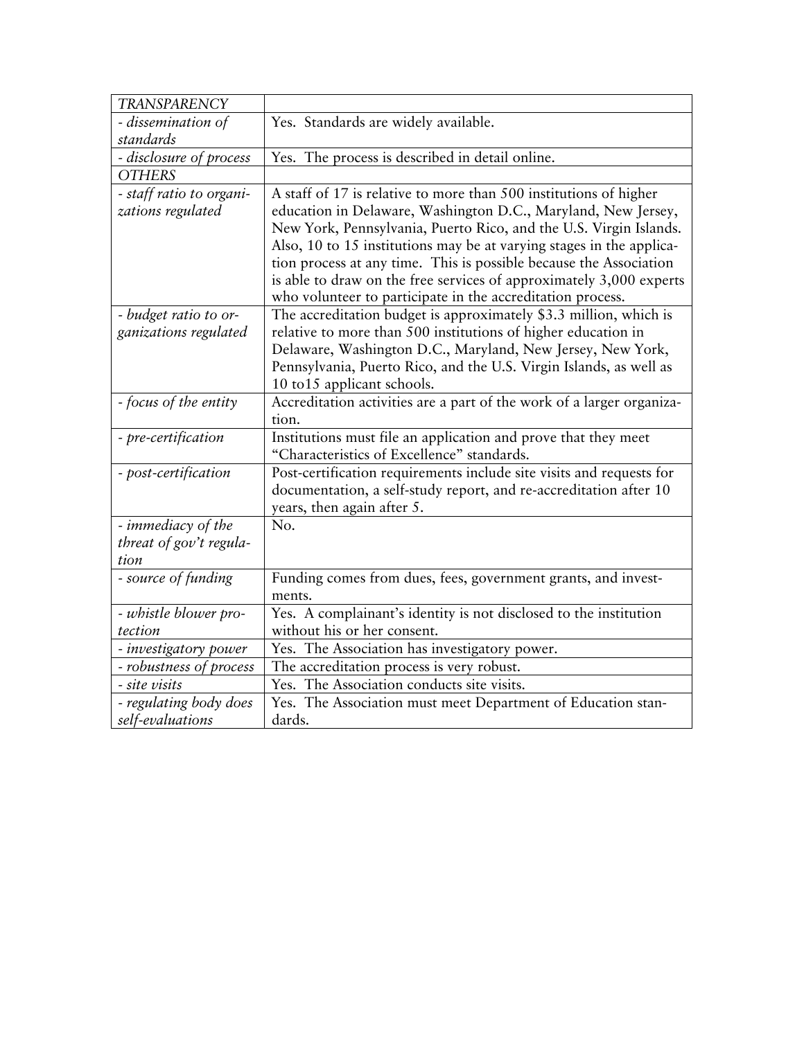| *TRANSPARENCY* | |
|---|---|
| *- dissemination of standards* | Yes. Standards are widely available. |
| *- disclosure of process* | Yes. The process is described in detail online. |
| *OTHERS* | |
| *- staff ratio to organizations regulated* | A staff of 17 is relative to more than 500 institutions of higher education in Delaware, Washington D.C., Maryland, New Jersey, New York, Pennsylvania, Puerto Rico, and the U.S. Virgin Islands. Also, 10 to 15 institutions may be at varying stages in the application process at any time. This is possible because the Association is able to draw on the free services of approximately 3,000 experts who volunteer to participate in the accreditation process. |
| *- budget ratio to organizations regulated* | The accreditation budget is approximately $3.3 million, which is relative to more than 500 institutions of higher education in Delaware, Washington D.C., Maryland, New Jersey, New York, Pennsylvania, Puerto Rico, and the U.S. Virgin Islands, as well as 10 to15 applicant schools. |
| *- focus of the entity* | Accreditation activities are a part of the work of a larger organization. |
| *- pre-certification* | Institutions must file an application and prove that they meet "Characteristics of Excellence" standards. |
| *- post-certification* | Post-certification requirements include site visits and requests for documentation, a self-study report, and re-accreditation after 10 years, then again after 5. |
| *- immediacy of the threat of gov't regulation* | No. |
| *- source of funding* | Funding comes from dues, fees, government grants, and investments. |
| *- whistle blower protection* | Yes. A complainant's identity is not disclosed to the institution without his or her consent. |
| *- investigatory power* | Yes. The Association has investigatory power. |
| *- robustness of process* | The accreditation process is very robust. |
| *- site visits* | Yes. The Association conducts site visits. |
| *- regulating body does self-evaluations* | Yes. The Association must meet Department of Education standards. |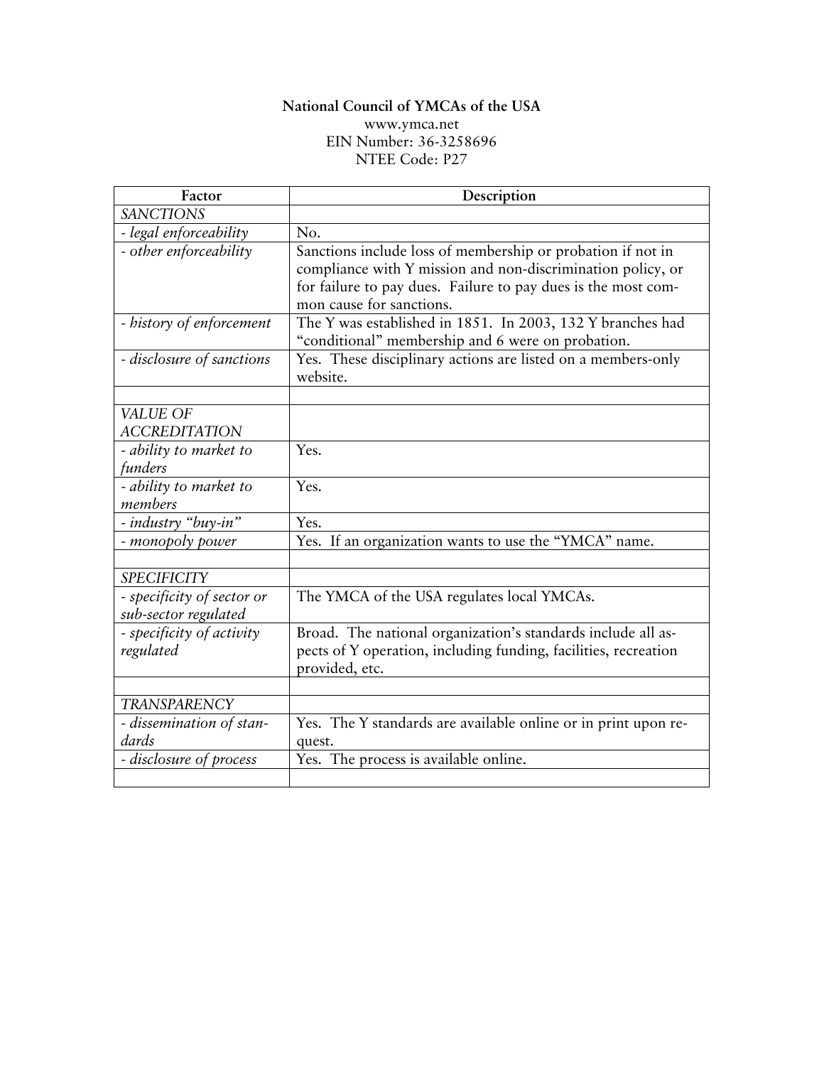**National Council of YMCAs of the USA**
www.ymca.net
EIN Number: 36-3258696
NTEE Code: P27

| Factor | Description |
|---|---|
| *SANCTIONS* | |
| *- legal enforceability* | No. |
| *- other enforceability* | Sanctions include loss of membership or probation if not in compliance with Y mission and non-discrimination policy, or for failure to pay dues. Failure to pay dues is the most common cause for sanctions. |
| *- history of enforcement* | The Y was established in 1851. In 2003, 132 Y branches had "conditional" membership and 6 were on probation. |
| *- disclosure of sanctions* | Yes. These disciplinary actions are listed on a members-only website. |
| | |
| *VALUE OF ACCREDITATION* | |
| *- ability to market to funders* | Yes. |
| *- ability to market to members* | Yes. |
| *- industry "buy-in"* | Yes. |
| *- monopoly power* | Yes. If an organization wants to use the "YMCA" name. |
| | |
| *SPECIFICITY* | |
| *- specificity of sector or sub-sector regulated* | The YMCA of the USA regulates local YMCAs. |
| *- specificity of activity regulated* | Broad. The national organization's standards include all aspects of Y operation, including funding, facilities, recreation provided, etc. |
| | |
| *TRANSPARENCY* | |
| *- dissemination of standards* | Yes. The Y standards are available online or in print upon request. |
| *- disclosure of process* | Yes. The process is available online. |
| | |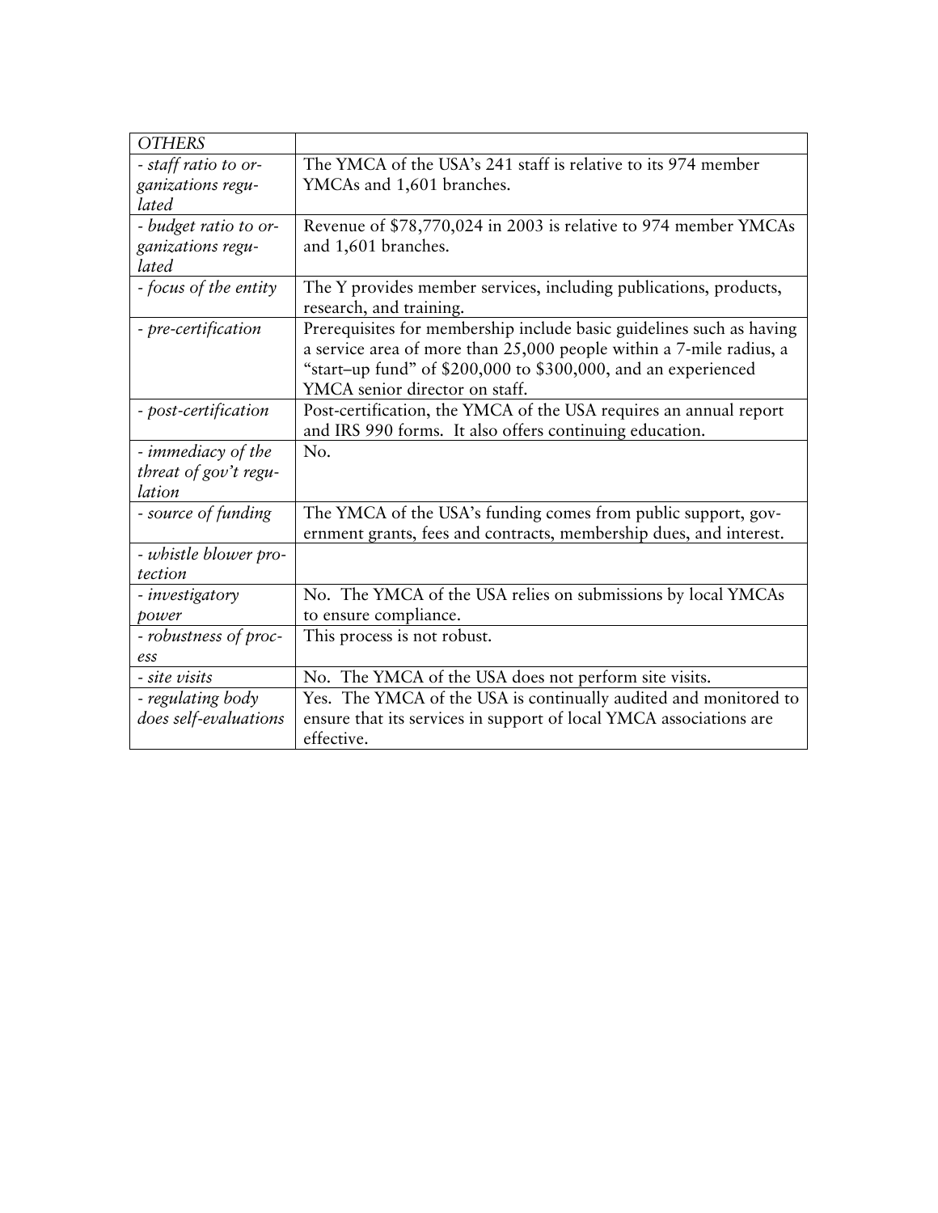| *OTHERS* | |
|---|---|
| *- staff ratio to organizations regulated* | The YMCA of the USA's 241 staff is relative to its 974 member YMCAs and 1,601 branches. |
| *- budget ratio to organizations regulated* | Revenue of $78,770,024 in 2003 is relative to 974 member YMCAs and 1,601 branches. |
| *- focus of the entity* | The Y provides member services, including publications, products, research, and training. |
| *- pre-certification* | Prerequisites for membership include basic guidelines such as having a service area of more than 25,000 people within a 7-mile radius, a "start–up fund" of $200,000 to $300,000, and an experienced YMCA senior director on staff. |
| *- post-certification* | Post-certification, the YMCA of the USA requires an annual report and IRS 990 forms. It also offers continuing education. |
| *- immediacy of the threat of gov't regulation* | No. |
| *- source of funding* | The YMCA of the USA's funding comes from public support, government grants, fees and contracts, membership dues, and interest. |
| *- whistle blower protection* | |
| *- investigatory power* | No. The YMCA of the USA relies on submissions by local YMCAs to ensure compliance. |
| *- robustness of process* | This process is not robust. |
| *- site visits* | No. The YMCA of the USA does not perform site visits. |
| *- regulating body does self-evaluations* | Yes. The YMCA of the USA is continually audited and monitored to ensure that its services in support of local YMCA associations are effective. |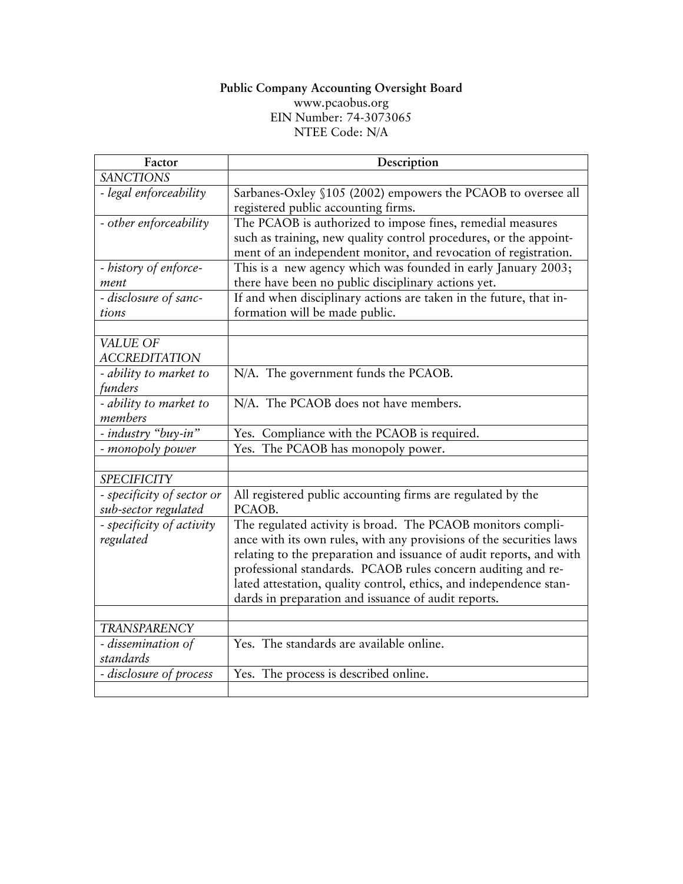**Public Company Accounting Oversight Board**
www.pcaobus.org
EIN Number: 74-3073065
NTEE Code: N/A

| Factor | Description |
|---|---|
| *SANCTIONS* | |
| *- legal enforceability* | Sarbanes-Oxley §105 (2002) empowers the PCAOB to oversee all registered public accounting firms. |
| *- other enforceability* | The PCAOB is authorized to impose fines, remedial measures such as training, new quality control procedures, or the appointment of an independent monitor, and revocation of registration. |
| *- history of enforcement* | This is a new agency which was founded in early January 2003; there have been no public disciplinary actions yet. |
| *- disclosure of sanctions* | If and when disciplinary actions are taken in the future, that information will be made public. |
| | |
| *VALUE OF ACCREDITATION* | |
| *- ability to market to funders* | N/A. The government funds the PCAOB. |
| *- ability to market to members* | N/A. The PCAOB does not have members. |
| *- industry "buy-in"* | Yes. Compliance with the PCAOB is required. |
| *- monopoly power* | Yes. The PCAOB has monopoly power. |
| | |
| *SPECIFICITY* | |
| *- specificity of sector or sub-sector regulated* | All registered public accounting firms are regulated by the PCAOB. |
| *- specificity of activity regulated* | The regulated activity is broad. The PCAOB monitors compliance with its own rules, with any provisions of the securities laws relating to the preparation and issuance of audit reports, and with professional standards. PCAOB rules concern auditing and related attestation, quality control, ethics, and independence standards in preparation and issuance of audit reports. |
| | |
| *TRANSPARENCY* | |
| *- dissemination of standards* | Yes. The standards are available online. |
| *- disclosure of process* | Yes. The process is described online. |
| | |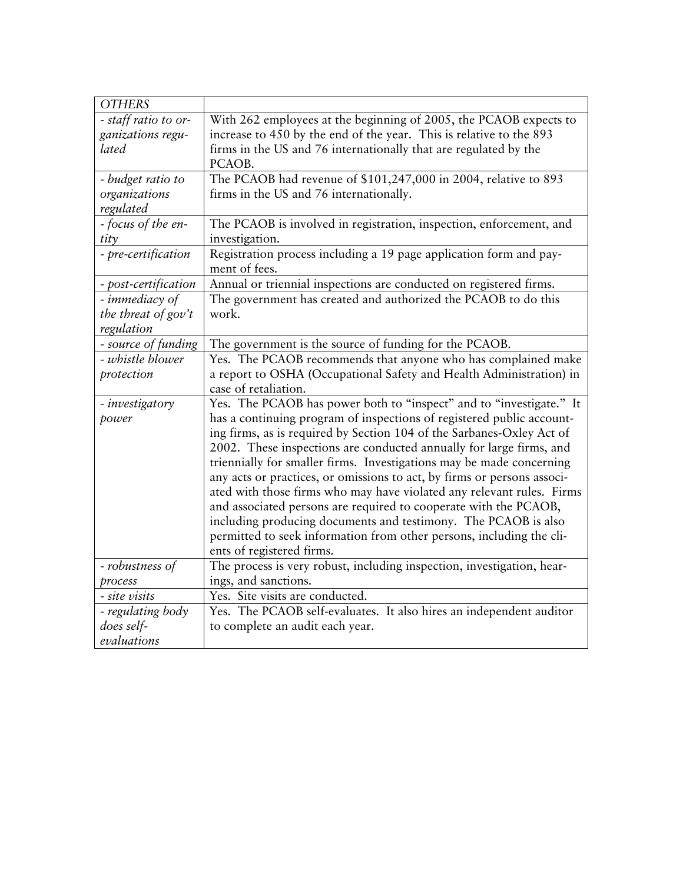| *OTHERS* | |
|---|---|
| *- staff ratio to organizations regulated* | With 262 employees at the beginning of 2005, the PCAOB expects to increase to 450 by the end of the year. This is relative to the 893 firms in the US and 76 internationally that are regulated by the PCAOB. |
| *- budget ratio to organizations regulated* | The PCAOB had revenue of $101,247,000 in 2004, relative to 893 firms in the US and 76 internationally. |
| *- focus of the entity* | The PCAOB is involved in registration, inspection, enforcement, and investigation. |
| *- pre-certification* | Registration process including a 19 page application form and payment of fees. |
| *- post-certification* | Annual or triennial inspections are conducted on registered firms. |
| *- immediacy of the threat of gov't regulation* | The government has created and authorized the PCAOB to do this work. |
| *- source of funding* | The government is the source of funding for the PCAOB. |
| *- whistle blower protection* | Yes. The PCAOB recommends that anyone who has complained make a report to OSHA (Occupational Safety and Health Administration) in case of retaliation. |
| *- investigatory power* | Yes. The PCAOB has power both to "inspect" and to "investigate." It has a continuing program of inspections of registered public accounting firms, as is required by Section 104 of the Sarbanes-Oxley Act of 2002. These inspections are conducted annually for large firms, and triennially for smaller firms. Investigations may be made concerning any acts or practices, or omissions to act, by firms or persons associated with those firms who may have violated any relevant rules. Firms and associated persons are required to cooperate with the PCAOB, including producing documents and testimony. The PCAOB is also permitted to seek information from other persons, including the clients of registered firms. |
| *- robustness of process* | The process is very robust, including inspection, investigation, hearings, and sanctions. |
| *- site visits* | Yes. Site visits are conducted. |
| *- regulating body does self-evaluations* | Yes. The PCAOB self-evaluates. It also hires an independent auditor to complete an audit each year. |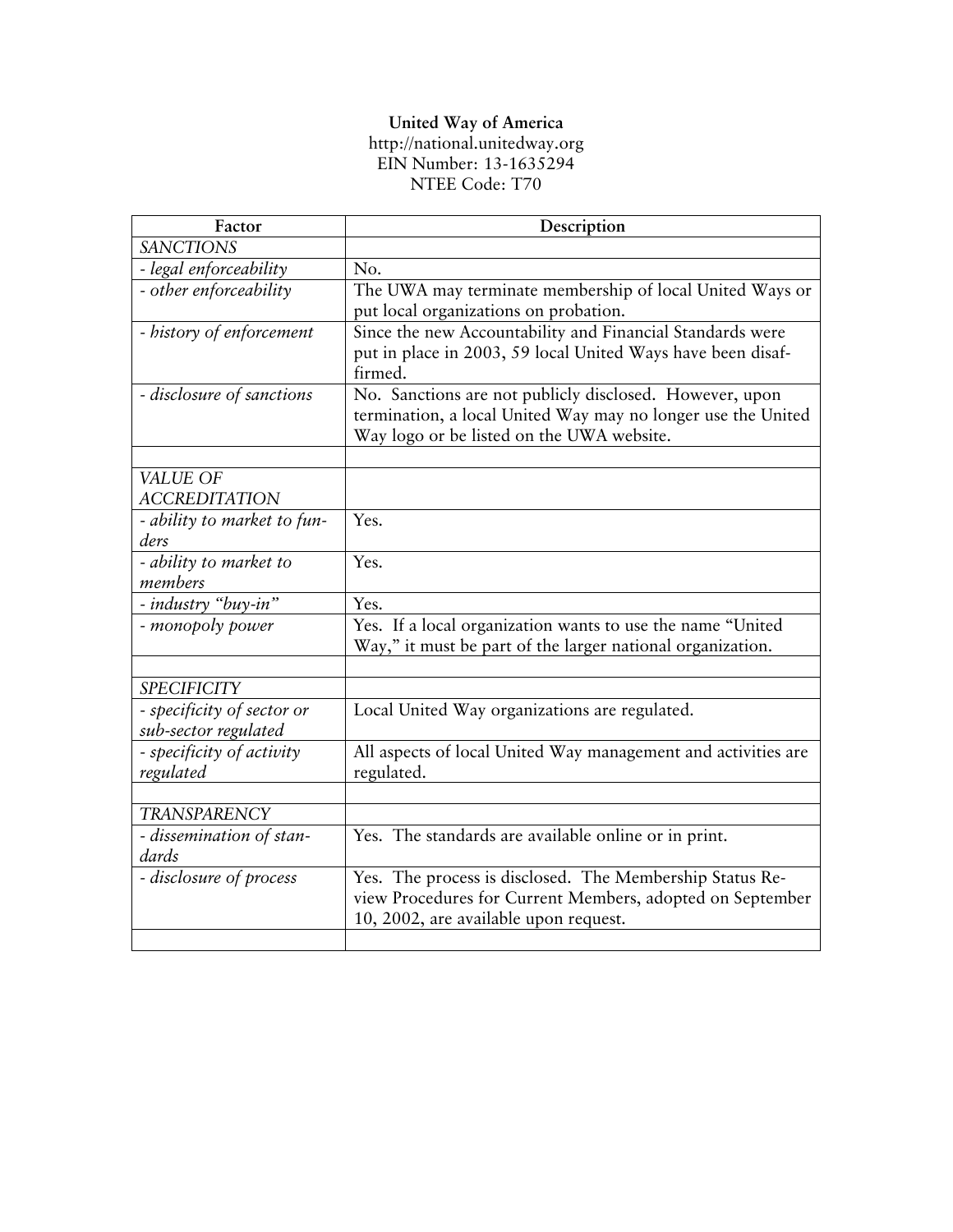**United Way of America**
http://national.unitedway.org
EIN Number: 13-1635294
NTEE Code: T70

| Factor | Description |
|---|---|
| *SANCTIONS* | |
| *- legal enforceability* | No. |
| *- other enforceability* | The UWA may terminate membership of local United Ways or put local organizations on probation. |
| *- history of enforcement* | Since the new Accountability and Financial Standards were put in place in 2003, 59 local United Ways have been disaffirmed. |
| *- disclosure of sanctions* | No. Sanctions are not publicly disclosed. However, upon termination, a local United Way may no longer use the United Way logo or be listed on the UWA website. |
| | |
| *VALUE OF ACCREDITATION* | |
| *- ability to market to funders* | Yes. |
| *- ability to market to members* | Yes. |
| *- industry "buy-in"* | Yes. |
| *- monopoly power* | Yes. If a local organization wants to use the name "United Way," it must be part of the larger national organization. |
| | |
| *SPECIFICITY* | |
| *- specificity of sector or sub-sector regulated* | Local United Way organizations are regulated. |
| *- specificity of activity regulated* | All aspects of local United Way management and activities are regulated. |
| | |
| *TRANSPARENCY* | |
| *- dissemination of standards* | Yes. The standards are available online or in print. |
| *- disclosure of process* | Yes. The process is disclosed. The Membership Status Review Procedures for Current Members, adopted on September 10, 2002, are available upon request. |
| | |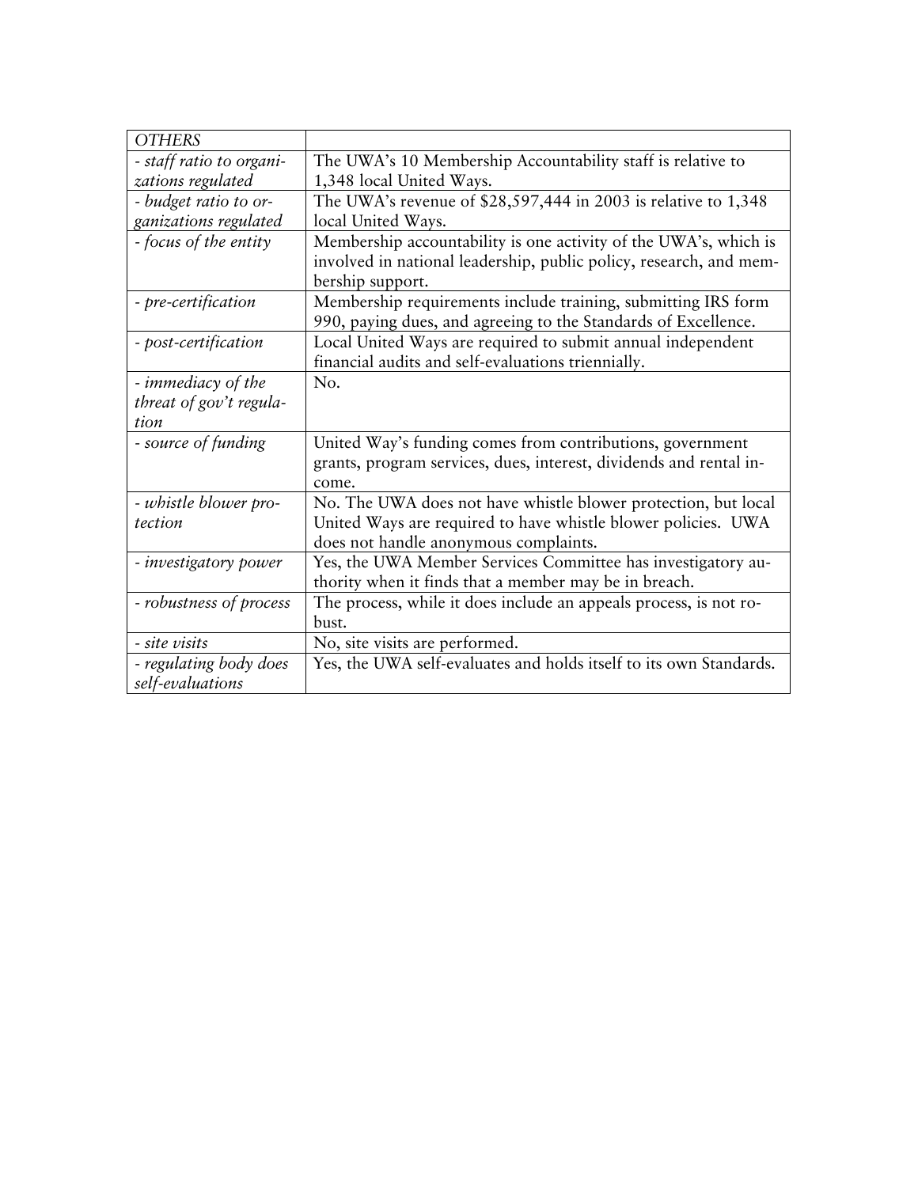| *OTHERS* | |
|---|---|
| *- staff ratio to organizations regulated* | The UWA's 10 Membership Accountability staff is relative to 1,348 local United Ways. |
| *- budget ratio to organizations regulated* | The UWA's revenue of $28,597,444 in 2003 is relative to 1,348 local United Ways. |
| *- focus of the entity* | Membership accountability is one activity of the UWA's, which is involved in national leadership, public policy, research, and membership support. |
| *- pre-certification* | Membership requirements include training, submitting IRS form 990, paying dues, and agreeing to the Standards of Excellence. |
| *- post-certification* | Local United Ways are required to submit annual independent financial audits and self-evaluations triennially. |
| *- immediacy of the threat of gov't regulation* | No. |
| *- source of funding* | United Way's funding comes from contributions, government grants, program services, dues, interest, dividends and rental income. |
| *- whistle blower protection* | No. The UWA does not have whistle blower protection, but local United Ways are required to have whistle blower policies. UWA does not handle anonymous complaints. |
| *- investigatory power* | Yes, the UWA Member Services Committee has investigatory authority when it finds that a member may be in breach. |
| *- robustness of process* | The process, while it does include an appeals process, is not robust. |
| *- site visits* | No, site visits are performed. |
| *- regulating body does self-evaluations* | Yes, the UWA self-evaluates and holds itself to its own Standards. |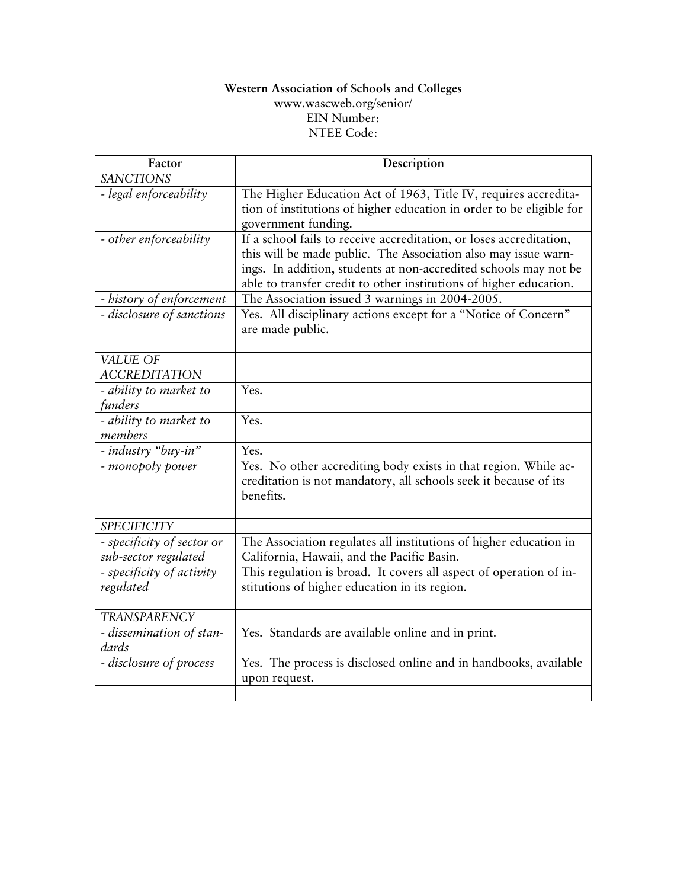**Western Association of Schools and Colleges**
www.wascweb.org/senior/
EIN Number:
NTEE Code:

| Factor | Description |
|---|---|
| *SANCTIONS* | |
| *- legal enforceability* | The Higher Education Act of 1963, Title IV, requires accreditation of institutions of higher education in order to be eligible for government funding. |
| *- other enforceability* | If a school fails to receive accreditation, or loses accreditation, this will be made public. The Association also may issue warnings. In addition, students at non-accredited schools may not be able to transfer credit to other institutions of higher education. |
| *- history of enforcement* | The Association issued 3 warnings in 2004-2005. |
| *- disclosure of sanctions* | Yes. All disciplinary actions except for a "Notice of Concern" are made public. |
| | |
| *VALUE OF ACCREDITATION* | |
| *- ability to market to funders* | Yes. |
| *- ability to market to members* | Yes. |
| *- industry "buy-in"* | Yes. |
| *- monopoly power* | Yes. No other accrediting body exists in that region. While accreditation is not mandatory, all schools seek it because of its benefits. |
| | |
| *SPECIFICITY* | |
| *- specificity of sector or sub-sector regulated* | The Association regulates all institutions of higher education in California, Hawaii, and the Pacific Basin. |
| *- specificity of activity regulated* | This regulation is broad. It covers all aspect of operation of institutions of higher education in its region. |
| | |
| *TRANSPARENCY* | |
| *- dissemination of standards* | Yes. Standards are available online and in print. |
| *- disclosure of process* | Yes. The process is disclosed online and in handbooks, available upon request. |
| | |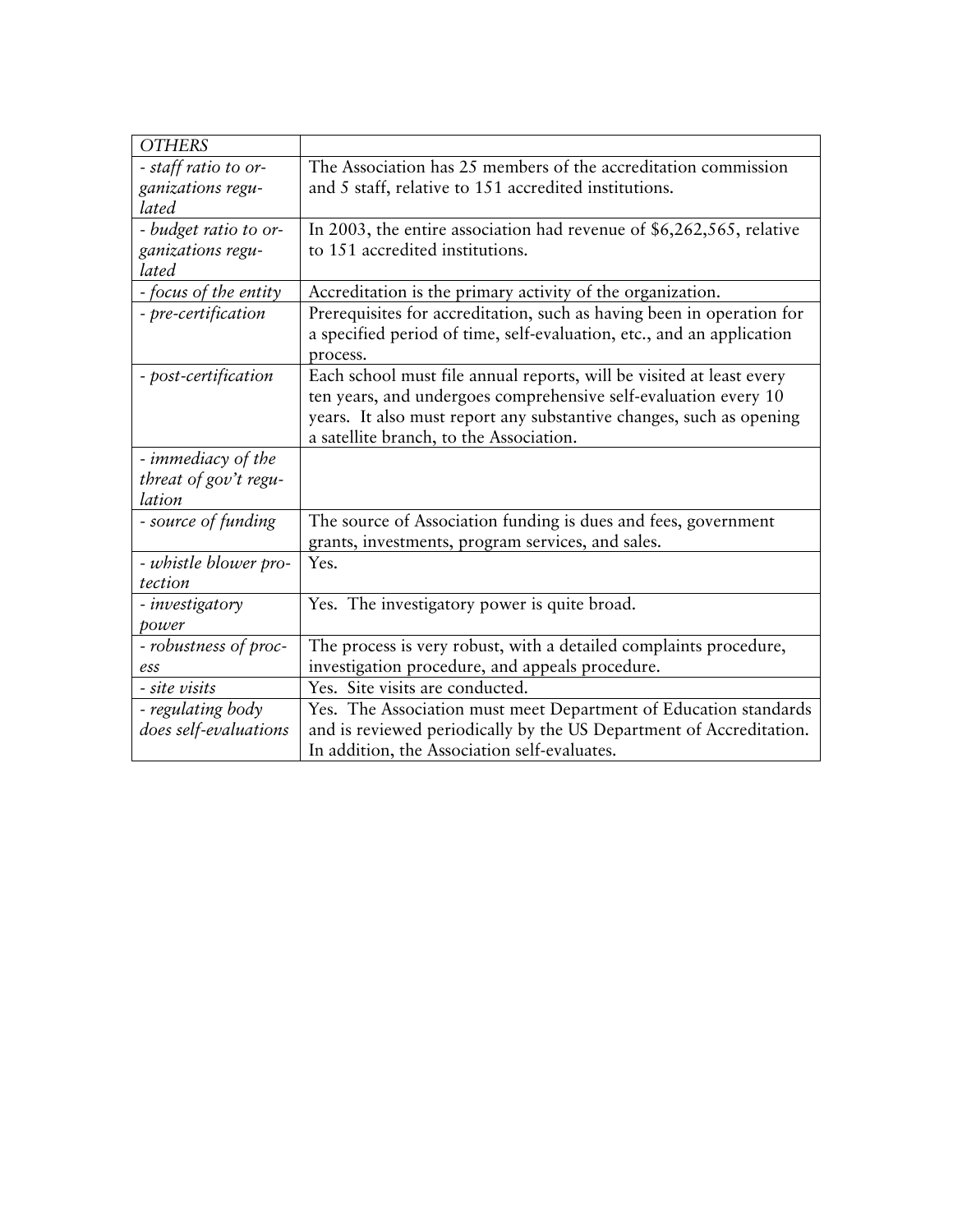| *OTHERS* | |
|---|---|
| *- staff ratio to organizations regulated* | The Association has 25 members of the accreditation commission and 5 staff, relative to 151 accredited institutions. |
| *- budget ratio to organizations regulated* | In 2003, the entire association had revenue of $6,262,565, relative to 151 accredited institutions. |
| *- focus of the entity* | Accreditation is the primary activity of the organization. |
| *- pre-certification* | Prerequisites for accreditation, such as having been in operation for a specified period of time, self-evaluation, etc., and an application process. |
| *- post-certification* | Each school must file annual reports, will be visited at least every ten years, and undergoes comprehensive self-evaluation every 10 years. It also must report any substantive changes, such as opening a satellite branch, to the Association. |
| *- immediacy of the threat of gov't regulation* | |
| *- source of funding* | The source of Association funding is dues and fees, government grants, investments, program services, and sales. |
| *- whistle blower protection* | Yes. |
| *- investigatory power* | Yes. The investigatory power is quite broad. |
| *- robustness of process* | The process is very robust, with a detailed complaints procedure, investigation procedure, and appeals procedure. |
| *- site visits* | Yes. Site visits are conducted. |
| *- regulating body does self-evaluations* | Yes. The Association must meet Department of Education standards and is reviewed periodically by the US Department of Accreditation. In addition, the Association self-evaluates. |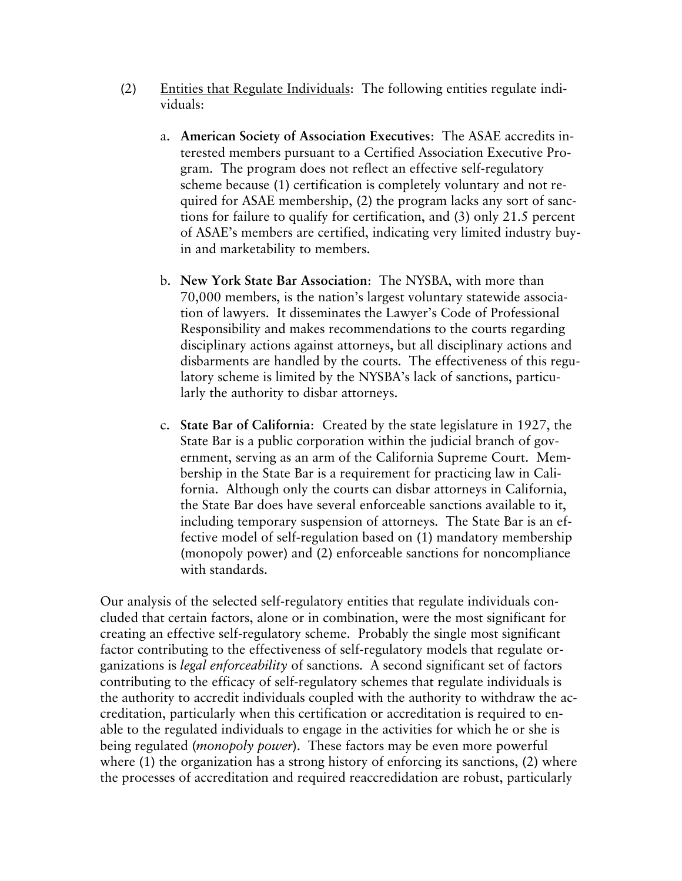(2) Entities that Regulate Individuals: The following entities regulate individuals:

   a. **American Society of Association Executives**: The ASAE accredits interested members pursuant to a Certified Association Executive Program. The program does not reflect an effective self-regulatory scheme because (1) certification is completely voluntary and not required for ASAE membership, (2) the program lacks any sort of sanctions for failure to qualify for certification, and (3) only 21.5 percent of ASAE's members are certified, indicating very limited industry buy-in and marketability to members.

   b. **New York State Bar Association**: The NYSBA, with more than 70,000 members, is the nation's largest voluntary statewide association of lawyers. It disseminates the Lawyer's Code of Professional Responsibility and makes recommendations to the courts regarding disciplinary actions against attorneys, but all disciplinary actions and disbarments are handled by the courts. The effectiveness of this regulatory scheme is limited by the NYSBA's lack of sanctions, particularly the authority to disbar attorneys.

   c. **State Bar of California**: Created by the state legislature in 1927, the State Bar is a public corporation within the judicial branch of government, serving as an arm of the California Supreme Court. Membership in the State Bar is a requirement for practicing law in California. Although only the courts can disbar attorneys in California, the State Bar does have several enforceable sanctions available to it, including temporary suspension of attorneys. The State Bar is an effective model of self-regulation based on (1) mandatory membership (monopoly power) and (2) enforceable sanctions for noncompliance with standards.

Our analysis of the selected self-regulatory entities that regulate individuals concluded that certain factors, alone or in combination, were the most significant for creating an effective self-regulatory scheme. Probably the single most significant factor contributing to the effectiveness of self-regulatory models that regulate organizations is *legal enforceability* of sanctions. A second significant set of factors contributing to the efficacy of self-regulatory schemes that regulate individuals is the authority to accredit individuals coupled with the authority to withdraw the accreditation, particularly when this certification or accreditation is required to enable to the regulated individuals to engage in the activities for which he or she is being regulated (*monopoly power*). These factors may be even more powerful where (1) the organization has a strong history of enforcing its sanctions, (2) where the processes of accreditation and required reaccredidation are robust, particularly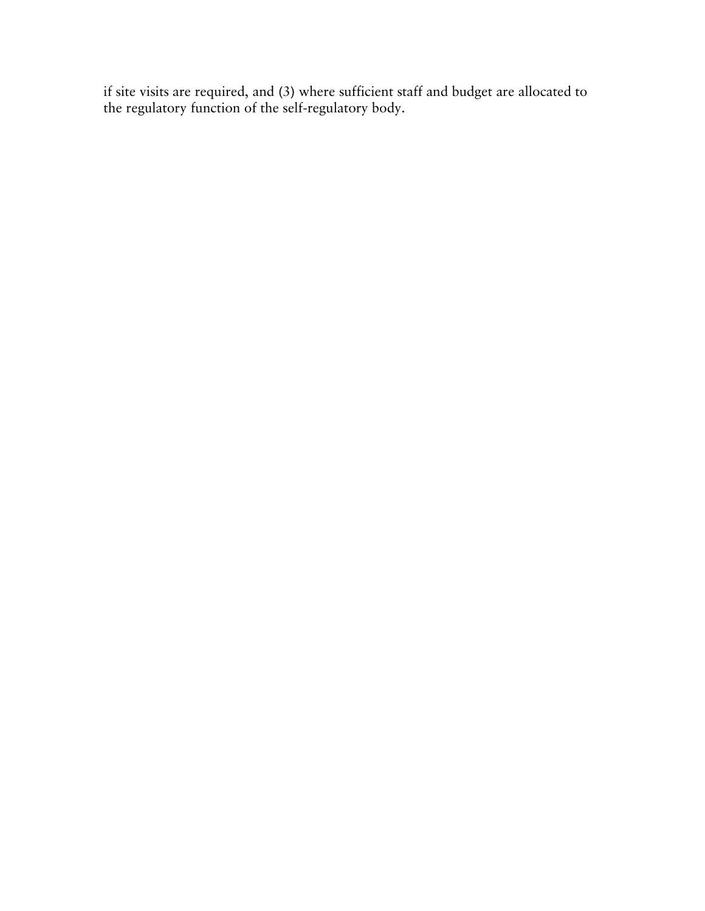if site visits are required, and (3) where sufficient staff and budget are allocated to the regulatory function of the self-regulatory body.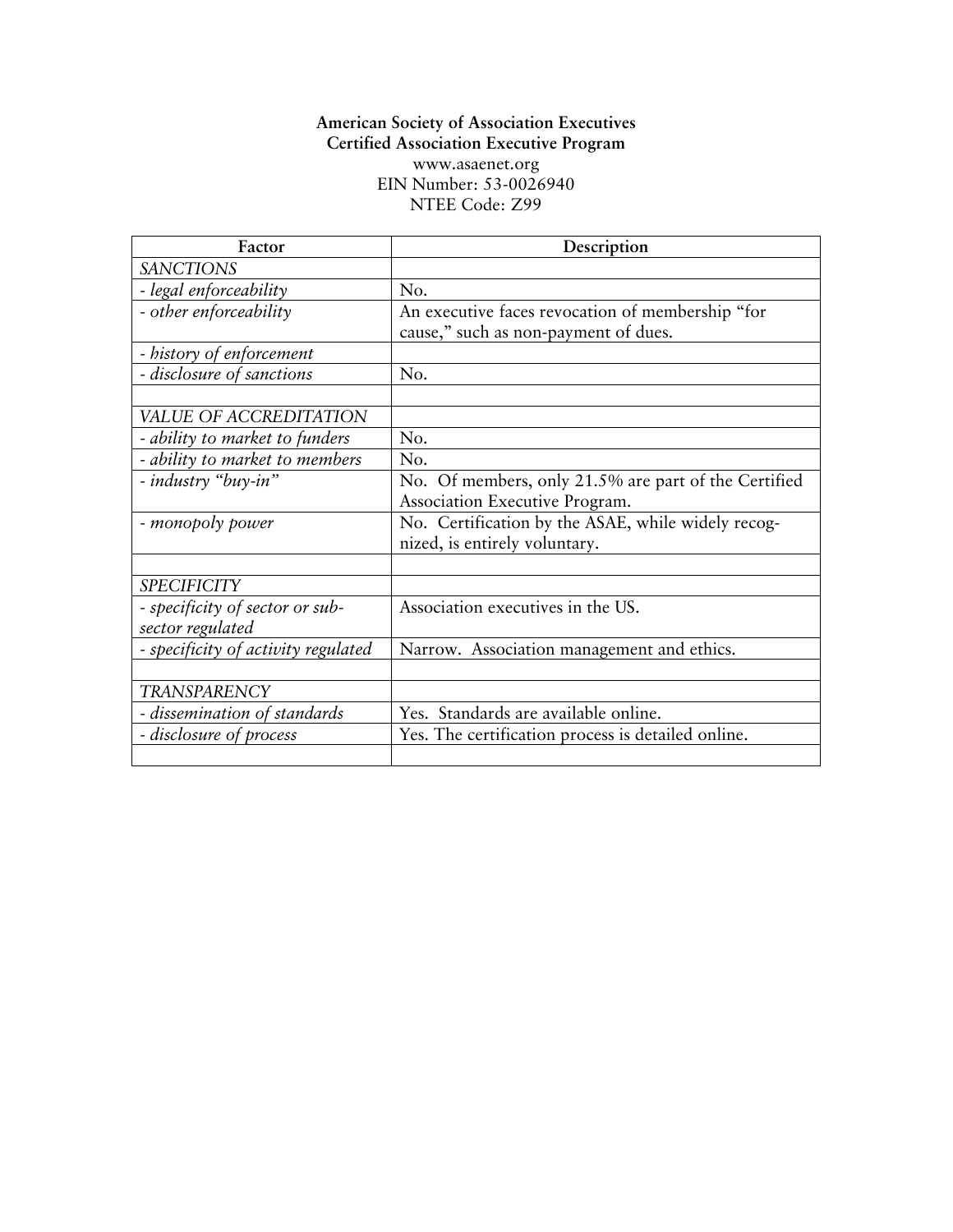**American Society of Association Executives**
**Certified Association Executive Program**
www.asaenet.org
EIN Number: 53-0026940
NTEE Code: Z99

| Factor | Description |
|---|---|
| *SANCTIONS* | |
| *- legal enforceability* | No. |
| *- other enforceability* | An executive faces revocation of membership "for cause," such as non-payment of dues. |
| *- history of enforcement* | |
| *- disclosure of sanctions* | No. |
| | |
| *VALUE OF ACCREDITATION* | |
| *- ability to market to funders* | No. |
| *- ability to market to members* | No. |
| *- industry "buy-in"* | No. Of members, only 21.5% are part of the Certified Association Executive Program. |
| *- monopoly power* | No. Certification by the ASAE, while widely recognized, is entirely voluntary. |
| | |
| *SPECIFICITY* | |
| *- specificity of sector or sub-sector regulated* | Association executives in the US. |
| *- specificity of activity regulated* | Narrow. Association management and ethics. |
| | |
| *TRANSPARENCY* | |
| *- dissemination of standards* | Yes. Standards are available online. |
| *- disclosure of process* | Yes. The certification process is detailed online. |
| | |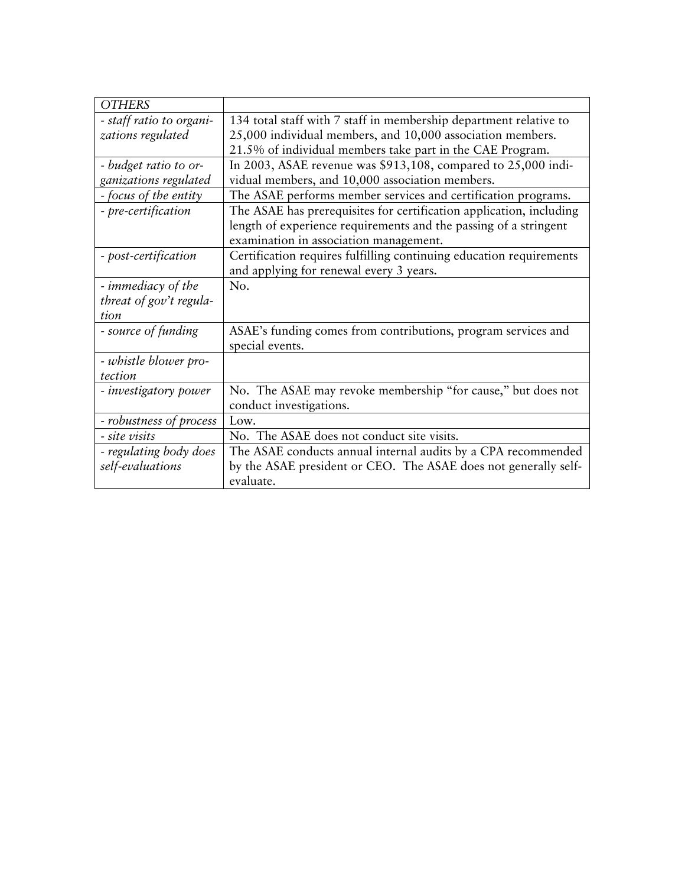| *OTHERS* | |
|---|---|
| *- staff ratio to organizations regulated* | 134 total staff with 7 staff in membership department relative to 25,000 individual members, and 10,000 association members. 21.5% of individual members take part in the CAE Program. |
| *- budget ratio to organizations regulated* | In 2003, ASAE revenue was $913,108, compared to 25,000 individual members, and 10,000 association members. |
| *- focus of the entity* | The ASAE performs member services and certification programs. |
| *- pre-certification* | The ASAE has prerequisites for certification application, including length of experience requirements and the passing of a stringent examination in association management. |
| *- post-certification* | Certification requires fulfilling continuing education requirements and applying for renewal every 3 years. |
| *- immediacy of the threat of gov't regulation* | No. |
| *- source of funding* | ASAE's funding comes from contributions, program services and special events. |
| *- whistle blower protection* | |
| *- investigatory power* | No. The ASAE may revoke membership "for cause," but does not conduct investigations. |
| *- robustness of process* | Low. |
| *- site visits* | No. The ASAE does not conduct site visits. |
| *- regulating body does self-evaluations* | The ASAE conducts annual internal audits by a CPA recommended by the ASAE president or CEO. The ASAE does not generally self-evaluate. |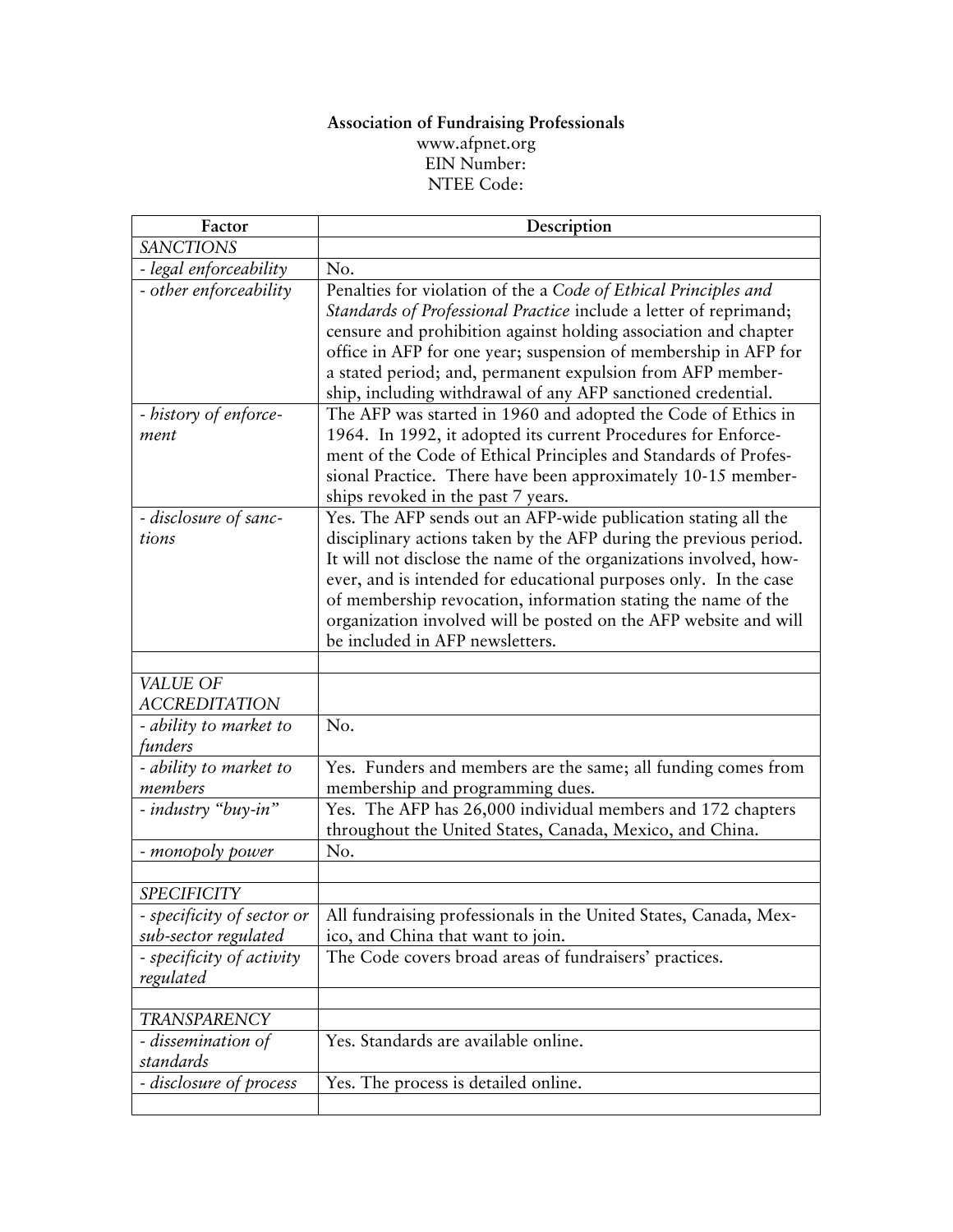**Association of Fundraising Professionals**
www.afpnet.org
EIN Number:
NTEE Code:

| Factor | Description |
|---|---|
| *SANCTIONS* | |
| *- legal enforceability* | No. |
| *- other enforceability* | Penalties for violation of the a *Code of Ethical Principles and Standards of Professional Practice* include a letter of reprimand; censure and prohibition against holding association and chapter office in AFP for one year; suspension of membership in AFP for a stated period; and, permanent expulsion from AFP membership, including withdrawal of any AFP sanctioned credential. |
| *- history of enforcement* | The AFP was started in 1960 and adopted the Code of Ethics in 1964. In 1992, it adopted its current Procedures for Enforcement of the Code of Ethical Principles and Standards of Professional Practice. There have been approximately 10-15 memberships revoked in the past 7 years. |
| *- disclosure of sanctions* | Yes. The AFP sends out an AFP-wide publication stating all the disciplinary actions taken by the AFP during the previous period. It will not disclose the name of the organizations involved, however, and is intended for educational purposes only. In the case of membership revocation, information stating the name of the organization involved will be posted on the AFP website and will be included in AFP newsletters. |
| | |
| *VALUE OF ACCREDITATION* | |
| *- ability to market to funders* | No. |
| *- ability to market to members* | Yes. Funders and members are the same; all funding comes from membership and programming dues. |
| *- industry "buy-in"* | Yes. The AFP has 26,000 individual members and 172 chapters throughout the United States, Canada, Mexico, and China. |
| *- monopoly power* | No. |
| | |
| *SPECIFICITY* | |
| *- specificity of sector or sub-sector regulated* | All fundraising professionals in the United States, Canada, Mexico, and China that want to join. |
| *- specificity of activity regulated* | The Code covers broad areas of fundraisers' practices. |
| | |
| *TRANSPARENCY* | |
| *- dissemination of standards* | Yes. Standards are available online. |
| *- disclosure of process* | Yes. The process is detailed online. |
| | |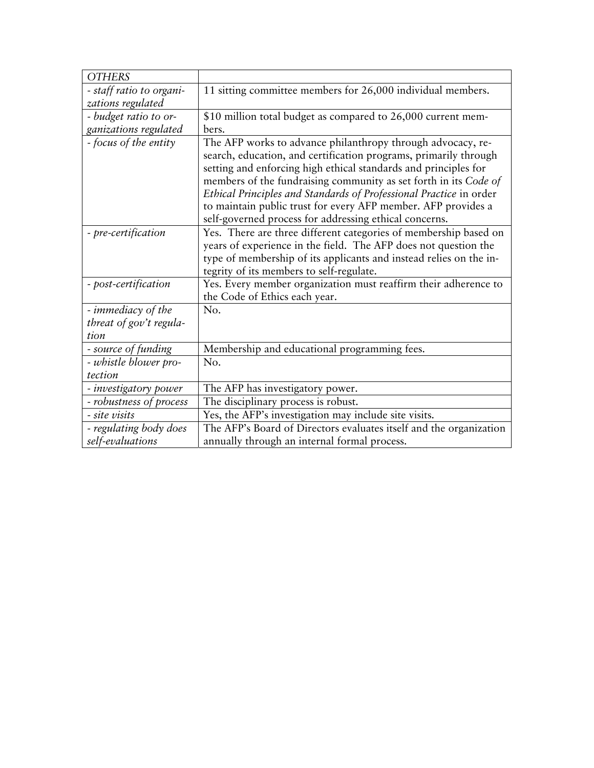| *OTHERS* | |
|---|---|
| *- staff ratio to organizations regulated* | 11 sitting committee members for 26,000 individual members. |
| *- budget ratio to organizations regulated* | $10 million total budget as compared to 26,000 current members. |
| *- focus of the entity* | The AFP works to advance philanthropy through advocacy, research, education, and certification programs, primarily through setting and enforcing high ethical standards and principles for members of the fundraising community as set forth in its *Code of Ethical Principles and Standards of Professional Practice* in order to maintain public trust for every AFP member. AFP provides a self-governed process for addressing ethical concerns. |
| *- pre-certification* | Yes. There are three different categories of membership based on years of experience in the field. The AFP does not question the type of membership of its applicants and instead relies on the integrity of its members to self-regulate. |
| *- post-certification* | Yes. Every member organization must reaffirm their adherence to the Code of Ethics each year. |
| *- immediacy of the threat of gov't regulation* | No. |
| *- source of funding* | Membership and educational programming fees. |
| *- whistle blower protection* | No. |
| *- investigatory power* | The AFP has investigatory power. |
| *- robustness of process* | The disciplinary process is robust. |
| *- site visits* | Yes, the AFP's investigation may include site visits. |
| *- regulating body does self-evaluations* | The AFP's Board of Directors evaluates itself and the organization annually through an internal formal process. |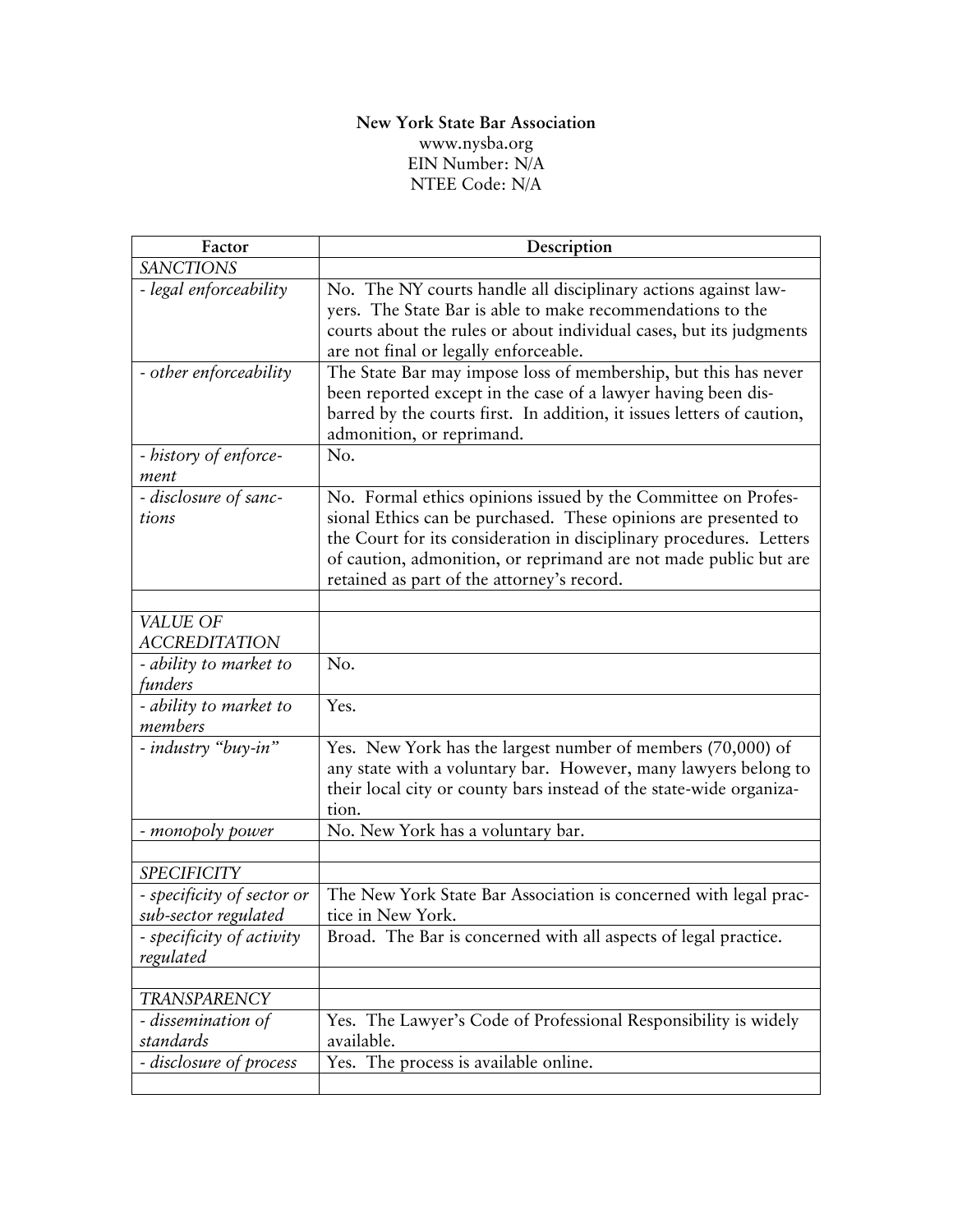**New York State Bar Association**
www.nysba.org
EIN Number: N/A
NTEE Code: N/A

| Factor | Description |
|---|---|
| *SANCTIONS* | |
| *- legal enforceability* | No. The NY courts handle all disciplinary actions against lawyers. The State Bar is able to make recommendations to the courts about the rules or about individual cases, but its judgments are not final or legally enforceable. |
| *- other enforceability* | The State Bar may impose loss of membership, but this has never been reported except in the case of a lawyer having been disbarred by the courts first. In addition, it issues letters of caution, admonition, or reprimand. |
| *- history of enforcement* | No. |
| *- disclosure of sanctions* | No. Formal ethics opinions issued by the Committee on Professional Ethics can be purchased. These opinions are presented to the Court for its consideration in disciplinary procedures. Letters of caution, admonition, or reprimand are not made public but are retained as part of the attorney's record. |
| | |
| *VALUE OF ACCREDITATION* | |
| *- ability to market to funders* | No. |
| *- ability to market to members* | Yes. |
| *- industry "buy-in"* | Yes. New York has the largest number of members (70,000) of any state with a voluntary bar. However, many lawyers belong to their local city or county bars instead of the state-wide organization. |
| *- monopoly power* | No. New York has a voluntary bar. |
| | |
| *SPECIFICITY* | |
| *- specificity of sector or sub-sector regulated* | The New York State Bar Association is concerned with legal practice in New York. |
| *- specificity of activity regulated* | Broad. The Bar is concerned with all aspects of legal practice. |
| | |
| *TRANSPARENCY* | |
| *- dissemination of standards* | Yes. The Lawyer's Code of Professional Responsibility is widely available. |
| *- disclosure of process* | Yes. The process is available online. |
| | |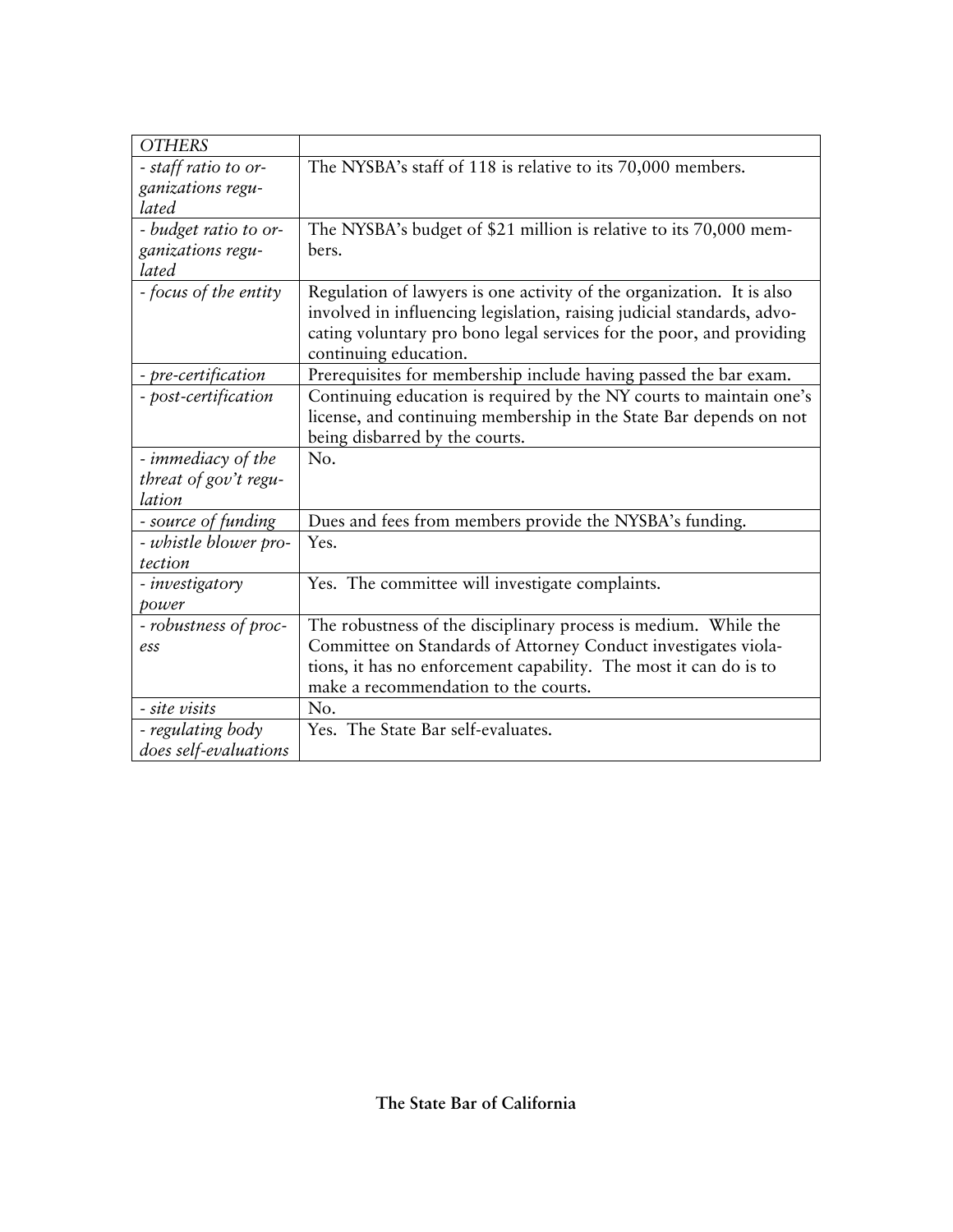| *OTHERS* | |
|---|---|
| *- staff ratio to organizations regulated* | The NYSBA's staff of 118 is relative to its 70,000 members. |
| *- budget ratio to organizations regulated* | The NYSBA's budget of $21 million is relative to its 70,000 members. |
| *- focus of the entity* | Regulation of lawyers is one activity of the organization. It is also involved in influencing legislation, raising judicial standards, advocating voluntary pro bono legal services for the poor, and providing continuing education. |
| *- pre-certification* | Prerequisites for membership include having passed the bar exam. |
| *- post-certification* | Continuing education is required by the NY courts to maintain one's license, and continuing membership in the State Bar depends on not being disbarred by the courts. |
| *- immediacy of the threat of gov't regulation* | No. |
| *- source of funding* | Dues and fees from members provide the NYSBA's funding. |
| *- whistle blower protection* | Yes. |
| *- investigatory power* | Yes. The committee will investigate complaints. |
| *- robustness of process* | The robustness of the disciplinary process is medium. While the Committee on Standards of Attorney Conduct investigates violations, it has no enforcement capability. The most it can do is to make a recommendation to the courts. |
| *- site visits* | No. |
| *- regulating body does self-evaluations* | Yes. The State Bar self-evaluates. |

**The State Bar of California**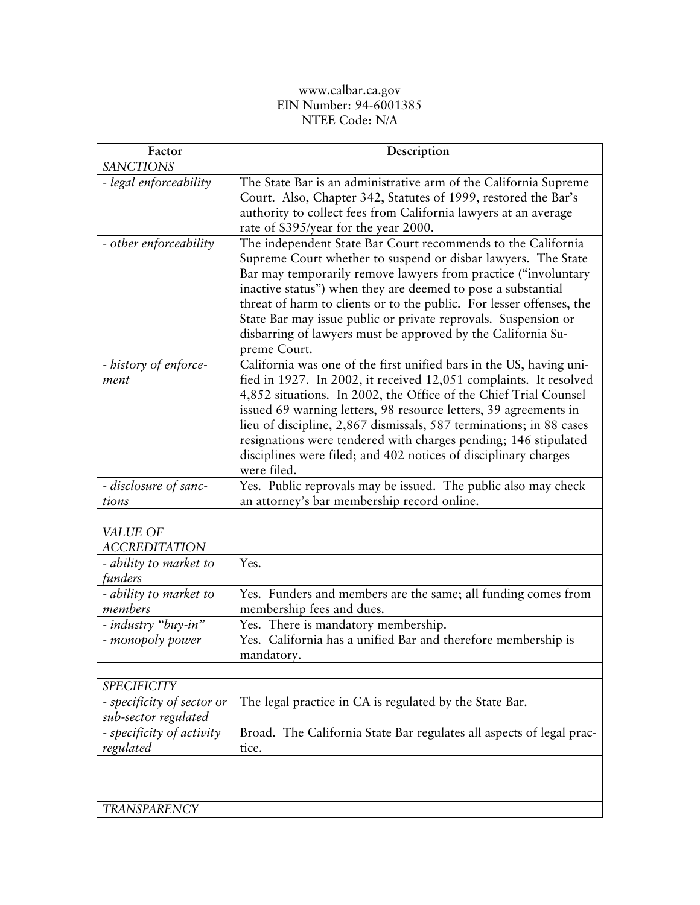www.calbar.ca.gov
EIN Number: 94-6001385
NTEE Code: N/A

| Factor | Description |
|---|---|
| *SANCTIONS* | |
| *- legal enforceability* | The State Bar is an administrative arm of the California Supreme Court. Also, Chapter 342, Statutes of 1999, restored the Bar's authority to collect fees from California lawyers at an average rate of $395/year for the year 2000. |
| *- other enforceability* | The independent State Bar Court recommends to the California Supreme Court whether to suspend or disbar lawyers. The State Bar may temporarily remove lawyers from practice ("involuntary inactive status") when they are deemed to pose a substantial threat of harm to clients or to the public. For lesser offenses, the State Bar may issue public or private reprovals. Suspension or disbarring of lawyers must be approved by the California Supreme Court. |
| *- history of enforcement* | California was one of the first unified bars in the US, having unified in 1927. In 2002, it received 12,051 complaints. It resolved 4,852 situations. In 2002, the Office of the Chief Trial Counsel issued 69 warning letters, 98 resource letters, 39 agreements in lieu of discipline, 2,867 dismissals, 587 terminations; in 88 cases resignations were tendered with charges pending; 146 stipulated disciplines were filed; and 402 notices of disciplinary charges were filed. |
| *- disclosure of sanctions* | Yes. Public reprovals may be issued. The public also may check an attorney's bar membership record online. |
| | |
| *VALUE OF ACCREDITATION* | |
| *- ability to market to funders* | Yes. |
| *- ability to market to members* | Yes. Funders and members are the same; all funding comes from membership fees and dues. |
| *- industry "buy-in"* | Yes. There is mandatory membership. |
| *- monopoly power* | Yes. California has a unified Bar and therefore membership is mandatory. |
| | |
| *SPECIFICITY* | |
| *- specificity of sector or sub-sector regulated* | The legal practice in CA is regulated by the State Bar. |
| *- specificity of activity regulated* | Broad. The California State Bar regulates all aspects of legal practice. |
| | |
| *TRANSPARENCY* | |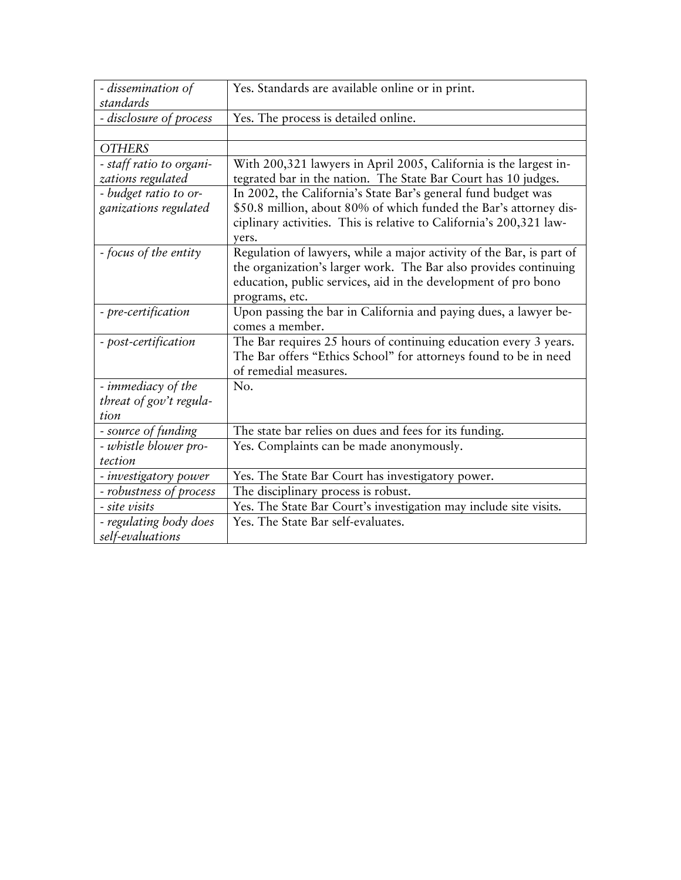| | |
|---|---|
| *- dissemination of standards* | Yes. Standards are available online or in print. |
| *- disclosure of process* | Yes. The process is detailed online. |
| | |
| *OTHERS* | |
| *- staff ratio to organizations regulated* | With 200,321 lawyers in April 2005, California is the largest integrated bar in the nation. The State Bar Court has 10 judges. |
| *- budget ratio to organizations regulated* | In 2002, the California's State Bar's general fund budget was \$50.8 million, about 80% of which funded the Bar's attorney disciplinary activities. This is relative to California's 200,321 lawyers. |
| *- focus of the entity* | Regulation of lawyers, while a major activity of the Bar, is part of the organization's larger work. The Bar also provides continuing education, public services, aid in the development of pro bono programs, etc. |
| *- pre-certification* | Upon passing the bar in California and paying dues, a lawyer becomes a member. |
| *- post-certification* | The Bar requires 25 hours of continuing education every 3 years. The Bar offers "Ethics School" for attorneys found to be in need of remedial measures. |
| *- immediacy of the threat of gov't regulation* | No. |
| *- source of funding* | The state bar relies on dues and fees for its funding. |
| *- whistle blower protection* | Yes. Complaints can be made anonymously. |
| *- investigatory power* | Yes. The State Bar Court has investigatory power. |
| *- robustness of process* | The disciplinary process is robust. |
| *- site visits* | Yes. The State Bar Court's investigation may include site visits. |
| *- regulating body does self-evaluations* | Yes. The State Bar self-evaluates. |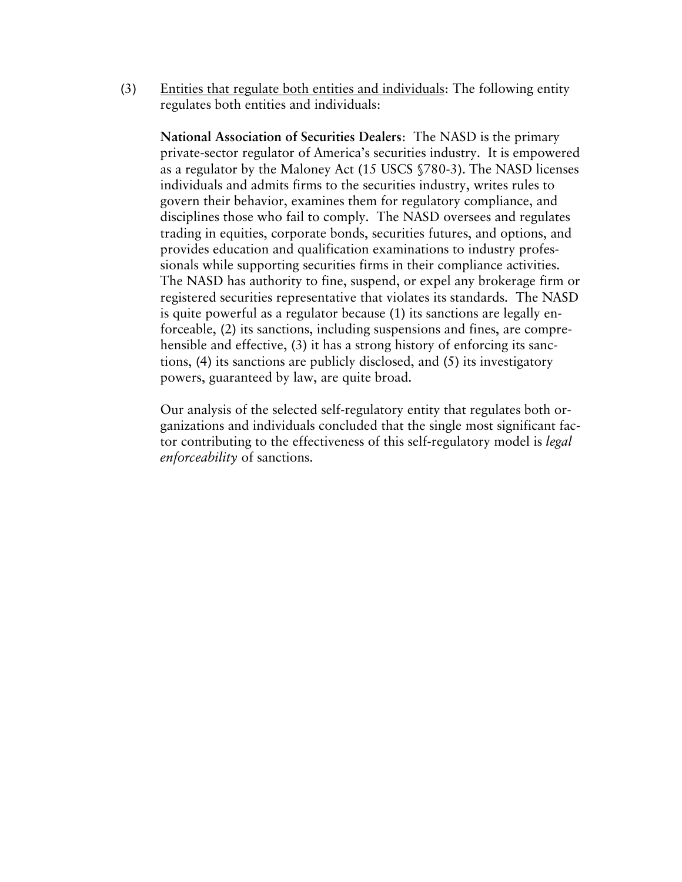(3) <u>Entities that regulate both entities and individuals</u>: The following entity regulates both entities and individuals:

**National Association of Securities Dealers**: The NASD is the primary private-sector regulator of America's securities industry. It is empowered as a regulator by the Maloney Act (15 USCS §780-3). The NASD licenses individuals and admits firms to the securities industry, writes rules to govern their behavior, examines them for regulatory compliance, and disciplines those who fail to comply. The NASD oversees and regulates trading in equities, corporate bonds, securities futures, and options, and provides education and qualification examinations to industry professionals while supporting securities firms in their compliance activities. The NASD has authority to fine, suspend, or expel any brokerage firm or registered securities representative that violates its standards. The NASD is quite powerful as a regulator because (1) its sanctions are legally enforceable, (2) its sanctions, including suspensions and fines, are comprehensible and effective, (3) it has a strong history of enforcing its sanctions, (4) its sanctions are publicly disclosed, and (5) its investigatory powers, guaranteed by law, are quite broad.

Our analysis of the selected self-regulatory entity that regulates both organizations and individuals concluded that the single most significant factor contributing to the effectiveness of this self-regulatory model is *legal enforceability* of sanctions.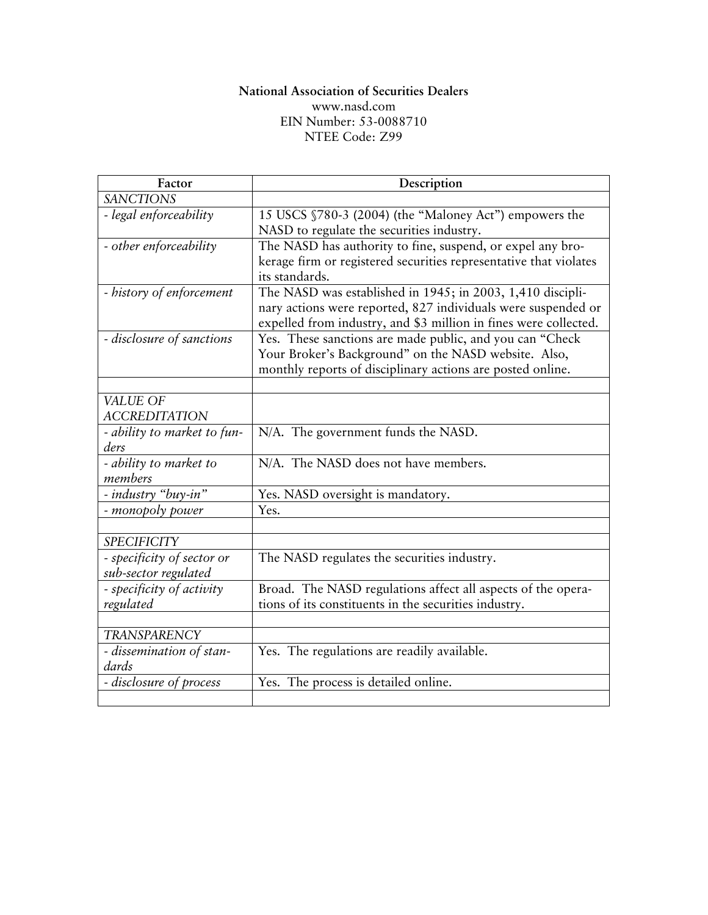**National Association of Securities Dealers**
www.nasd.com
EIN Number: 53-0088710
NTEE Code: Z99

| Factor | Description |
| --- | --- |
| *SANCTIONS* | |
| *- legal enforceability* | 15 USCS §780-3 (2004) (the "Maloney Act") empowers the NASD to regulate the securities industry. |
| *- other enforceability* | The NASD has authority to fine, suspend, or expel any brokerage firm or registered securities representative that violates its standards. |
| *- history of enforcement* | The NASD was established in 1945; in 2003, 1,410 disciplinary actions were reported, 827 individuals were suspended or expelled from industry, and $3 million in fines were collected. |
| *- disclosure of sanctions* | Yes. These sanctions are made public, and you can "Check Your Broker's Background" on the NASD website. Also, monthly reports of disciplinary actions are posted online. |
| | |
| *VALUE OF ACCREDITATION* | |
| *- ability to market to funders* | N/A. The government funds the NASD. |
| *- ability to market to members* | N/A. The NASD does not have members. |
| *- industry "buy-in"* | Yes. NASD oversight is mandatory. |
| *- monopoly power* | Yes. |
| | |
| *SPECIFICITY* | |
| *- specificity of sector or sub-sector regulated* | The NASD regulates the securities industry. |
| *- specificity of activity regulated* | Broad. The NASD regulations affect all aspects of the operations of its constituents in the securities industry. |
| | |
| *TRANSPARENCY* | |
| *- dissemination of standards* | Yes. The regulations are readily available. |
| *- disclosure of process* | Yes. The process is detailed online. |
| | |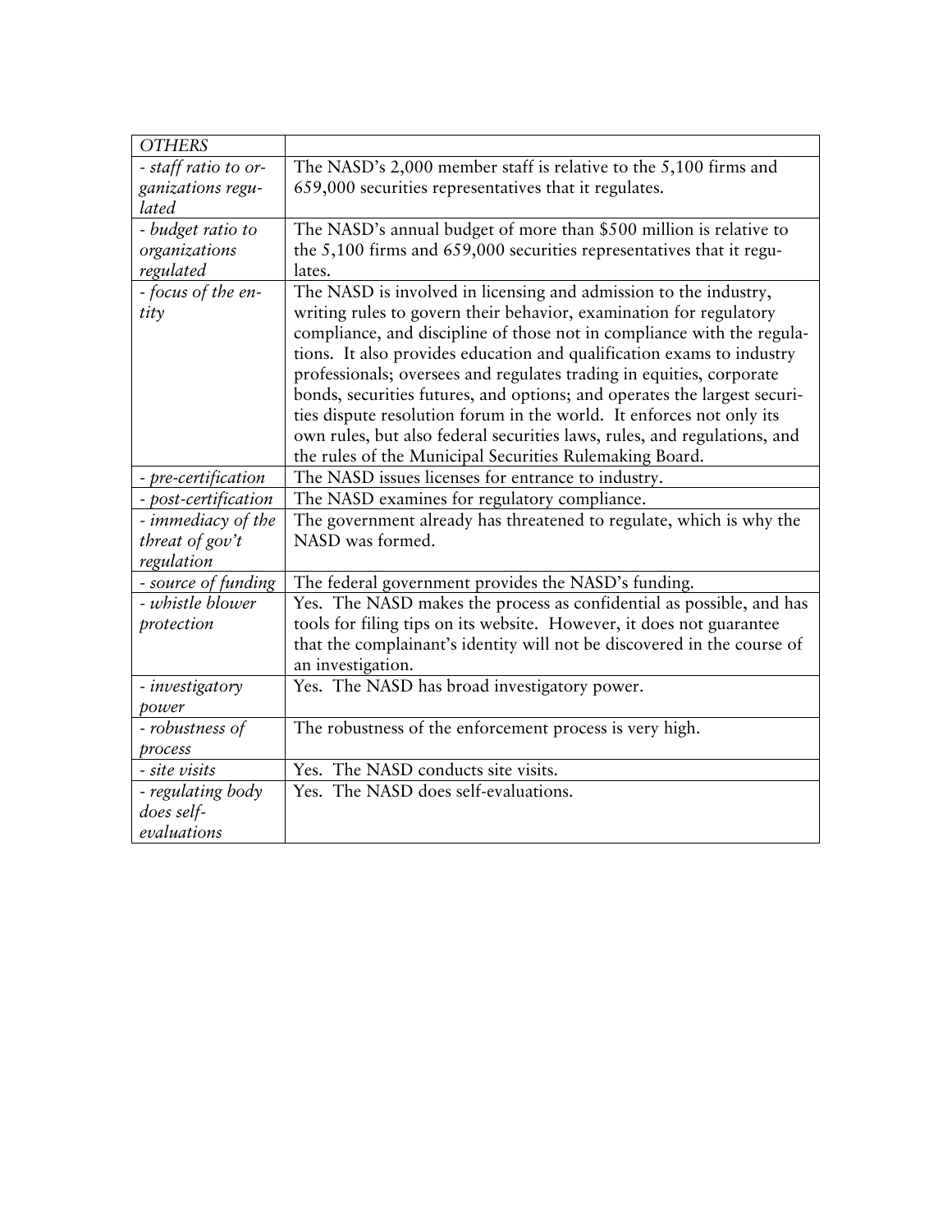| *OTHERS* | |
|---|---|
| *- staff ratio to organizations regulated* | The NASD's 2,000 member staff is relative to the 5,100 firms and 659,000 securities representatives that it regulates. |
| *- budget ratio to organizations regulated* | The NASD's annual budget of more than $500 million is relative to the 5,100 firms and 659,000 securities representatives that it regulates. |
| *- focus of the entity* | The NASD is involved in licensing and admission to the industry, writing rules to govern their behavior, examination for regulatory compliance, and discipline of those not in compliance with the regulations. It also provides education and qualification exams to industry professionals; oversees and regulates trading in equities, corporate bonds, securities futures, and options; and operates the largest securities dispute resolution forum in the world. It enforces not only its own rules, but also federal securities laws, rules, and regulations, and the rules of the Municipal Securities Rulemaking Board. |
| *- pre-certification* | The NASD issues licenses for entrance to industry. |
| *- post-certification* | The NASD examines for regulatory compliance. |
| *- immediacy of the threat of gov't regulation* | The government already has threatened to regulate, which is why the NASD was formed. |
| *- source of funding* | The federal government provides the NASD's funding. |
| *- whistle blower protection* | Yes. The NASD makes the process as confidential as possible, and has tools for filing tips on its website. However, it does not guarantee that the complainant's identity will not be discovered in the course of an investigation. |
| *- investigatory power* | Yes. The NASD has broad investigatory power. |
| *- robustness of process* | The robustness of the enforcement process is very high. |
| *- site visits* | Yes. The NASD conducts site visits. |
| *- regulating body does self-evaluations* | Yes. The NASD does self-evaluations. |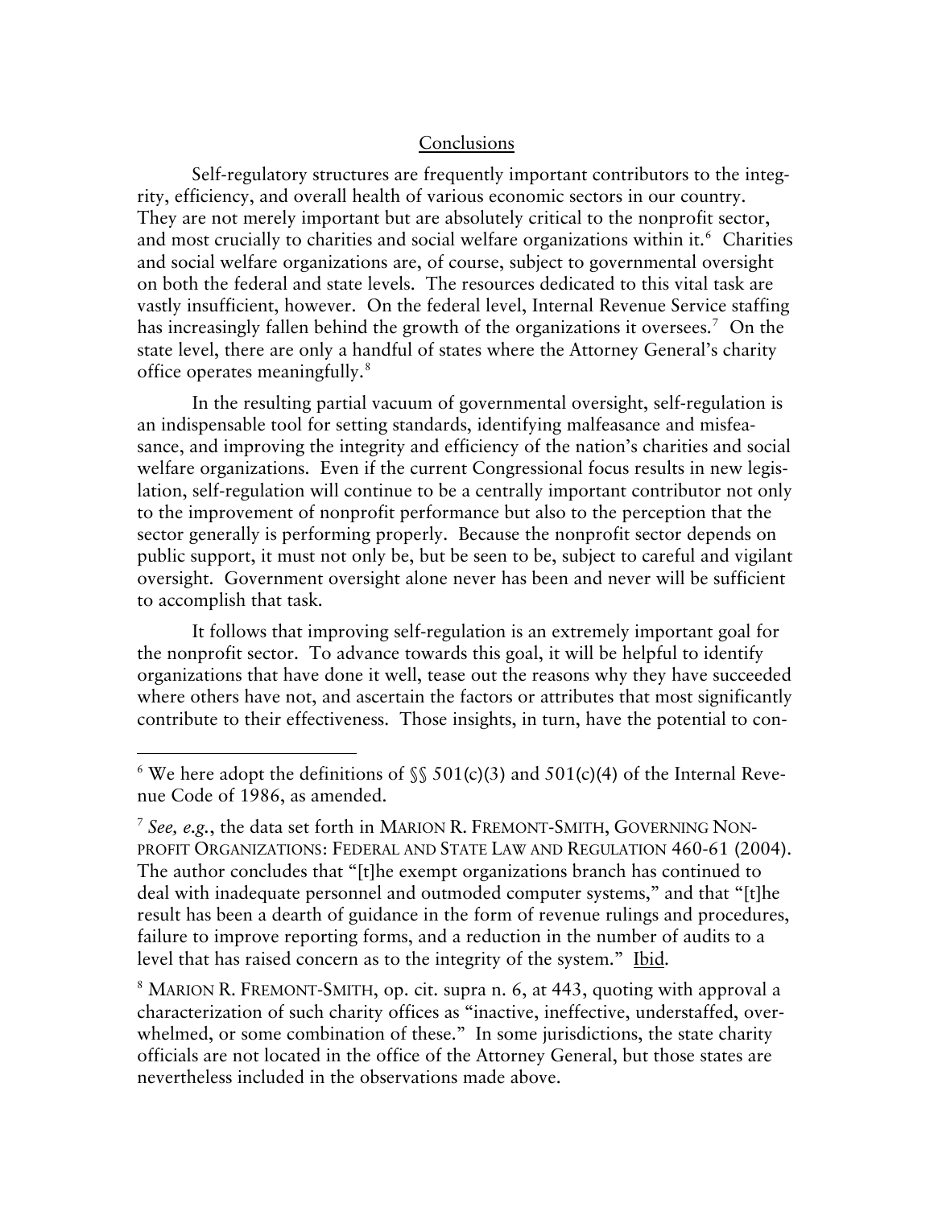## Conclusions

Self-regulatory structures are frequently important contributors to the integrity, efficiency, and overall health of various economic sectors in our country. They are not merely important but are absolutely critical to the nonprofit sector, and most crucially to charities and social welfare organizations within it.[6] Charities and social welfare organizations are, of course, subject to governmental oversight on both the federal and state levels. The resources dedicated to this vital task are vastly insufficient, however. On the federal level, Internal Revenue Service staffing has increasingly fallen behind the growth of the organizations it oversees.[7] On the state level, there are only a handful of states where the Attorney General's charity office operates meaningfully.[8]

In the resulting partial vacuum of governmental oversight, self-regulation is an indispensable tool for setting standards, identifying malfeasance and misfeasance, and improving the integrity and efficiency of the nation's charities and social welfare organizations. Even if the current Congressional focus results in new legislation, self-regulation will continue to be a centrally important contributor not only to the improvement of nonprofit performance but also to the perception that the sector generally is performing properly. Because the nonprofit sector depends on public support, it must not only be, but be seen to be, subject to careful and vigilant oversight. Government oversight alone never has been and never will be sufficient to accomplish that task.

It follows that improving self-regulation is an extremely important goal for the nonprofit sector. To advance towards this goal, it will be helpful to identify organizations that have done it well, tease out the reasons why they have succeeded where others have not, and ascertain the factors or attributes that most significantly contribute to their effectiveness. Those insights, in turn, have the potential to con-

---

[6] We here adopt the definitions of §§ 501(c)(3) and 501(c)(4) of the Internal Revenue Code of 1986, as amended.

[7] *See, e.g.*, the data set forth in MARION R. FREMONT-SMITH, GOVERNING NONPROFIT ORGANIZATIONS: FEDERAL AND STATE LAW AND REGULATION 460-61 (2004). The author concludes that "[t]he exempt organizations branch has continued to deal with inadequate personnel and outmoded computer systems," and that "[t]he result has been a dearth of guidance in the form of revenue rulings and procedures, failure to improve reporting forms, and a reduction in the number of audits to a level that has raised concern as to the integrity of the system." Ibid.

[8] MARION R. FREMONT-SMITH, op. cit. supra n. 6, at 443, quoting with approval a characterization of such charity offices as "inactive, ineffective, understaffed, overwhelmed, or some combination of these." In some jurisdictions, the state charity officials are not located in the office of the Attorney General, but those states are nevertheless included in the observations made above.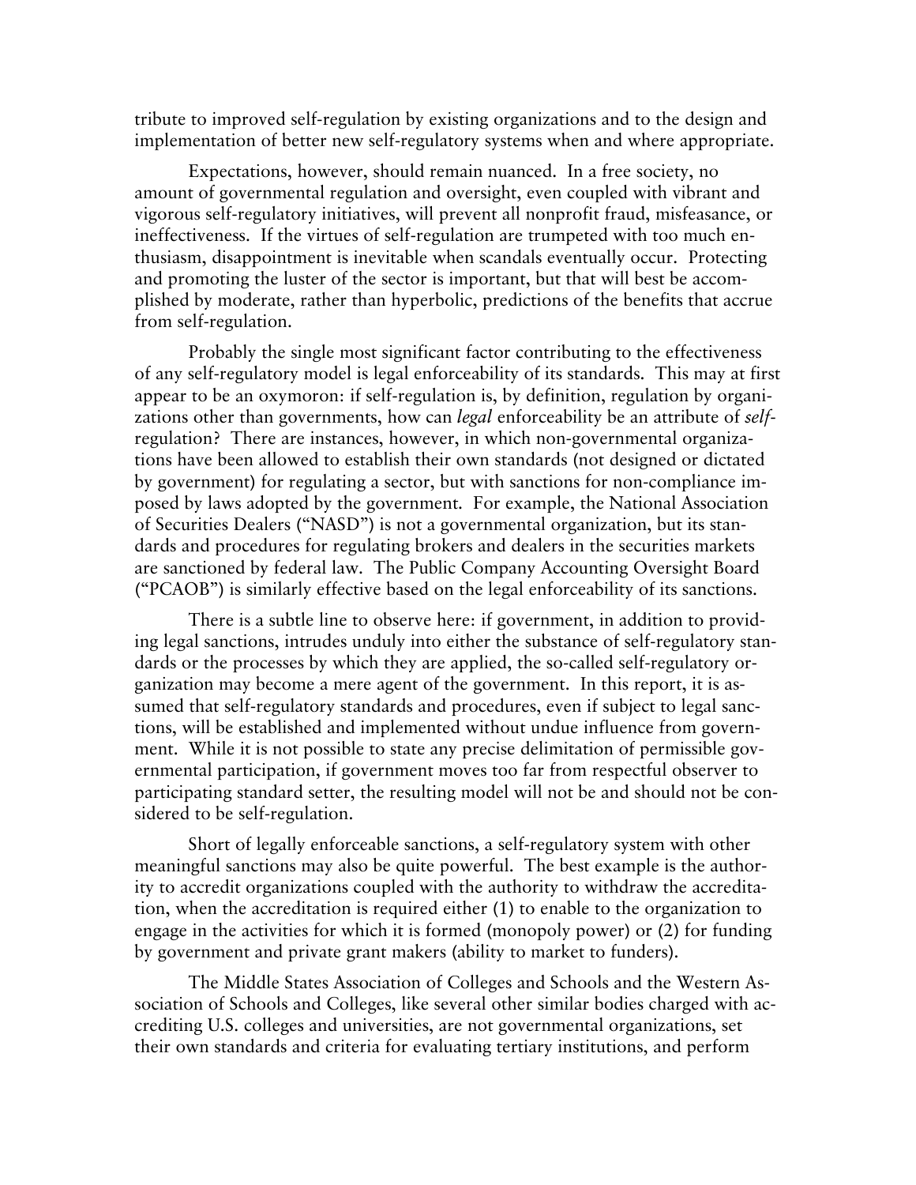tribute to improved self-regulation by existing organizations and to the design and implementation of better new self-regulatory systems when and where appropriate.

Expectations, however, should remain nuanced. In a free society, no amount of governmental regulation and oversight, even coupled with vibrant and vigorous self-regulatory initiatives, will prevent all nonprofit fraud, misfeasance, or ineffectiveness. If the virtues of self-regulation are trumpeted with too much enthusiasm, disappointment is inevitable when scandals eventually occur. Protecting and promoting the luster of the sector is important, but that will best be accomplished by moderate, rather than hyperbolic, predictions of the benefits that accrue from self-regulation.

Probably the single most significant factor contributing to the effectiveness of any self-regulatory model is legal enforceability of its standards. This may at first appear to be an oxymoron: if self-regulation is, by definition, regulation by organizations other than governments, how can *legal* enforceability be an attribute of *self*-regulation? There are instances, however, in which non-governmental organizations have been allowed to establish their own standards (not designed or dictated by government) for regulating a sector, but with sanctions for non-compliance imposed by laws adopted by the government. For example, the National Association of Securities Dealers ("NASD") is not a governmental organization, but its standards and procedures for regulating brokers and dealers in the securities markets are sanctioned by federal law. The Public Company Accounting Oversight Board ("PCAOB") is similarly effective based on the legal enforceability of its sanctions.

There is a subtle line to observe here: if government, in addition to providing legal sanctions, intrudes unduly into either the substance of self-regulatory standards or the processes by which they are applied, the so-called self-regulatory organization may become a mere agent of the government. In this report, it is assumed that self-regulatory standards and procedures, even if subject to legal sanctions, will be established and implemented without undue influence from government. While it is not possible to state any precise delimitation of permissible governmental participation, if government moves too far from respectful observer to participating standard setter, the resulting model will not be and should not be considered to be self-regulation.

Short of legally enforceable sanctions, a self-regulatory system with other meaningful sanctions may also be quite powerful. The best example is the authority to accredit organizations coupled with the authority to withdraw the accreditation, when the accreditation is required either (1) to enable to the organization to engage in the activities for which it is formed (monopoly power) or (2) for funding by government and private grant makers (ability to market to funders).

The Middle States Association of Colleges and Schools and the Western Association of Schools and Colleges, like several other similar bodies charged with accrediting U.S. colleges and universities, are not governmental organizations, set their own standards and criteria for evaluating tertiary institutions, and perform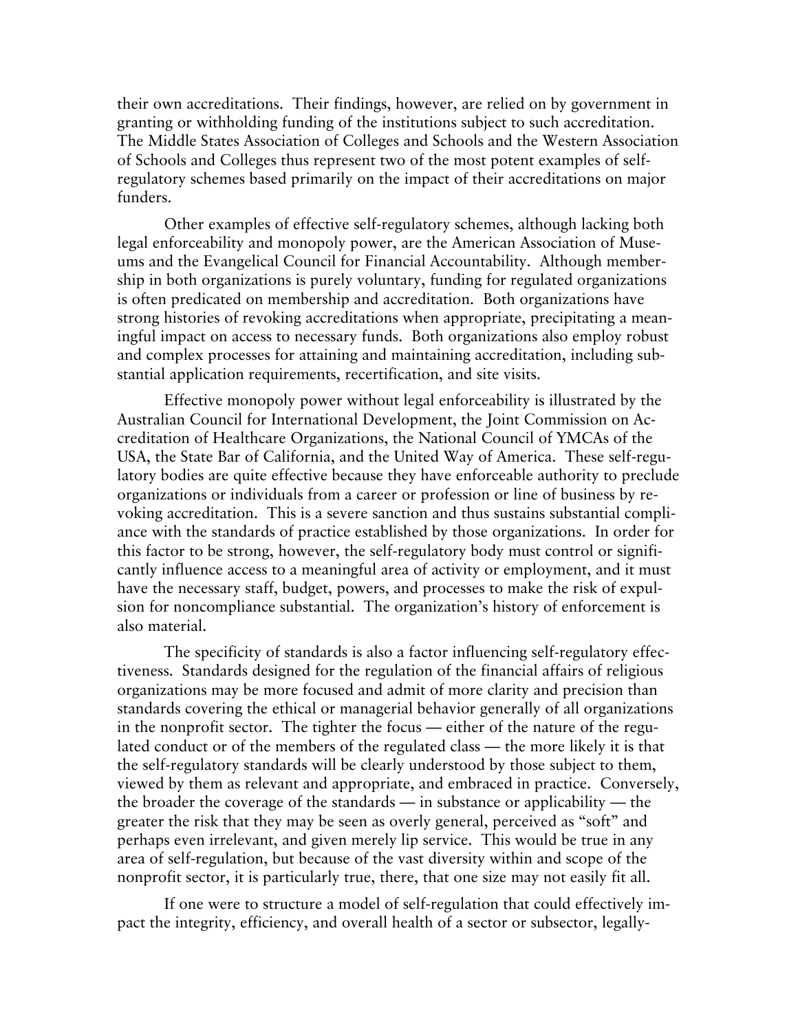their own accreditations. Their findings, however, are relied on by government in granting or withholding funding of the institutions subject to such accreditation. The Middle States Association of Colleges and Schools and the Western Association of Schools and Colleges thus represent two of the most potent examples of self-regulatory schemes based primarily on the impact of their accreditations on major funders.

Other examples of effective self-regulatory schemes, although lacking both legal enforceability and monopoly power, are the American Association of Museums and the Evangelical Council for Financial Accountability. Although membership in both organizations is purely voluntary, funding for regulated organizations is often predicated on membership and accreditation. Both organizations have strong histories of revoking accreditations when appropriate, precipitating a meaningful impact on access to necessary funds. Both organizations also employ robust and complex processes for attaining and maintaining accreditation, including substantial application requirements, recertification, and site visits.

Effective monopoly power without legal enforceability is illustrated by the Australian Council for International Development, the Joint Commission on Accreditation of Healthcare Organizations, the National Council of YMCAs of the USA, the State Bar of California, and the United Way of America. These self-regulatory bodies are quite effective because they have enforceable authority to preclude organizations or individuals from a career or profession or line of business by revoking accreditation. This is a severe sanction and thus sustains substantial compliance with the standards of practice established by those organizations. In order for this factor to be strong, however, the self-regulatory body must control or significantly influence access to a meaningful area of activity or employment, and it must have the necessary staff, budget, powers, and processes to make the risk of expulsion for noncompliance substantial. The organization's history of enforcement is also material.

The specificity of standards is also a factor influencing self-regulatory effectiveness. Standards designed for the regulation of the financial affairs of religious organizations may be more focused and admit of more clarity and precision than standards covering the ethical or managerial behavior generally of all organizations in the nonprofit sector. The tighter the focus — either of the nature of the regulated conduct or of the members of the regulated class — the more likely it is that the self-regulatory standards will be clearly understood by those subject to them, viewed by them as relevant and appropriate, and embraced in practice. Conversely, the broader the coverage of the standards — in substance or applicability — the greater the risk that they may be seen as overly general, perceived as "soft" and perhaps even irrelevant, and given merely lip service. This would be true in any area of self-regulation, but because of the vast diversity within and scope of the nonprofit sector, it is particularly true, there, that one size may not easily fit all.

If one were to structure a model of self-regulation that could effectively impact the integrity, efficiency, and overall health of a sector or subsector, legally-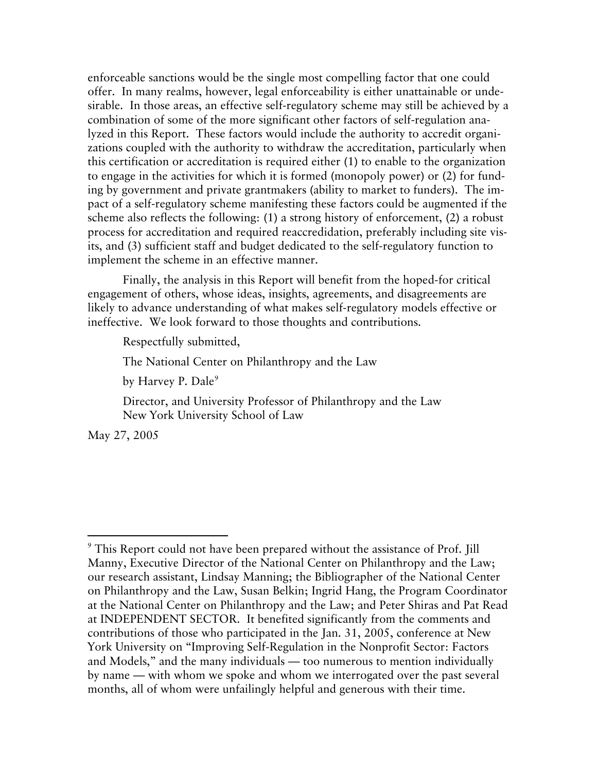enforceable sanctions would be the single most compelling factor that one could offer. In many realms, however, legal enforceability is either unattainable or undesirable. In those areas, an effective self-regulatory scheme may still be achieved by a combination of some of the more significant other factors of self-regulation analyzed in this Report. These factors would include the authority to accredit organizations coupled with the authority to withdraw the accreditation, particularly when this certification or accreditation is required either (1) to enable to the organization to engage in the activities for which it is formed (monopoly power) or (2) for funding by government and private grantmakers (ability to market to funders). The impact of a self-regulatory scheme manifesting these factors could be augmented if the scheme also reflects the following: (1) a strong history of enforcement, (2) a robust process for accreditation and required reaccredidation, preferably including site visits, and (3) sufficient staff and budget dedicated to the self-regulatory function to implement the scheme in an effective manner.

Finally, the analysis in this Report will benefit from the hoped-for critical engagement of others, whose ideas, insights, agreements, and disagreements are likely to advance understanding of what makes self-regulatory models effective or ineffective. We look forward to those thoughts and contributions.

Respectfully submitted,

The National Center on Philanthropy and the Law

by Harvey P. Dale[9]

Director, and University Professor of Philanthropy and the Law
New York University School of Law

May 27, 2005

---

[9] This Report could not have been prepared without the assistance of Prof. Jill Manny, Executive Director of the National Center on Philanthropy and the Law; our research assistant, Lindsay Manning; the Bibliographer of the National Center on Philanthropy and the Law, Susan Belkin; Ingrid Hang, the Program Coordinator at the National Center on Philanthropy and the Law; and Peter Shiras and Pat Read at INDEPENDENT SECTOR. It benefited significantly from the comments and contributions of those who participated in the Jan. 31, 2005, conference at New York University on "Improving Self-Regulation in the Nonprofit Sector: Factors and Models," and the many individuals — too numerous to mention individually by name — with whom we spoke and whom we interrogated over the past several months, all of whom were unfailingly helpful and generous with their time.